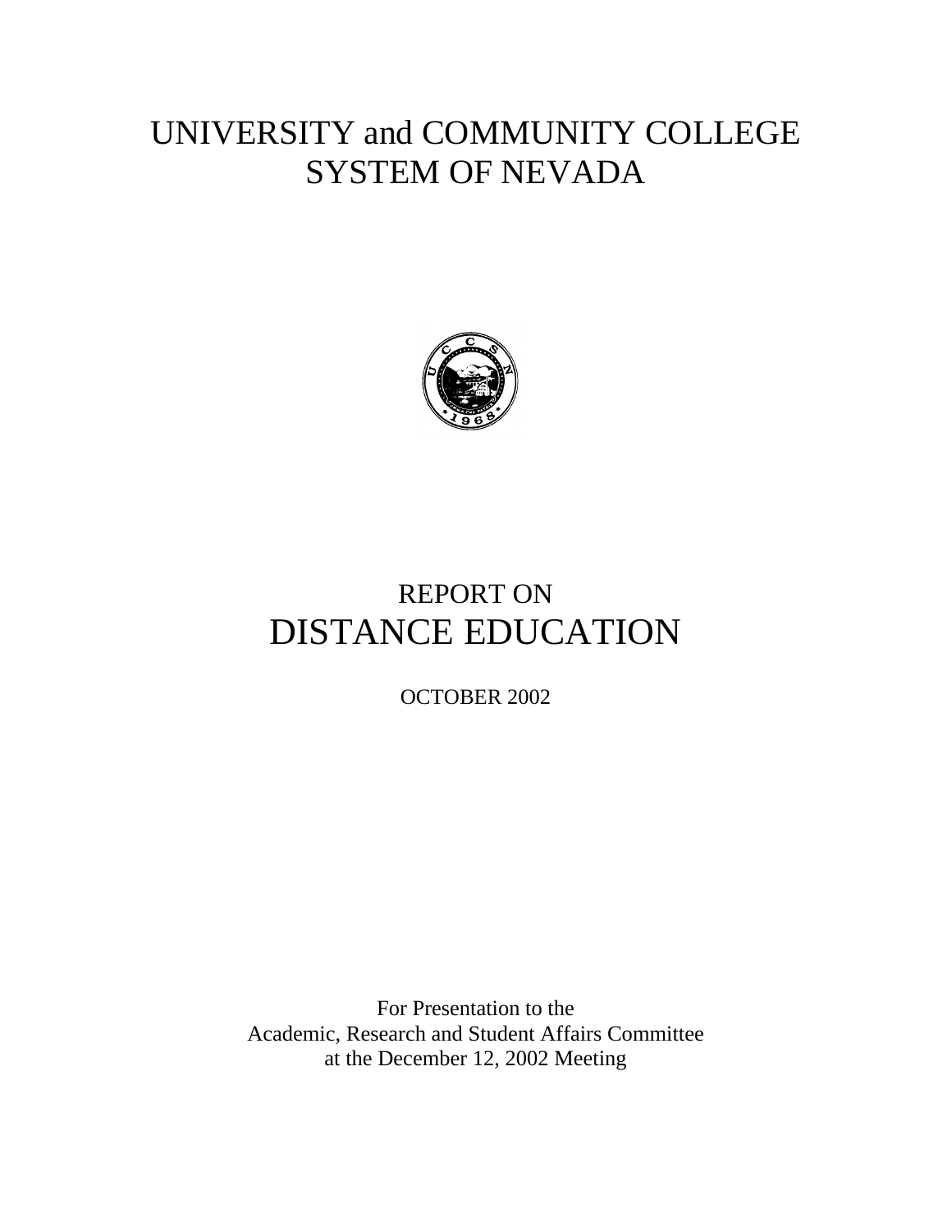# UNIVERSITY and COMMUNITY COLLEGE SYSTEM OF NEVADA

REPORT ON

# DISTANCE EDUCATION

OCTOBER 2002

For Presentation to the
Academic, Research and Student Affairs Committee
at the December 12, 2002 Meeting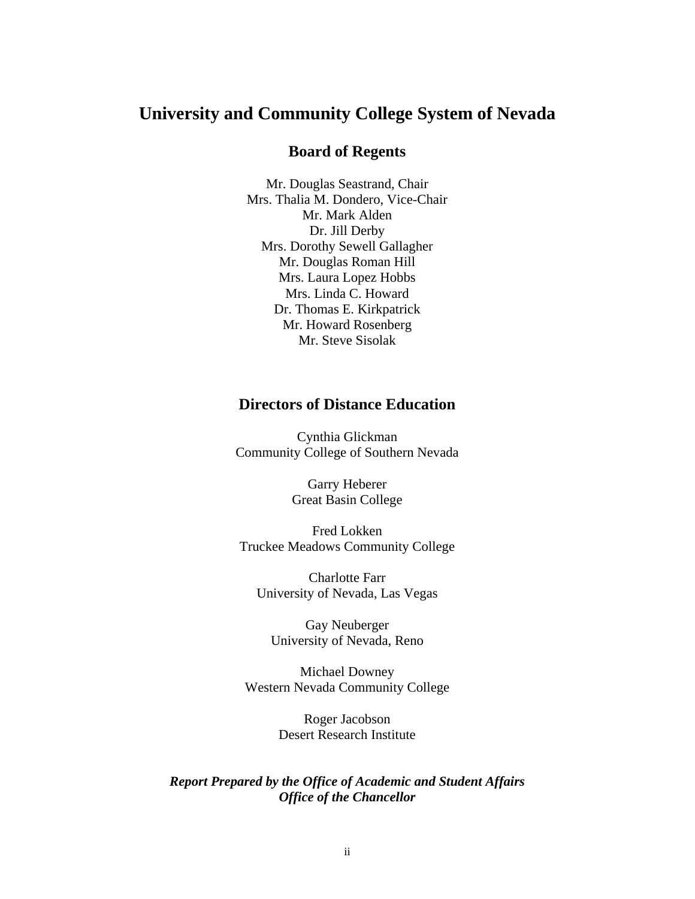# University and Community College System of Nevada

## Board of Regents

Mr. Douglas Seastrand, Chair
Mrs. Thalia M. Dondero, Vice-Chair
Mr. Mark Alden
Dr. Jill Derby
Mrs. Dorothy Sewell Gallagher
Mr. Douglas Roman Hill
Mrs. Laura Lopez Hobbs
Mrs. Linda C. Howard
Dr. Thomas E. Kirkpatrick
Mr. Howard Rosenberg
Mr. Steve Sisolak

## Directors of Distance Education

Cynthia Glickman
Community College of Southern Nevada

Garry Heberer
Great Basin College

Fred Lokken
Truckee Meadows Community College

Charlotte Farr
University of Nevada, Las Vegas

Gay Neuberger
University of Nevada, Reno

Michael Downey
Western Nevada Community College

Roger Jacobson
Desert Research Institute

***Report Prepared by the Office of Academic and Student Affairs***
***Office of the Chancellor***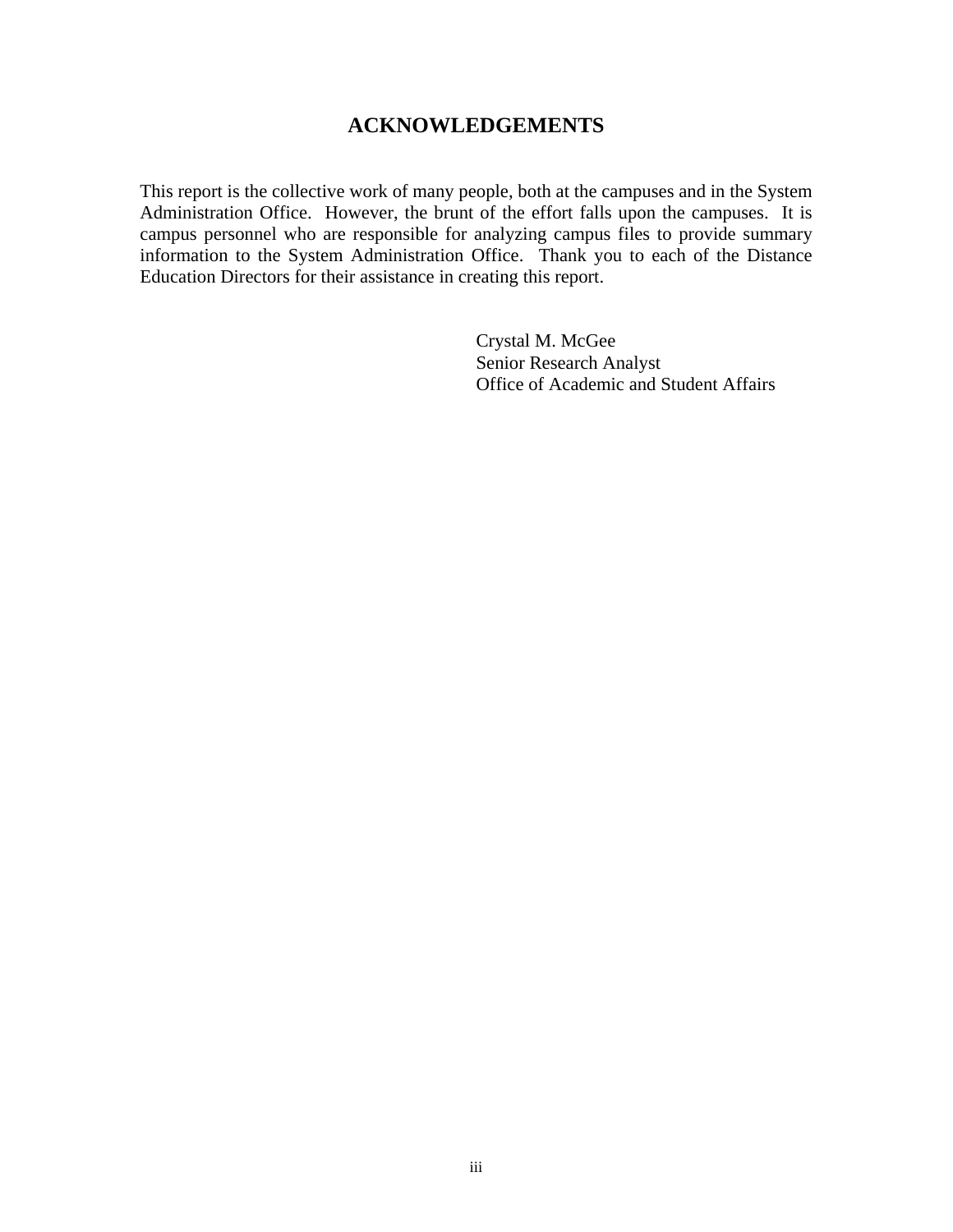# ACKNOWLEDGEMENTS

This report is the collective work of many people, both at the campuses and in the System Administration Office. However, the brunt of the effort falls upon the campuses. It is campus personnel who are responsible for analyzing campus files to provide summary information to the System Administration Office. Thank you to each of the Distance Education Directors for their assistance in creating this report.

Crystal M. McGee
Senior Research Analyst
Office of Academic and Student Affairs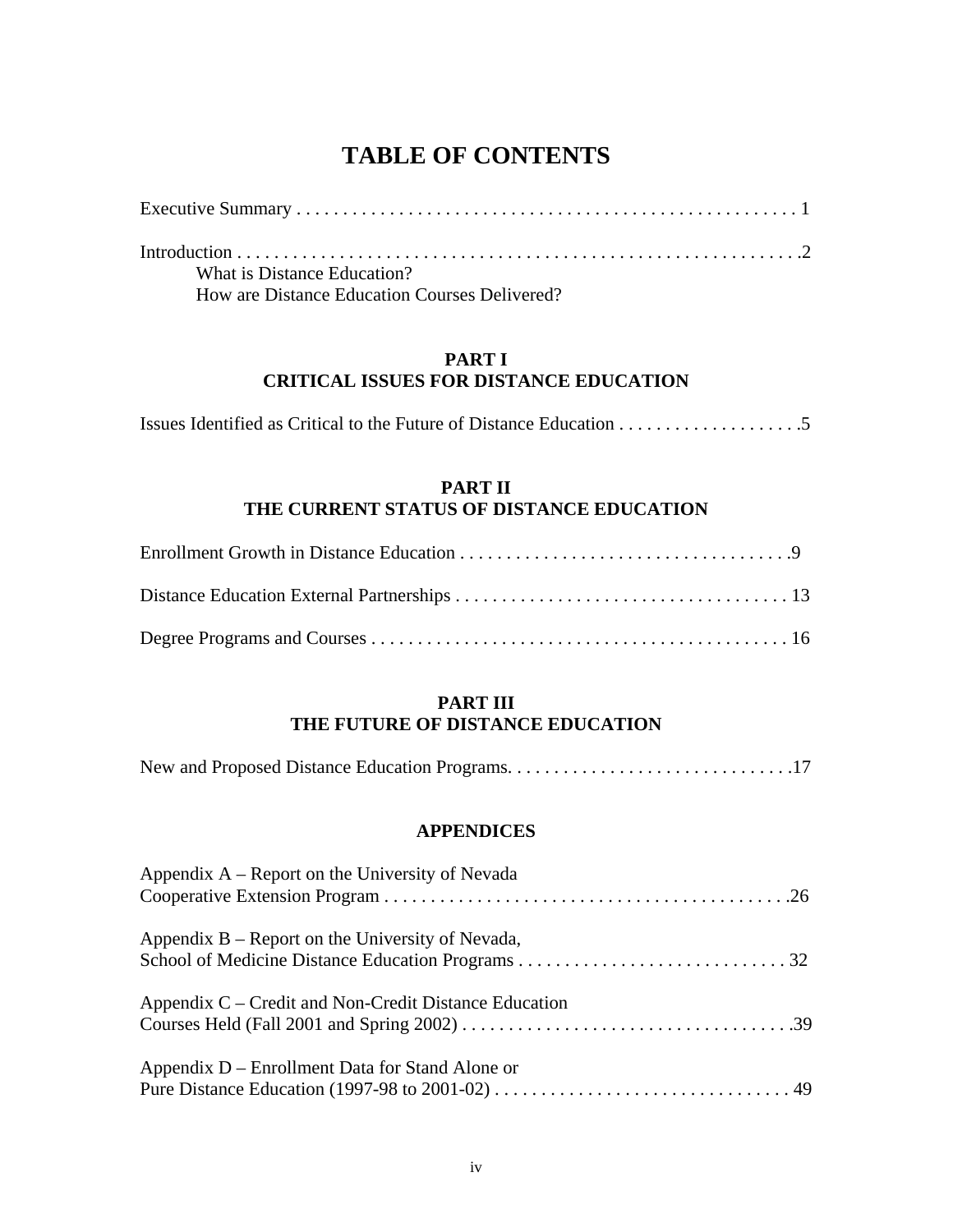# TABLE OF CONTENTS

Executive Summary . . . . . . . . . . . . . . . . . . . . . . . . . . . . . . . . . . . . . . . . . . . . . . . . . . . . 1

Introduction . . . . . . . . . . . . . . . . . . . . . . . . . . . . . . . . . . . . . . . . . . . . . . . . . . . . . . . . . . . .2
- What is Distance Education?
- How are Distance Education Courses Delivered?

## PART I
## CRITICAL ISSUES FOR DISTANCE EDUCATION

Issues Identified as Critical to the Future of Distance Education . . . . . . . . . . . . . . . . . . . .5

## PART II
## THE CURRENT STATUS OF DISTANCE EDUCATION

Enrollment Growth in Distance Education . . . . . . . . . . . . . . . . . . . . . . . . . . . . . . . . . . . .9

Distance Education External Partnerships . . . . . . . . . . . . . . . . . . . . . . . . . . . . . . . . . . . . 13

Degree Programs and Courses . . . . . . . . . . . . . . . . . . . . . . . . . . . . . . . . . . . . . . . . . . . . . 16

## PART III
## THE FUTURE OF DISTANCE EDUCATION

New and Proposed Distance Education Programs. . . . . . . . . . . . . . . . . . . . . . . . . . . . . . .17

## APPENDICES

Appendix A – Report on the University of Nevada Cooperative Extension Program . . . . . . . . . . . . . . . . . . . . . . . . . . . . . . . . . . . . . . . . . . . .26

Appendix B – Report on the University of Nevada, School of Medicine Distance Education Programs . . . . . . . . . . . . . . . . . . . . . . . . . . . . . 32

Appendix C – Credit and Non-Credit Distance Education Courses Held (Fall 2001 and Spring 2002) . . . . . . . . . . . . . . . . . . . . . . . . . . . . . . . . . . . .39

Appendix D – Enrollment Data for Stand Alone or Pure Distance Education (1997-98 to 2001-02) . . . . . . . . . . . . . . . . . . . . . . . . . . . . . . . . 49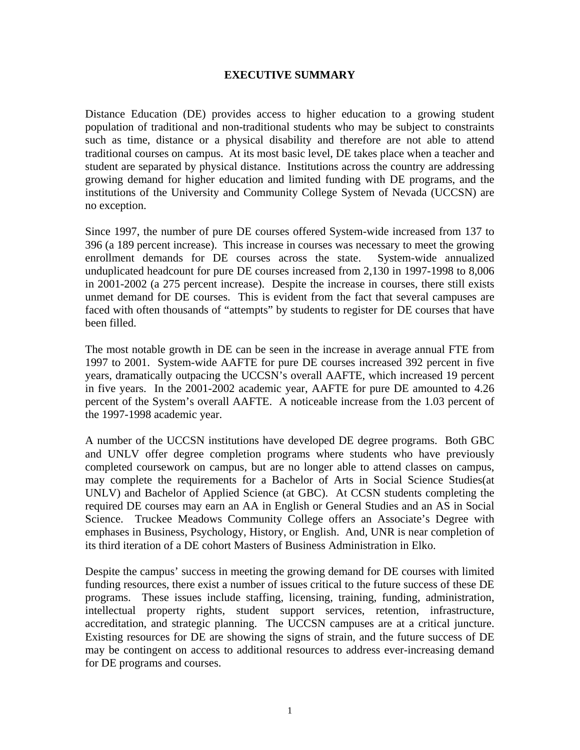# EXECUTIVE SUMMARY

Distance Education (DE) provides access to higher education to a growing student population of traditional and non-traditional students who may be subject to constraints such as time, distance or a physical disability and therefore are not able to attend traditional courses on campus. At its most basic level, DE takes place when a teacher and student are separated by physical distance. Institutions across the country are addressing growing demand for higher education and limited funding with DE programs, and the institutions of the University and Community College System of Nevada (UCCSN) are no exception.

Since 1997, the number of pure DE courses offered System-wide increased from 137 to 396 (a 189 percent increase). This increase in courses was necessary to meet the growing enrollment demands for DE courses across the state. System-wide annualized unduplicated headcount for pure DE courses increased from 2,130 in 1997-1998 to 8,006 in 2001-2002 (a 275 percent increase). Despite the increase in courses, there still exists unmet demand for DE courses. This is evident from the fact that several campuses are faced with often thousands of "attempts" by students to register for DE courses that have been filled.

The most notable growth in DE can be seen in the increase in average annual FTE from 1997 to 2001. System-wide AAFTE for pure DE courses increased 392 percent in five years, dramatically outpacing the UCCSN's overall AAFTE, which increased 19 percent in five years. In the 2001-2002 academic year, AAFTE for pure DE amounted to 4.26 percent of the System's overall AAFTE. A noticeable increase from the 1.03 percent of the 1997-1998 academic year.

A number of the UCCSN institutions have developed DE degree programs. Both GBC and UNLV offer degree completion programs where students who have previously completed coursework on campus, but are no longer able to attend classes on campus, may complete the requirements for a Bachelor of Arts in Social Science Studies(at UNLV) and Bachelor of Applied Science (at GBC). At CCSN students completing the required DE courses may earn an AA in English or General Studies and an AS in Social Science. Truckee Meadows Community College offers an Associate's Degree with emphases in Business, Psychology, History, or English. And, UNR is near completion of its third iteration of a DE cohort Masters of Business Administration in Elko.

Despite the campus' success in meeting the growing demand for DE courses with limited funding resources, there exist a number of issues critical to the future success of these DE programs. These issues include staffing, licensing, training, funding, administration, intellectual property rights, student support services, retention, infrastructure, accreditation, and strategic planning. The UCCSN campuses are at a critical juncture. Existing resources for DE are showing the signs of strain, and the future success of DE may be contingent on access to additional resources to address ever-increasing demand for DE programs and courses.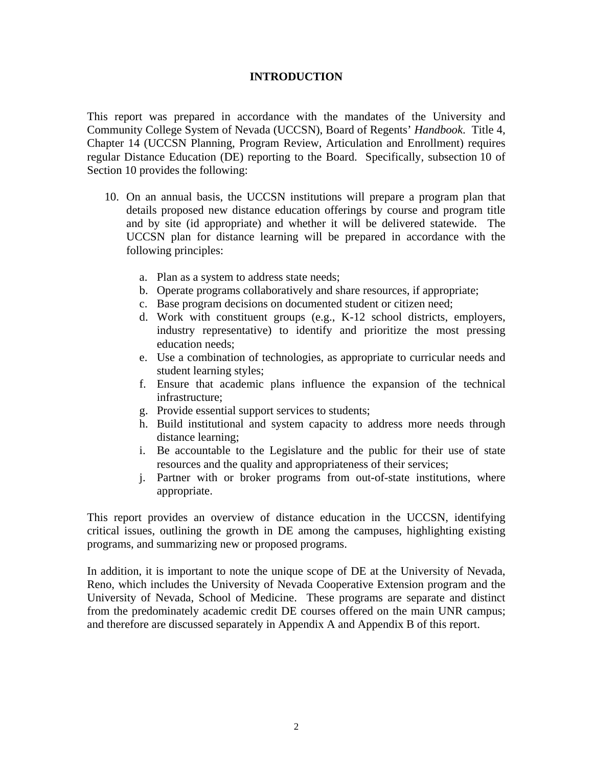# INTRODUCTION

This report was prepared in accordance with the mandates of the University and Community College System of Nevada (UCCSN), Board of Regents' *Handbook*. Title 4, Chapter 14 (UCCSN Planning, Program Review, Articulation and Enrollment) requires regular Distance Education (DE) reporting to the Board. Specifically, subsection 10 of Section 10 provides the following:

10. On an annual basis, the UCCSN institutions will prepare a program plan that details proposed new distance education offerings by course and program title and by site (id appropriate) and whether it will be delivered statewide. The UCCSN plan for distance learning will be prepared in accordance with the following principles:

    a. Plan as a system to address state needs;
    b. Operate programs collaboratively and share resources, if appropriate;
    c. Base program decisions on documented student or citizen need;
    d. Work with constituent groups (e.g., K-12 school districts, employers, industry representative) to identify and prioritize the most pressing education needs;
    e. Use a combination of technologies, as appropriate to curricular needs and student learning styles;
    f. Ensure that academic plans influence the expansion of the technical infrastructure;
    g. Provide essential support services to students;
    h. Build institutional and system capacity to address more needs through distance learning;
    i. Be accountable to the Legislature and the public for their use of state resources and the quality and appropriateness of their services;
    j. Partner with or broker programs from out-of-state institutions, where appropriate.

This report provides an overview of distance education in the UCCSN, identifying critical issues, outlining the growth in DE among the campuses, highlighting existing programs, and summarizing new or proposed programs.

In addition, it is important to note the unique scope of DE at the University of Nevada, Reno, which includes the University of Nevada Cooperative Extension program and the University of Nevada, School of Medicine. These programs are separate and distinct from the predominately academic credit DE courses offered on the main UNR campus; and therefore are discussed separately in Appendix A and Appendix B of this report.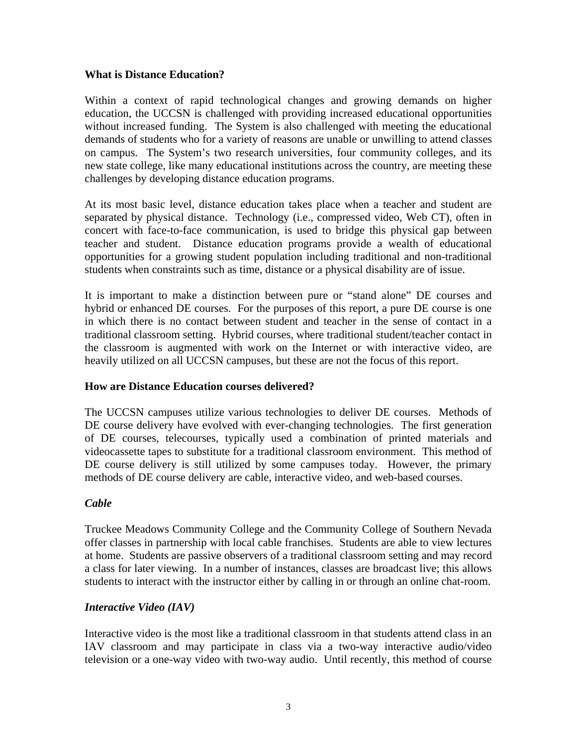**What is Distance Education?**

Within a context of rapid technological changes and growing demands on higher education, the UCCSN is challenged with providing increased educational opportunities without increased funding. The System is also challenged with meeting the educational demands of students who for a variety of reasons are unable or unwilling to attend classes on campus. The System's two research universities, four community colleges, and its new state college, like many educational institutions across the country, are meeting these challenges by developing distance education programs.

At its most basic level, distance education takes place when a teacher and student are separated by physical distance. Technology (i.e., compressed video, Web CT), often in concert with face-to-face communication, is used to bridge this physical gap between teacher and student. Distance education programs provide a wealth of educational opportunities for a growing student population including traditional and non-traditional students when constraints such as time, distance or a physical disability are of issue.

It is important to make a distinction between pure or "stand alone" DE courses and hybrid or enhanced DE courses. For the purposes of this report, a pure DE course is one in which there is no contact between student and teacher in the sense of contact in a traditional classroom setting. Hybrid courses, where traditional student/teacher contact in the classroom is augmented with work on the Internet or with interactive video, are heavily utilized on all UCCSN campuses, but these are not the focus of this report.

**How are Distance Education courses delivered?**

The UCCSN campuses utilize various technologies to deliver DE courses. Methods of DE course delivery have evolved with ever-changing technologies. The first generation of DE courses, telecourses, typically used a combination of printed materials and videocassette tapes to substitute for a traditional classroom environment. This method of DE course delivery is still utilized by some campuses today. However, the primary methods of DE course delivery are cable, interactive video, and web-based courses.

***Cable***

Truckee Meadows Community College and the Community College of Southern Nevada offer classes in partnership with local cable franchises. Students are able to view lectures at home. Students are passive observers of a traditional classroom setting and may record a class for later viewing. In a number of instances, classes are broadcast live; this allows students to interact with the instructor either by calling in or through an online chat-room.

***Interactive Video (IAV)***

Interactive video is the most like a traditional classroom in that students attend class in an IAV classroom and may participate in class via a two-way interactive audio/video television or a one-way video with two-way audio. Until recently, this method of course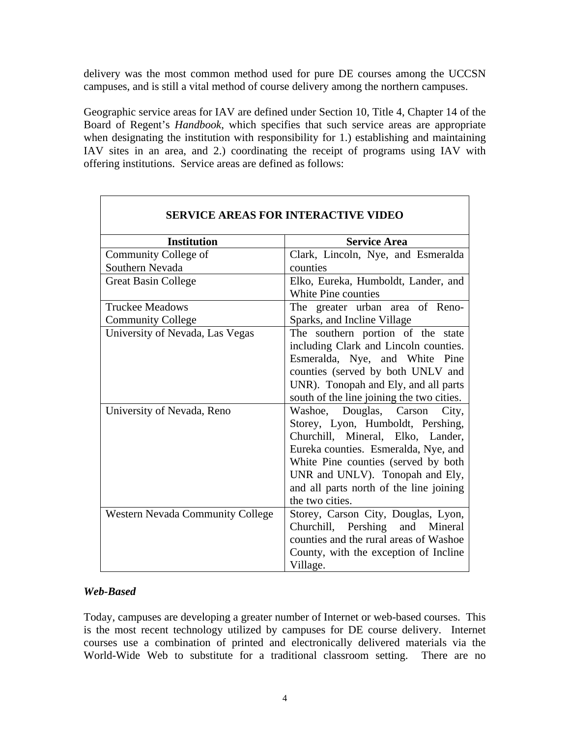delivery was the most common method used for pure DE courses among the UCCSN campuses, and is still a vital method of course delivery among the northern campuses.

Geographic service areas for IAV are defined under Section 10, Title 4, Chapter 14 of the Board of Regent's *Handbook*, which specifies that such service areas are appropriate when designating the institution with responsibility for 1.) establishing and maintaining IAV sites in an area, and 2.) coordinating the receipt of programs using IAV with offering institutions. Service areas are defined as follows:

| SERVICE AREAS FOR INTERACTIVE VIDEO | |
|---|---|
| **Institution** | **Service Area** |
| Community College of Southern Nevada | Clark, Lincoln, Nye, and Esmeralda counties |
| Great Basin College | Elko, Eureka, Humboldt, Lander, and White Pine counties |
| Truckee Meadows Community College | The greater urban area of Reno-Sparks, and Incline Village |
| University of Nevada, Las Vegas | The southern portion of the state including Clark and Lincoln counties. Esmeralda, Nye, and White Pine counties (served by both UNLV and UNR). Tonopah and Ely, and all parts south of the line joining the two cities. |
| University of Nevada, Reno | Washoe, Douglas, Carson City, Storey, Lyon, Humboldt, Pershing, Churchill, Mineral, Elko, Lander, Eureka counties. Esmeralda, Nye, and White Pine counties (served by both UNR and UNLV). Tonopah and Ely, and all parts north of the line joining the two cities. |
| Western Nevada Community College | Storey, Carson City, Douglas, Lyon, Churchill, Pershing and Mineral counties and the rural areas of Washoe County, with the exception of Incline Village. |

***Web-Based***

Today, campuses are developing a greater number of Internet or web-based courses. This is the most recent technology utilized by campuses for DE course delivery. Internet courses use a combination of printed and electronically delivered materials via the World-Wide Web to substitute for a traditional classroom setting. There are no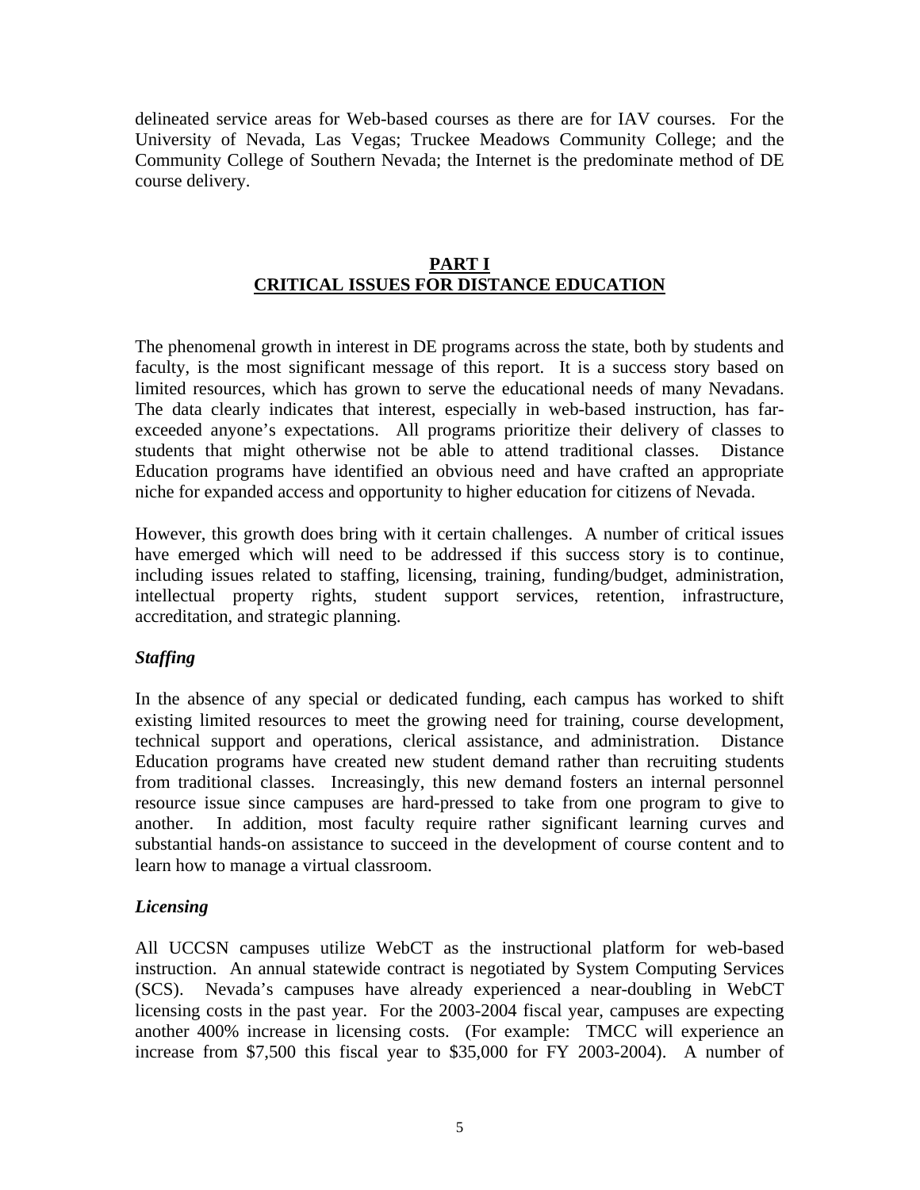delineated service areas for Web-based courses as there are for IAV courses. For the University of Nevada, Las Vegas; Truckee Meadows Community College; and the Community College of Southern Nevada; the Internet is the predominate method of DE course delivery.

## PART I
## CRITICAL ISSUES FOR DISTANCE EDUCATION

The phenomenal growth in interest in DE programs across the state, both by students and faculty, is the most significant message of this report. It is a success story based on limited resources, which has grown to serve the educational needs of many Nevadans. The data clearly indicates that interest, especially in web-based instruction, has far-exceeded anyone's expectations. All programs prioritize their delivery of classes to students that might otherwise not be able to attend traditional classes. Distance Education programs have identified an obvious need and have crafted an appropriate niche for expanded access and opportunity to higher education for citizens of Nevada.

However, this growth does bring with it certain challenges. A number of critical issues have emerged which will need to be addressed if this success story is to continue, including issues related to staffing, licensing, training, funding/budget, administration, intellectual property rights, student support services, retention, infrastructure, accreditation, and strategic planning.

### *Staffing*

In the absence of any special or dedicated funding, each campus has worked to shift existing limited resources to meet the growing need for training, course development, technical support and operations, clerical assistance, and administration. Distance Education programs have created new student demand rather than recruiting students from traditional classes. Increasingly, this new demand fosters an internal personnel resource issue since campuses are hard-pressed to take from one program to give to another. In addition, most faculty require rather significant learning curves and substantial hands-on assistance to succeed in the development of course content and to learn how to manage a virtual classroom.

### *Licensing*

All UCCSN campuses utilize WebCT as the instructional platform for web-based instruction. An annual statewide contract is negotiated by System Computing Services (SCS). Nevada's campuses have already experienced a near-doubling in WebCT licensing costs in the past year. For the 2003-2004 fiscal year, campuses are expecting another 400% increase in licensing costs. (For example: TMCC will experience an increase from $7,500 this fiscal year to $35,000 for FY 2003-2004). A number of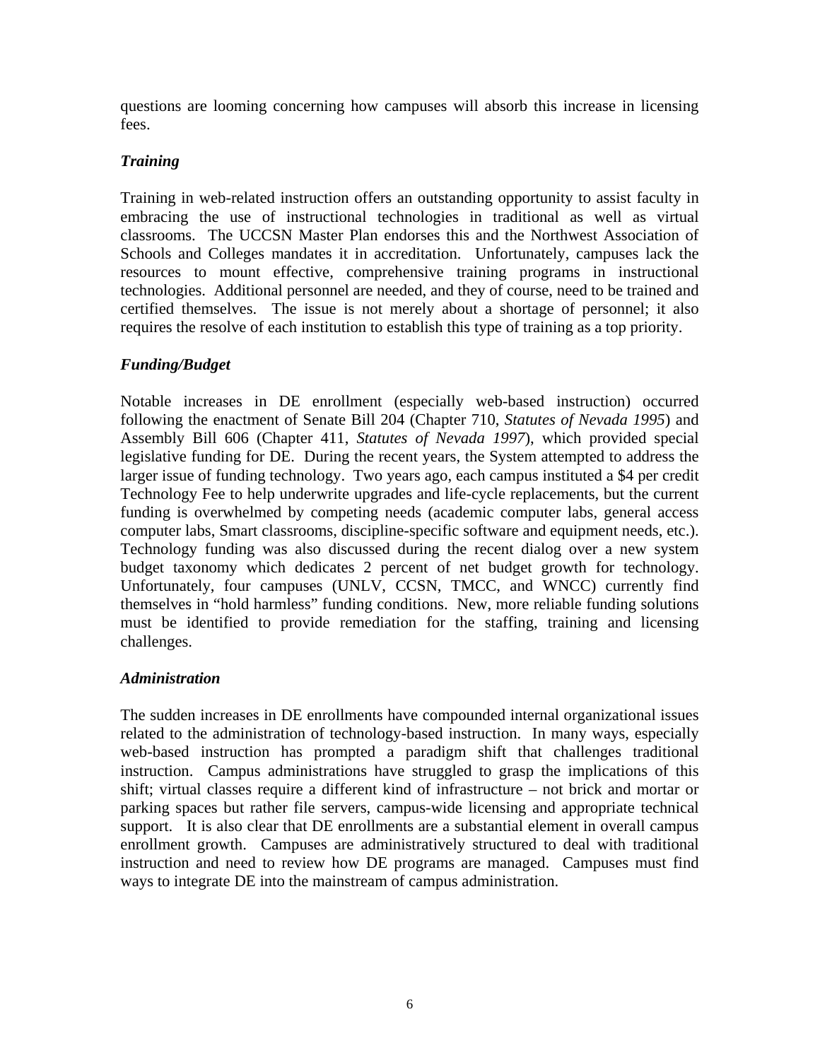questions are looming concerning how campuses will absorb this increase in licensing fees.

### *Training*

Training in web-related instruction offers an outstanding opportunity to assist faculty in embracing the use of instructional technologies in traditional as well as virtual classrooms. The UCCSN Master Plan endorses this and the Northwest Association of Schools and Colleges mandates it in accreditation. Unfortunately, campuses lack the resources to mount effective, comprehensive training programs in instructional technologies. Additional personnel are needed, and they of course, need to be trained and certified themselves. The issue is not merely about a shortage of personnel; it also requires the resolve of each institution to establish this type of training as a top priority.

### *Funding/Budget*

Notable increases in DE enrollment (especially web-based instruction) occurred following the enactment of Senate Bill 204 (Chapter 710, *Statutes of Nevada 1995*) and Assembly Bill 606 (Chapter 411, *Statutes of Nevada 1997*), which provided special legislative funding for DE. During the recent years, the System attempted to address the larger issue of funding technology. Two years ago, each campus instituted a $4 per credit Technology Fee to help underwrite upgrades and life-cycle replacements, but the current funding is overwhelmed by competing needs (academic computer labs, general access computer labs, Smart classrooms, discipline-specific software and equipment needs, etc.). Technology funding was also discussed during the recent dialog over a new system budget taxonomy which dedicates 2 percent of net budget growth for technology. Unfortunately, four campuses (UNLV, CCSN, TMCC, and WNCC) currently find themselves in "hold harmless" funding conditions. New, more reliable funding solutions must be identified to provide remediation for the staffing, training and licensing challenges.

### *Administration*

The sudden increases in DE enrollments have compounded internal organizational issues related to the administration of technology-based instruction. In many ways, especially web-based instruction has prompted a paradigm shift that challenges traditional instruction. Campus administrations have struggled to grasp the implications of this shift; virtual classes require a different kind of infrastructure – not brick and mortar or parking spaces but rather file servers, campus-wide licensing and appropriate technical support. It is also clear that DE enrollments are a substantial element in overall campus enrollment growth. Campuses are administratively structured to deal with traditional instruction and need to review how DE programs are managed. Campuses must find ways to integrate DE into the mainstream of campus administration.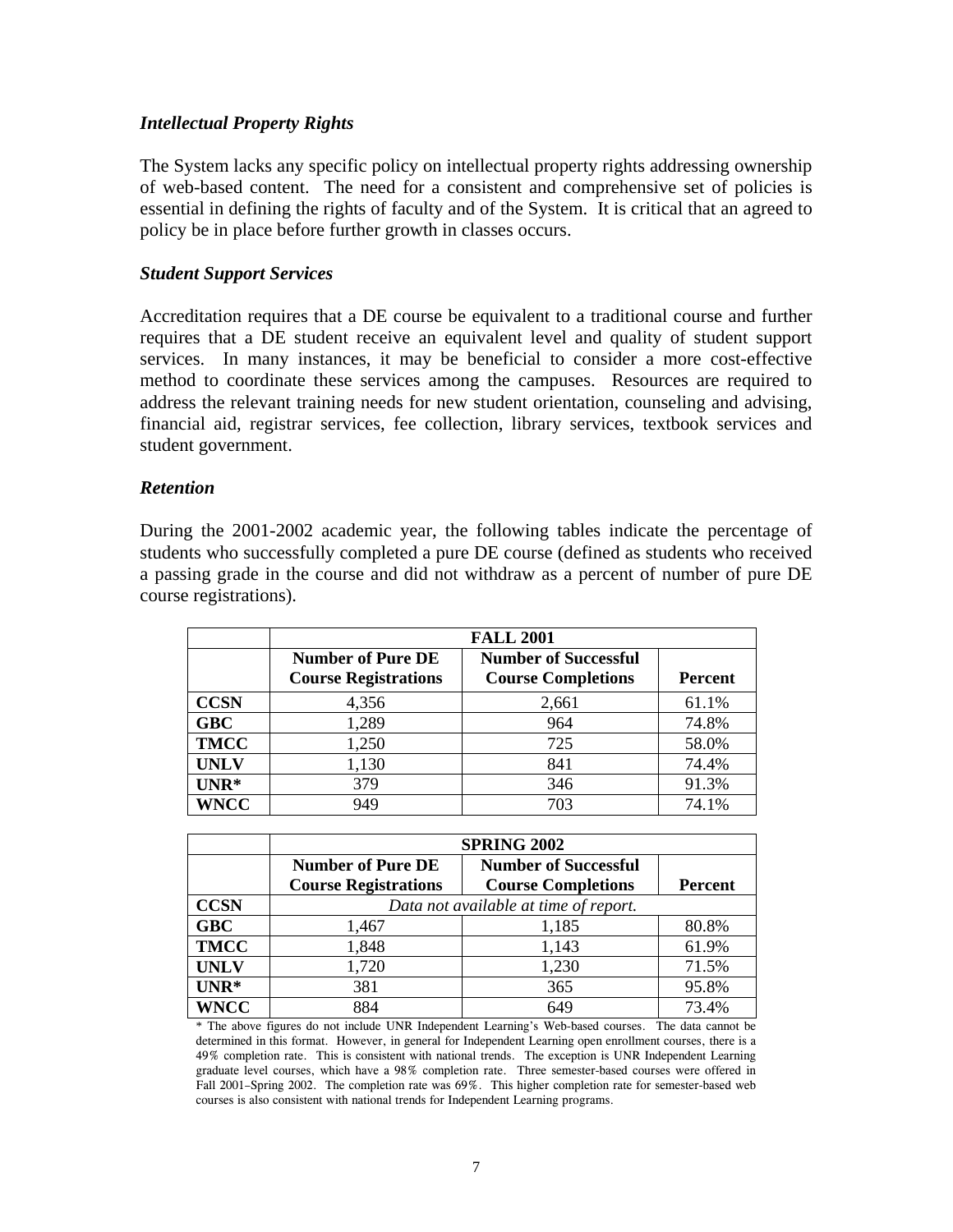### *Intellectual Property Rights*

The System lacks any specific policy on intellectual property rights addressing ownership of web-based content. The need for a consistent and comprehensive set of policies is essential in defining the rights of faculty and of the System. It is critical that an agreed to policy be in place before further growth in classes occurs.

### *Student Support Services*

Accreditation requires that a DE course be equivalent to a traditional course and further requires that a DE student receive an equivalent level and quality of student support services. In many instances, it may be beneficial to consider a more cost-effective method to coordinate these services among the campuses. Resources are required to address the relevant training needs for new student orientation, counseling and advising, financial aid, registrar services, fee collection, library services, textbook services and student government.

### *Retention*

During the 2001-2002 academic year, the following tables indicate the percentage of students who successfully completed a pure DE course (defined as students who received a passing grade in the course and did not withdraw as a percent of number of pure DE course registrations).

| | **FALL 2001** | | |
|---|---|---|---|
| | **Number of Pure DE Course Registrations** | **Number of Successful Course Completions** | **Percent** |
| **CCSN** | 4,356 | 2,661 | 61.1% |
| **GBC** | 1,289 | 964 | 74.8% |
| **TMCC** | 1,250 | 725 | 58.0% |
| **UNLV** | 1,130 | 841 | 74.4% |
| **UNR*** | 379 | 346 | 91.3% |
| **WNCC** | 949 | 703 | 74.1% |

| | **SPRING 2002** | | |
|---|---|---|---|
| | **Number of Pure DE Course Registrations** | **Number of Successful Course Completions** | **Percent** |
| **CCSN** | *Data not available at time of report.* | | |
| **GBC** | 1,467 | 1,185 | 80.8% |
| **TMCC** | 1,848 | 1,143 | 61.9% |
| **UNLV** | 1,720 | 1,230 | 71.5% |
| **UNR*** | 381 | 365 | 95.8% |
| **WNCC** | 884 | 649 | 73.4% |

* The above figures do not include UNR Independent Learning's Web-based courses. The data cannot be determined in this format. However, in general for Independent Learning open enrollment courses, there is a 49% completion rate. This is consistent with national trends. The exception is UNR Independent Learning graduate level courses, which have a 98% completion rate. Three semester-based courses were offered in Fall 2001–Spring 2002. The completion rate was 69%. This higher completion rate for semester-based web courses is also consistent with national trends for Independent Learning programs.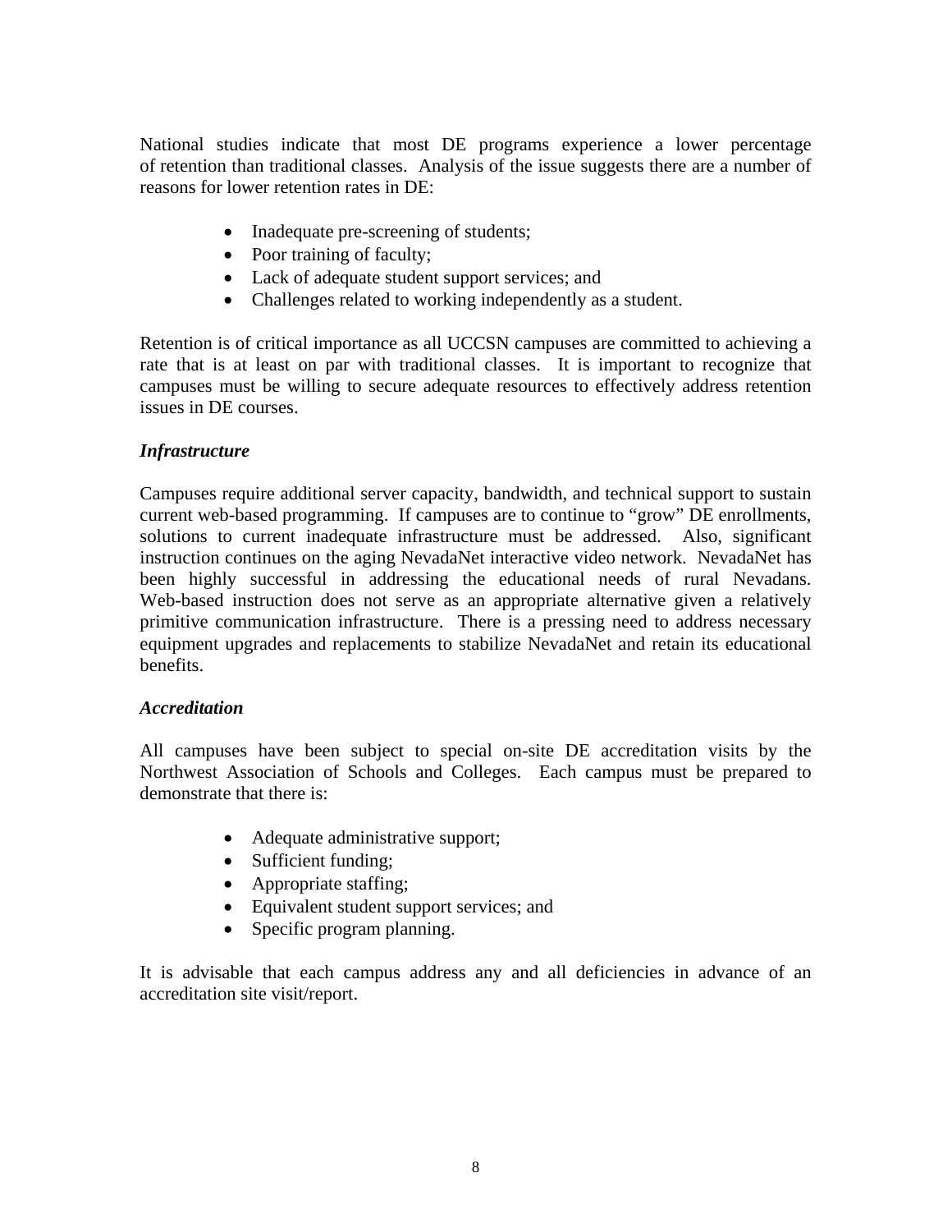National studies indicate that most DE programs experience a lower percentage of retention than traditional classes. Analysis of the issue suggests there are a number of reasons for lower retention rates in DE:

- Inadequate pre-screening of students;
- Poor training of faculty;
- Lack of adequate student support services; and
- Challenges related to working independently as a student.

Retention is of critical importance as all UCCSN campuses are committed to achieving a rate that is at least on par with traditional classes. It is important to recognize that campuses must be willing to secure adequate resources to effectively address retention issues in DE courses.

### *Infrastructure*

Campuses require additional server capacity, bandwidth, and technical support to sustain current web-based programming. If campuses are to continue to "grow" DE enrollments, solutions to current inadequate infrastructure must be addressed. Also, significant instruction continues on the aging NevadaNet interactive video network. NevadaNet has been highly successful in addressing the educational needs of rural Nevadans. Web-based instruction does not serve as an appropriate alternative given a relatively primitive communication infrastructure. There is a pressing need to address necessary equipment upgrades and replacements to stabilize NevadaNet and retain its educational benefits.

### *Accreditation*

All campuses have been subject to special on-site DE accreditation visits by the Northwest Association of Schools and Colleges. Each campus must be prepared to demonstrate that there is:

- Adequate administrative support;
- Sufficient funding;
- Appropriate staffing;
- Equivalent student support services; and
- Specific program planning.

It is advisable that each campus address any and all deficiencies in advance of an accreditation site visit/report.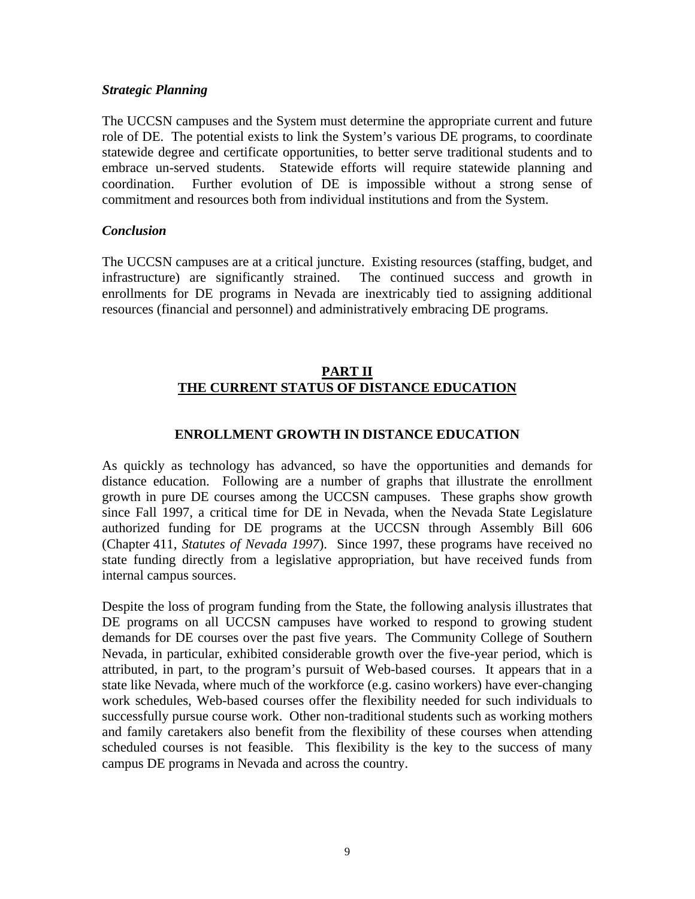### *Strategic Planning*

The UCCSN campuses and the System must determine the appropriate current and future role of DE. The potential exists to link the System's various DE programs, to coordinate statewide degree and certificate opportunities, to better serve traditional students and to embrace un-served students. Statewide efforts will require statewide planning and coordination. Further evolution of DE is impossible without a strong sense of commitment and resources both from individual institutions and from the System.

### *Conclusion*

The UCCSN campuses are at a critical juncture. Existing resources (staffing, budget, and infrastructure) are significantly strained. The continued success and growth in enrollments for DE programs in Nevada are inextricably tied to assigning additional resources (financial and personnel) and administratively embracing DE programs.

# PART II
# THE CURRENT STATUS OF DISTANCE EDUCATION

## ENROLLMENT GROWTH IN DISTANCE EDUCATION

As quickly as technology has advanced, so have the opportunities and demands for distance education. Following are a number of graphs that illustrate the enrollment growth in pure DE courses among the UCCSN campuses. These graphs show growth since Fall 1997, a critical time for DE in Nevada, when the Nevada State Legislature authorized funding for DE programs at the UCCSN through Assembly Bill 606 (Chapter 411, *Statutes of Nevada 1997*). Since 1997, these programs have received no state funding directly from a legislative appropriation, but have received funds from internal campus sources.

Despite the loss of program funding from the State, the following analysis illustrates that DE programs on all UCCSN campuses have worked to respond to growing student demands for DE courses over the past five years. The Community College of Southern Nevada, in particular, exhibited considerable growth over the five-year period, which is attributed, in part, to the program's pursuit of Web-based courses. It appears that in a state like Nevada, where much of the workforce (e.g. casino workers) have ever-changing work schedules, Web-based courses offer the flexibility needed for such individuals to successfully pursue course work. Other non-traditional students such as working mothers and family caretakers also benefit from the flexibility of these courses when attending scheduled courses is not feasible. This flexibility is the key to the success of many campus DE programs in Nevada and across the country.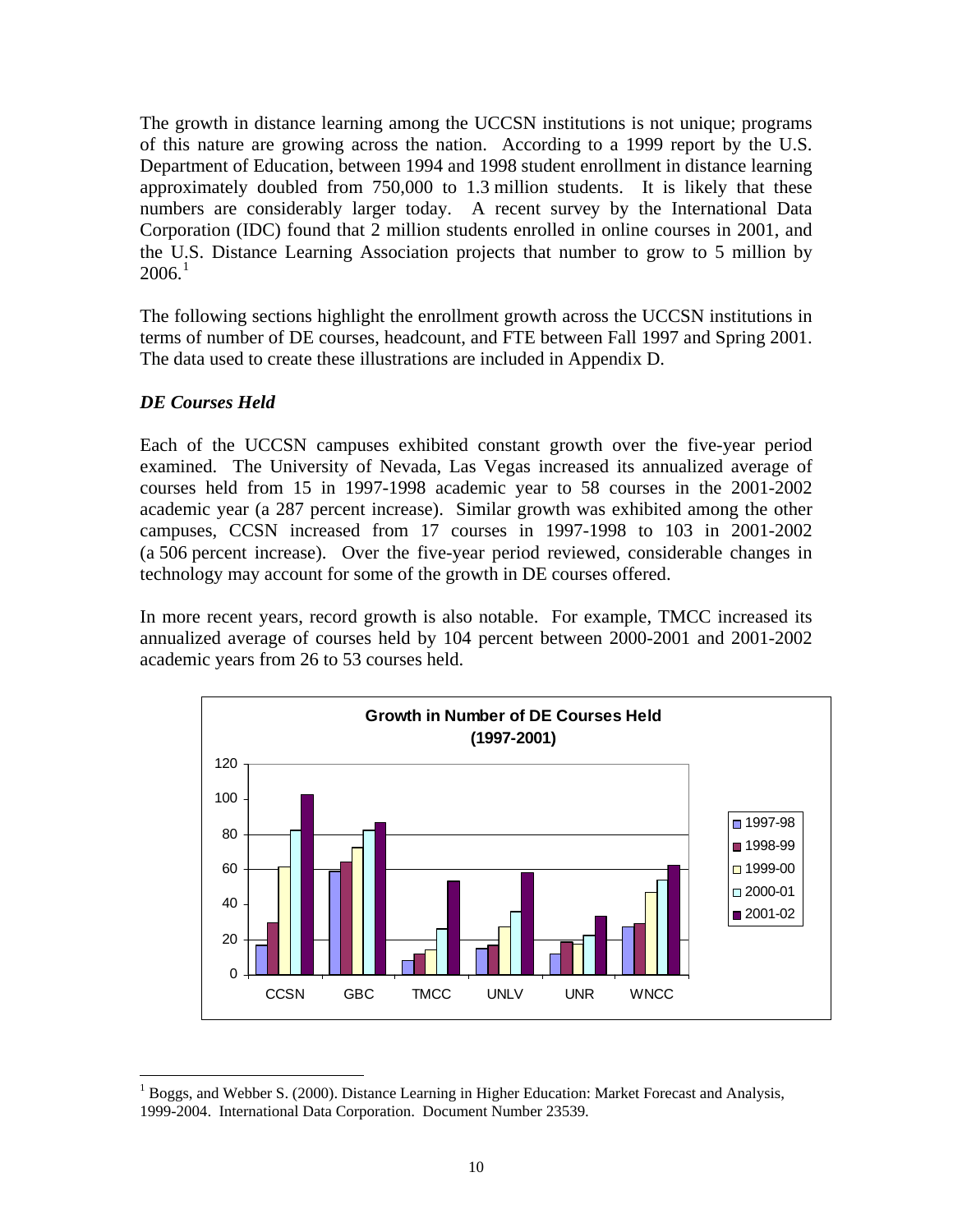The growth in distance learning among the UCCSN institutions is not unique; programs of this nature are growing across the nation. According to a 1999 report by the U.S. Department of Education, between 1994 and 1998 student enrollment in distance learning approximately doubled from 750,000 to 1.3 million students. It is likely that these numbers are considerably larger today. A recent survey by the International Data Corporation (IDC) found that 2 million students enrolled in online courses in 2001, and the U.S. Distance Learning Association projects that number to grow to 5 million by 2006.[1]

The following sections highlight the enrollment growth across the UCCSN institutions in terms of number of DE courses, headcount, and FTE between Fall 1997 and Spring 2001. The data used to create these illustrations are included in Appendix D.

### *DE Courses Held*

Each of the UCCSN campuses exhibited constant growth over the five-year period examined. The University of Nevada, Las Vegas increased its annualized average of courses held from 15 in 1997-1998 academic year to 58 courses in the 2001-2002 academic year (a 287 percent increase). Similar growth was exhibited among the other campuses, CCSN increased from 17 courses in 1997-1998 to 103 in 2001-2002 (a 506 percent increase). Over the five-year period reviewed, considerable changes in technology may account for some of the growth in DE courses offered.

In more recent years, record growth is also notable. For example, TMCC increased its annualized average of courses held by 104 percent between 2000-2001 and 2001-2002 academic years from 26 to 53 courses held.

**Growth in Number of DE Courses Held (1997-2001)**

[1] Boggs, and Webber S. (2000). Distance Learning in Higher Education: Market Forecast and Analysis, 1999-2004. International Data Corporation. Document Number 23539.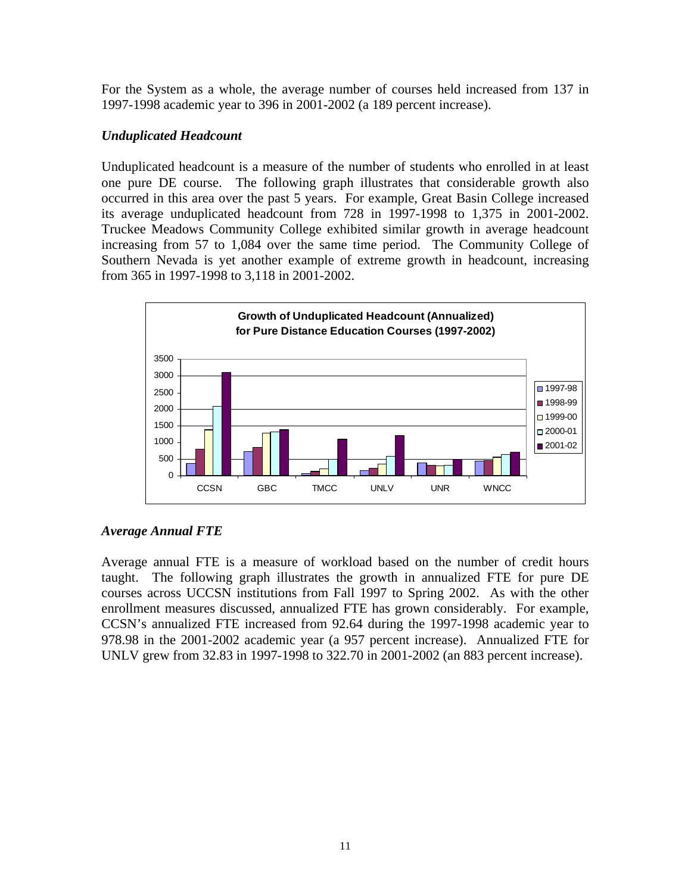For the System as a whole, the average number of courses held increased from 137 in 1997-1998 academic year to 396 in 2001-2002 (a 189 percent increase).

### *Unduplicated Headcount*

Unduplicated headcount is a measure of the number of students who enrolled in at least one pure DE course. The following graph illustrates that considerable growth also occurred in this area over the past 5 years. For example, Great Basin College increased its average unduplicated headcount from 728 in 1997-1998 to 1,375 in 2001-2002. Truckee Meadows Community College exhibited similar growth in average headcount increasing from 57 to 1,084 over the same time period. The Community College of Southern Nevada is yet another example of extreme growth in headcount, increasing from 365 in 1997-1998 to 3,118 in 2001-2002.

**Growth of Unduplicated Headcount (Annualized) for Pure Distance Education Courses (1997-2002)**

### *Average Annual FTE*

Average annual FTE is a measure of workload based on the number of credit hours taught. The following graph illustrates the growth in annualized FTE for pure DE courses across UCCSN institutions from Fall 1997 to Spring 2002. As with the other enrollment measures discussed, annualized FTE has grown considerably. For example, CCSN's annualized FTE increased from 92.64 during the 1997-1998 academic year to 978.98 in the 2001-2002 academic year (a 957 percent increase). Annualized FTE for UNLV grew from 32.83 in 1997-1998 to 322.70 in 2001-2002 (an 883 percent increase).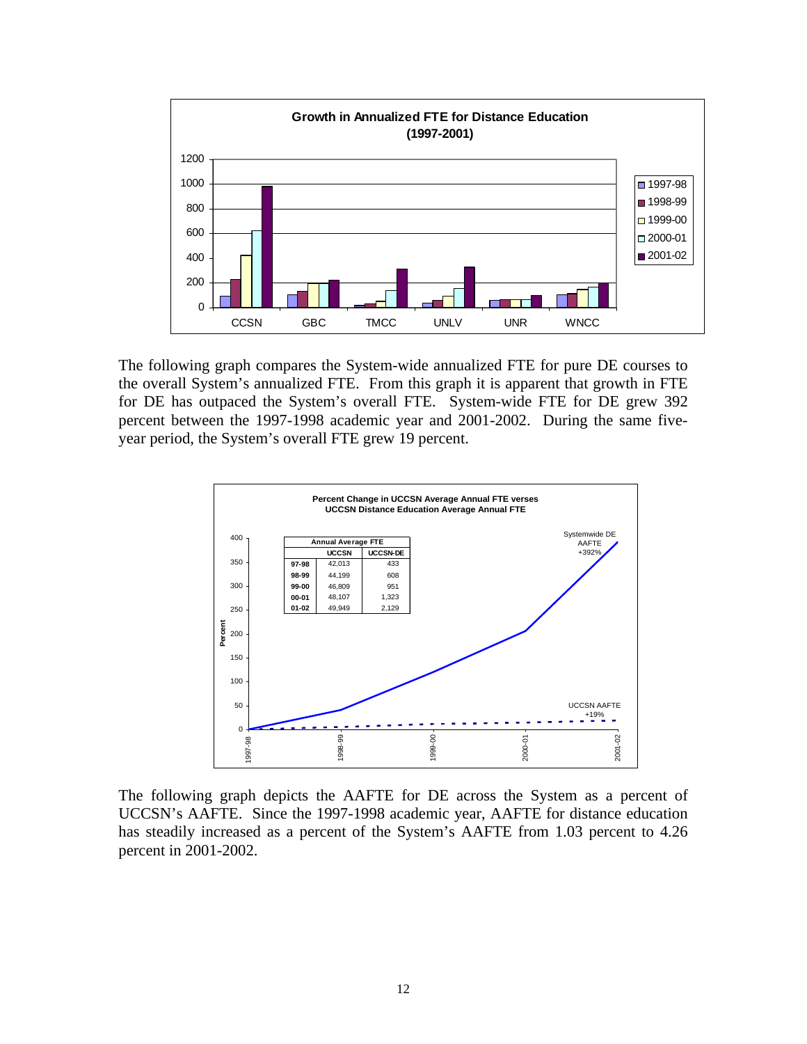**Growth in Annualized FTE for Distance Education (1997-2001)**

The following graph compares the System-wide annualized FTE for pure DE courses to the overall System's annualized FTE. From this graph it is apparent that growth in FTE for DE has outpaced the System's overall FTE. System-wide FTE for DE grew 392 percent between the 1997-1998 academic year and 2001-2002. During the same five-year period, the System's overall FTE grew 19 percent.

**Percent Change in UCCSN Average Annual FTE verses UCCSN Distance Education Average Annual FTE**

| Annual Average FTE | UCCSN | UCCSN-DE |
|---|---|---|
| 97-98 | 42,013 | 433 |
| 98-99 | 44,199 | 608 |
| 99-00 | 46,809 | 951 |
| 00-01 | 48,107 | 1,323 |
| 01-02 | 49,949 | 2,129 |

Systemwide DE AAFTE +392%

UCCSN AAFTE +19%

The following graph depicts the AAFTE for DE across the System as a percent of UCCSN's AAFTE. Since the 1997-1998 academic year, AAFTE for distance education has steadily increased as a percent of the System's AAFTE from 1.03 percent to 4.26 percent in 2001-2002.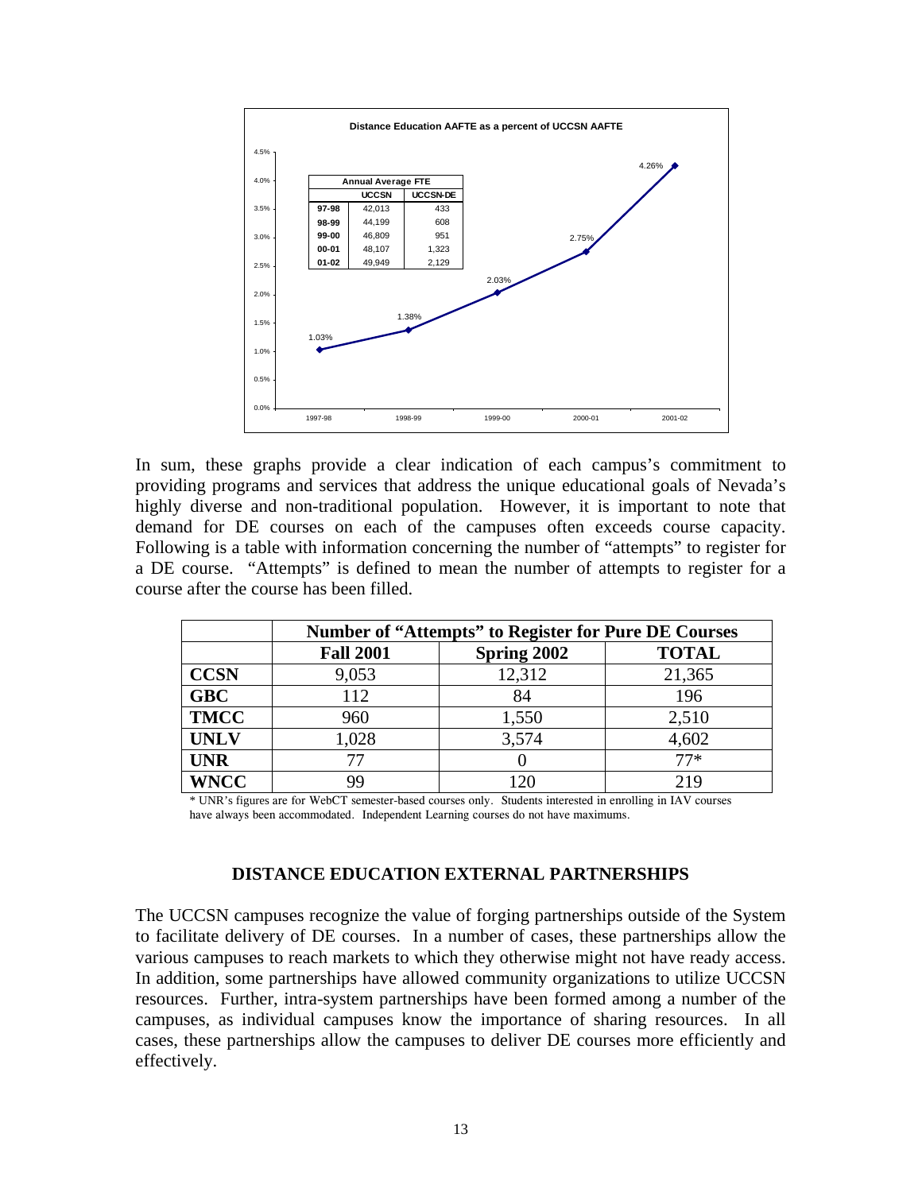**Distance Education AAFTE as a percent of UCCSN AAFTE**

| Annual Average FTE | | |
|---|---|---|
| | UCCSN | UCCSN-DE |
| 97-98 | 42,013 | 433 |
| 98-99 | 44,199 | 608 |
| 99-00 | 46,809 | 951 |
| 00-01 | 48,107 | 1,323 |
| 01-02 | 49,949 | 2,129 |

| Year | Percent |
|---|---|
| 1997-98 | 1.03% |
| 1998-99 | 1.38% |
| 1999-00 | 2.03% |
| 2000-01 | 2.75% |
| 2001-02 | 4.26% |

In sum, these graphs provide a clear indication of each campus's commitment to providing programs and services that address the unique educational goals of Nevada's highly diverse and non-traditional population. However, it is important to note that demand for DE courses on each of the campuses often exceeds course capacity. Following is a table with information concerning the number of "attempts" to register for a DE course. "Attempts" is defined to mean the number of attempts to register for a course after the course has been filled.

| | Number of "Attempts" to Register for Pure DE Courses | | |
|---|---|---|---|
| | **Fall 2001** | **Spring 2002** | **TOTAL** |
| **CCSN** | 9,053 | 12,312 | 21,365 |
| **GBC** | 112 | 84 | 196 |
| **TMCC** | 960 | 1,550 | 2,510 |
| **UNLV** | 1,028 | 3,574 | 4,602 |
| **UNR** | 77 | 0 | 77* |
| **WNCC** | 99 | 120 | 219 |

\* UNR's figures are for WebCT semester-based courses only. Students interested in enrolling in IAV courses have always been accommodated. Independent Learning courses do not have maximums.

## DISTANCE EDUCATION EXTERNAL PARTNERSHIPS

The UCCSN campuses recognize the value of forging partnerships outside of the System to facilitate delivery of DE courses. In a number of cases, these partnerships allow the various campuses to reach markets to which they otherwise might not have ready access. In addition, some partnerships have allowed community organizations to utilize UCCSN resources. Further, intra-system partnerships have been formed among a number of the campuses, as individual campuses know the importance of sharing resources. In all cases, these partnerships allow the campuses to deliver DE courses more efficiently and effectively.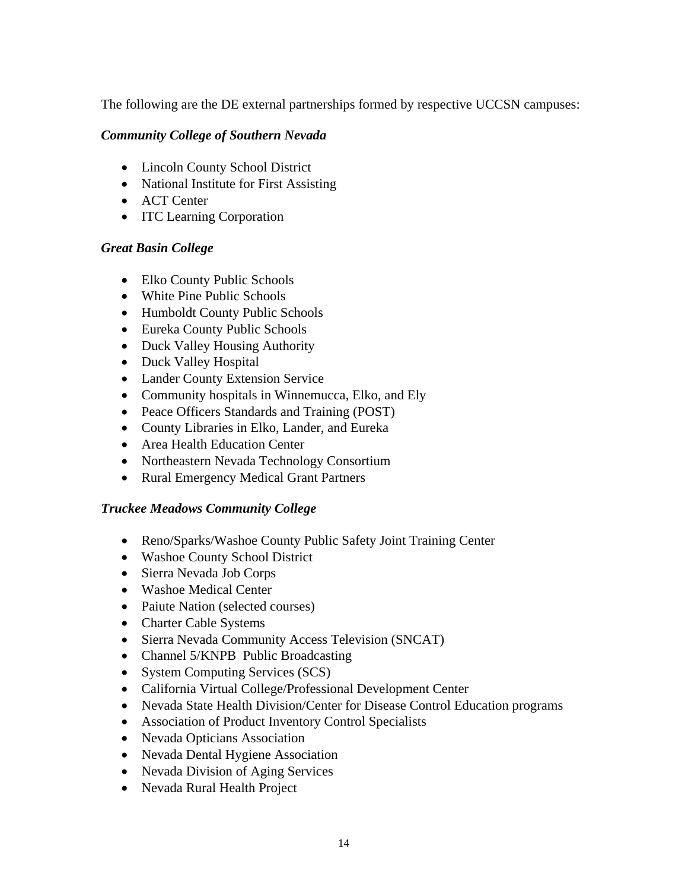The following are the DE external partnerships formed by respective UCCSN campuses:

***Community College of Southern Nevada***

- Lincoln County School District
- National Institute for First Assisting
- ACT Center
- ITC Learning Corporation

***Great Basin College***

- Elko County Public Schools
- White Pine Public Schools
- Humboldt County Public Schools
- Eureka County Public Schools
- Duck Valley Housing Authority
- Duck Valley Hospital
- Lander County Extension Service
- Community hospitals in Winnemucca, Elko, and Ely
- Peace Officers Standards and Training (POST)
- County Libraries in Elko, Lander, and Eureka
- Area Health Education Center
- Northeastern Nevada Technology Consortium
- Rural Emergency Medical Grant Partners

***Truckee Meadows Community College***

- Reno/Sparks/Washoe County Public Safety Joint Training Center
- Washoe County School District
- Sierra Nevada Job Corps
- Washoe Medical Center
- Paiute Nation (selected courses)
- Charter Cable Systems
- Sierra Nevada Community Access Television (SNCAT)
- Channel 5/KNPB Public Broadcasting
- System Computing Services (SCS)
- California Virtual College/Professional Development Center
- Nevada State Health Division/Center for Disease Control Education programs
- Association of Product Inventory Control Specialists
- Nevada Opticians Association
- Nevada Dental Hygiene Association
- Nevada Division of Aging Services
- Nevada Rural Health Project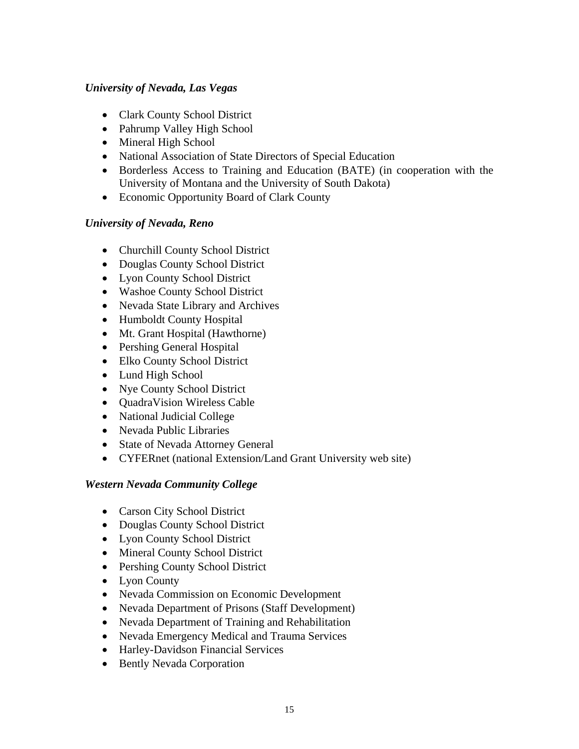***University of Nevada, Las Vegas***

- Clark County School District
- Pahrump Valley High School
- Mineral High School
- National Association of State Directors of Special Education
- Borderless Access to Training and Education (BATE) (in cooperation with the University of Montana and the University of South Dakota)
- Economic Opportunity Board of Clark County

***University of Nevada, Reno***

- Churchill County School District
- Douglas County School District
- Lyon County School District
- Washoe County School District
- Nevada State Library and Archives
- Humboldt County Hospital
- Mt. Grant Hospital (Hawthorne)
- Pershing General Hospital
- Elko County School District
- Lund High School
- Nye County School District
- QuadraVision Wireless Cable
- National Judicial College
- Nevada Public Libraries
- State of Nevada Attorney General
- CYFERnet (national Extension/Land Grant University web site)

***Western Nevada Community College***

- Carson City School District
- Douglas County School District
- Lyon County School District
- Mineral County School District
- Pershing County School District
- Lyon County
- Nevada Commission on Economic Development
- Nevada Department of Prisons (Staff Development)
- Nevada Department of Training and Rehabilitation
- Nevada Emergency Medical and Trauma Services
- Harley-Davidson Financial Services
- Bently Nevada Corporation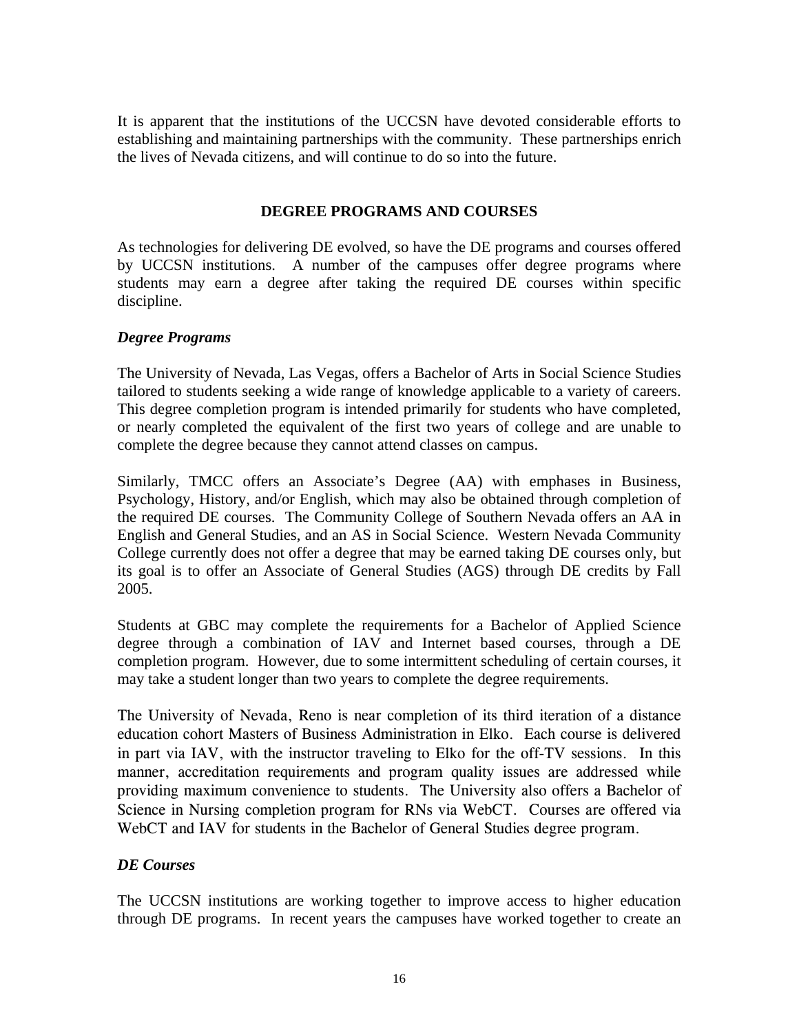It is apparent that the institutions of the UCCSN have devoted considerable efforts to establishing and maintaining partnerships with the community. These partnerships enrich the lives of Nevada citizens, and will continue to do so into the future.

## DEGREE PROGRAMS AND COURSES

As technologies for delivering DE evolved, so have the DE programs and courses offered by UCCSN institutions. A number of the campuses offer degree programs where students may earn a degree after taking the required DE courses within specific discipline.

### *Degree Programs*

The University of Nevada, Las Vegas, offers a Bachelor of Arts in Social Science Studies tailored to students seeking a wide range of knowledge applicable to a variety of careers. This degree completion program is intended primarily for students who have completed, or nearly completed the equivalent of the first two years of college and are unable to complete the degree because they cannot attend classes on campus.

Similarly, TMCC offers an Associate's Degree (AA) with emphases in Business, Psychology, History, and/or English, which may also be obtained through completion of the required DE courses. The Community College of Southern Nevada offers an AA in English and General Studies, and an AS in Social Science. Western Nevada Community College currently does not offer a degree that may be earned taking DE courses only, but its goal is to offer an Associate of General Studies (AGS) through DE credits by Fall 2005.

Students at GBC may complete the requirements for a Bachelor of Applied Science degree through a combination of IAV and Internet based courses, through a DE completion program. However, due to some intermittent scheduling of certain courses, it may take a student longer than two years to complete the degree requirements.

The University of Nevada, Reno is near completion of its third iteration of a distance education cohort Masters of Business Administration in Elko. Each course is delivered in part via IAV, with the instructor traveling to Elko for the off-TV sessions. In this manner, accreditation requirements and program quality issues are addressed while providing maximum convenience to students. The University also offers a Bachelor of Science in Nursing completion program for RNs via WebCT. Courses are offered via WebCT and IAV for students in the Bachelor of General Studies degree program.

### *DE Courses*

The UCCSN institutions are working together to improve access to higher education through DE programs. In recent years the campuses have worked together to create an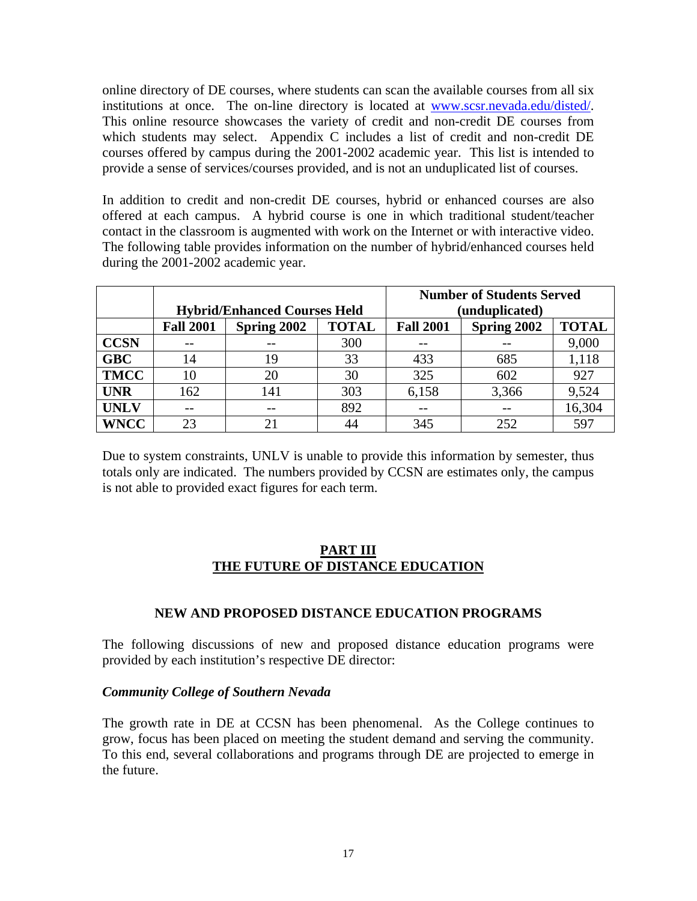online directory of DE courses, where students can scan the available courses from all six institutions at once. The on-line directory is located at [www.scsr.nevada.edu/disted/](www.scsr.nevada.edu/disted/). This online resource showcases the variety of credit and non-credit DE courses from which students may select. Appendix C includes a list of credit and non-credit DE courses offered by campus during the 2001-2002 academic year. This list is intended to provide a sense of services/courses provided, and is not an unduplicated list of courses.

In addition to credit and non-credit DE courses, hybrid or enhanced courses are also offered at each campus. A hybrid course is one in which traditional student/teacher contact in the classroom is augmented with work on the Internet or with interactive video. The following table provides information on the number of hybrid/enhanced courses held during the 2001-2002 academic year.

| | **Hybrid/Enhanced Courses Held** | | | **Number of Students Served (unduplicated)** | | |
|---|---|---|---|---|---|---|
| | **Fall 2001** | **Spring 2002** | **TOTAL** | **Fall 2001** | **Spring 2002** | **TOTAL** |
| **CCSN** | -- | -- | 300 | -- | -- | 9,000 |
| **GBC** | 14 | 19 | 33 | 433 | 685 | 1,118 |
| **TMCC** | 10 | 20 | 30 | 325 | 602 | 927 |
| **UNR** | 162 | 141 | 303 | 6,158 | 3,366 | 9,524 |
| **UNLV** | -- | -- | 892 | -- | -- | 16,304 |
| **WNCC** | 23 | 21 | 44 | 345 | 252 | 597 |

Due to system constraints, UNLV is unable to provide this information by semester, thus totals only are indicated. The numbers provided by CCSN are estimates only, the campus is not able to provided exact figures for each term.

# PART III
# THE FUTURE OF DISTANCE EDUCATION

## NEW AND PROPOSED DISTANCE EDUCATION PROGRAMS

The following discussions of new and proposed distance education programs were provided by each institution's respective DE director:

### *Community College of Southern Nevada*

The growth rate in DE at CCSN has been phenomenal. As the College continues to grow, focus has been placed on meeting the student demand and serving the community. To this end, several collaborations and programs through DE are projected to emerge in the future.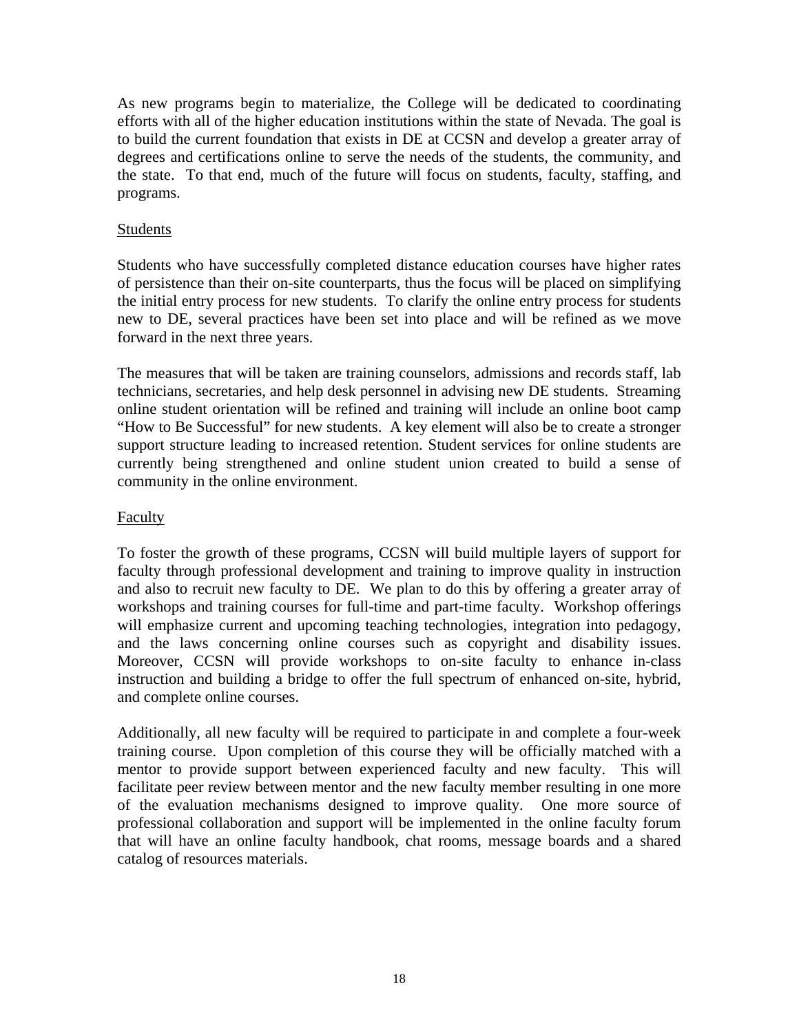As new programs begin to materialize, the College will be dedicated to coordinating efforts with all of the higher education institutions within the state of Nevada. The goal is to build the current foundation that exists in DE at CCSN and develop a greater array of degrees and certifications online to serve the needs of the students, the community, and the state. To that end, much of the future will focus on students, faculty, staffing, and programs.

Students

Students who have successfully completed distance education courses have higher rates of persistence than their on-site counterparts, thus the focus will be placed on simplifying the initial entry process for new students. To clarify the online entry process for students new to DE, several practices have been set into place and will be refined as we move forward in the next three years.

The measures that will be taken are training counselors, admissions and records staff, lab technicians, secretaries, and help desk personnel in advising new DE students. Streaming online student orientation will be refined and training will include an online boot camp "How to Be Successful" for new students. A key element will also be to create a stronger support structure leading to increased retention. Student services for online students are currently being strengthened and online student union created to build a sense of community in the online environment.

Faculty

To foster the growth of these programs, CCSN will build multiple layers of support for faculty through professional development and training to improve quality in instruction and also to recruit new faculty to DE. We plan to do this by offering a greater array of workshops and training courses for full-time and part-time faculty. Workshop offerings will emphasize current and upcoming teaching technologies, integration into pedagogy, and the laws concerning online courses such as copyright and disability issues. Moreover, CCSN will provide workshops to on-site faculty to enhance in-class instruction and building a bridge to offer the full spectrum of enhanced on-site, hybrid, and complete online courses.

Additionally, all new faculty will be required to participate in and complete a four-week training course. Upon completion of this course they will be officially matched with a mentor to provide support between experienced faculty and new faculty. This will facilitate peer review between mentor and the new faculty member resulting in one more of the evaluation mechanisms designed to improve quality. One more source of professional collaboration and support will be implemented in the online faculty forum that will have an online faculty handbook, chat rooms, message boards and a shared catalog of resources materials.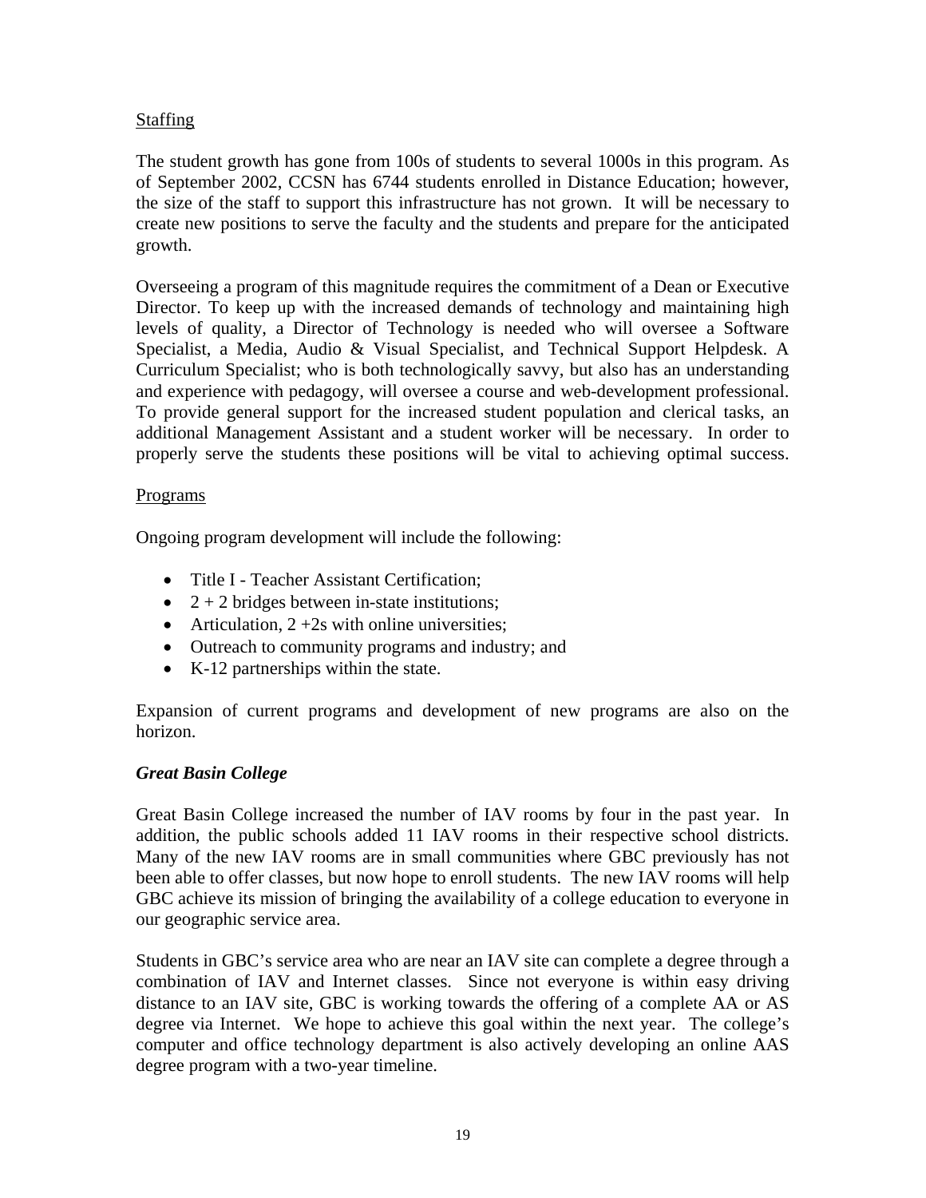<u>Staffing</u>

The student growth has gone from 100s of students to several 1000s in this program. As of September 2002, CCSN has 6744 students enrolled in Distance Education; however, the size of the staff to support this infrastructure has not grown. It will be necessary to create new positions to serve the faculty and the students and prepare for the anticipated growth.

Overseeing a program of this magnitude requires the commitment of a Dean or Executive Director. To keep up with the increased demands of technology and maintaining high levels of quality, a Director of Technology is needed who will oversee a Software Specialist, a Media, Audio & Visual Specialist, and Technical Support Helpdesk. A Curriculum Specialist; who is both technologically savvy, but also has an understanding and experience with pedagogy, will oversee a course and web-development professional. To provide general support for the increased student population and clerical tasks, an additional Management Assistant and a student worker will be necessary. In order to properly serve the students these positions will be vital to achieving optimal success.

<u>Programs</u>

Ongoing program development will include the following:

- Title I - Teacher Assistant Certification;
- 2 + 2 bridges between in-state institutions;
- Articulation, 2 +2s with online universities;
- Outreach to community programs and industry; and
- K-12 partnerships within the state.

Expansion of current programs and development of new programs are also on the horizon.

***Great Basin College***

Great Basin College increased the number of IAV rooms by four in the past year. In addition, the public schools added 11 IAV rooms in their respective school districts. Many of the new IAV rooms are in small communities where GBC previously has not been able to offer classes, but now hope to enroll students. The new IAV rooms will help GBC achieve its mission of bringing the availability of a college education to everyone in our geographic service area.

Students in GBC's service area who are near an IAV site can complete a degree through a combination of IAV and Internet classes. Since not everyone is within easy driving distance to an IAV site, GBC is working towards the offering of a complete AA or AS degree via Internet. We hope to achieve this goal within the next year. The college's computer and office technology department is also actively developing an online AAS degree program with a two-year timeline.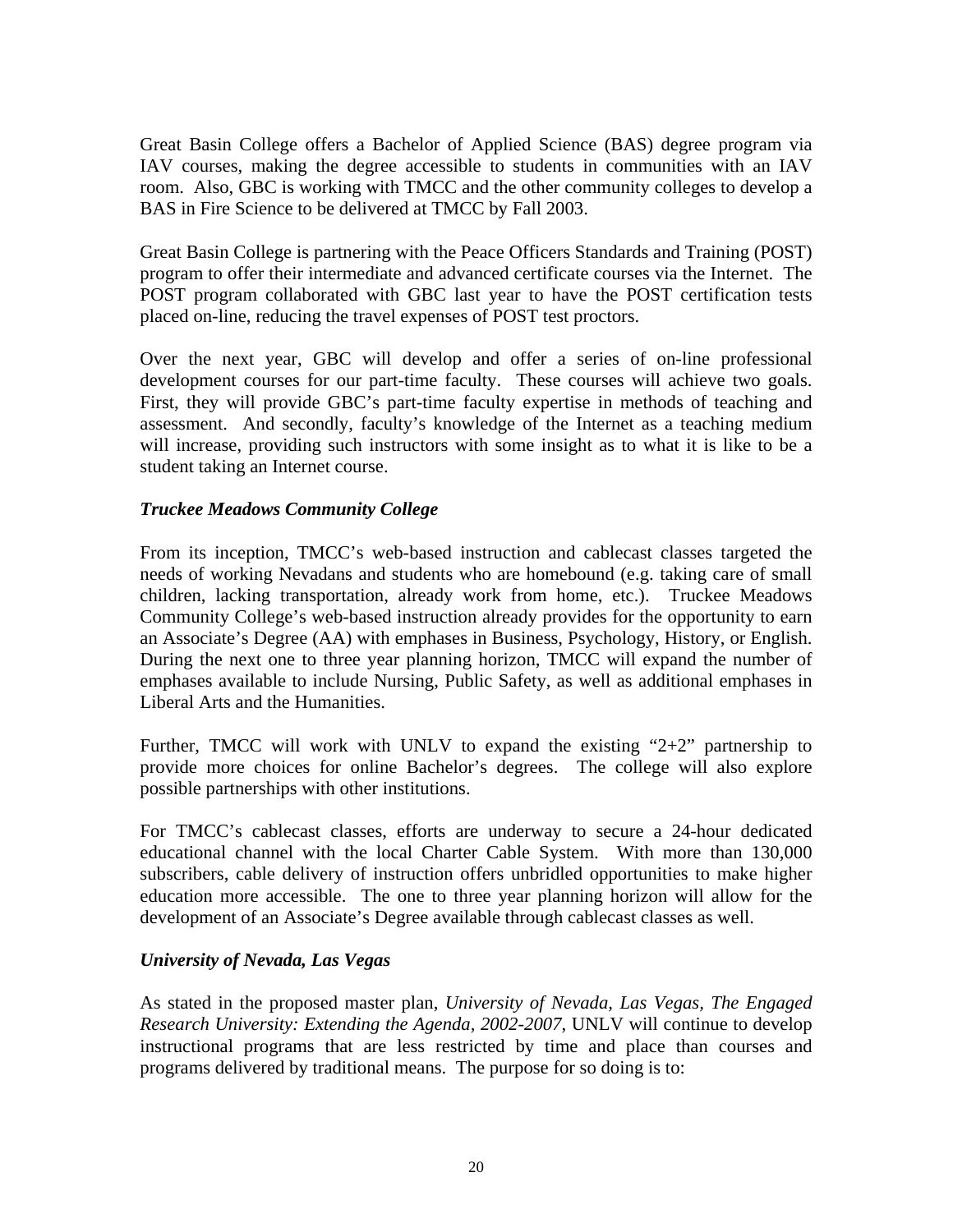Great Basin College offers a Bachelor of Applied Science (BAS) degree program via IAV courses, making the degree accessible to students in communities with an IAV room. Also, GBC is working with TMCC and the other community colleges to develop a BAS in Fire Science to be delivered at TMCC by Fall 2003.

Great Basin College is partnering with the Peace Officers Standards and Training (POST) program to offer their intermediate and advanced certificate courses via the Internet. The POST program collaborated with GBC last year to have the POST certification tests placed on-line, reducing the travel expenses of POST test proctors.

Over the next year, GBC will develop and offer a series of on-line professional development courses for our part-time faculty. These courses will achieve two goals. First, they will provide GBC's part-time faculty expertise in methods of teaching and assessment. And secondly, faculty's knowledge of the Internet as a teaching medium will increase, providing such instructors with some insight as to what it is like to be a student taking an Internet course.

***Truckee Meadows Community College***

From its inception, TMCC's web-based instruction and cablecast classes targeted the needs of working Nevadans and students who are homebound (e.g. taking care of small children, lacking transportation, already work from home, etc.). Truckee Meadows Community College's web-based instruction already provides for the opportunity to earn an Associate's Degree (AA) with emphases in Business, Psychology, History, or English. During the next one to three year planning horizon, TMCC will expand the number of emphases available to include Nursing, Public Safety, as well as additional emphases in Liberal Arts and the Humanities.

Further, TMCC will work with UNLV to expand the existing "2+2" partnership to provide more choices for online Bachelor's degrees. The college will also explore possible partnerships with other institutions.

For TMCC's cablecast classes, efforts are underway to secure a 24-hour dedicated educational channel with the local Charter Cable System. With more than 130,000 subscribers, cable delivery of instruction offers unbridled opportunities to make higher education more accessible. The one to three year planning horizon will allow for the development of an Associate's Degree available through cablecast classes as well.

***University of Nevada, Las Vegas***

As stated in the proposed master plan, *University of Nevada, Las Vegas, The Engaged Research University: Extending the Agenda, 2002-2007*, UNLV will continue to develop instructional programs that are less restricted by time and place than courses and programs delivered by traditional means. The purpose for so doing is to: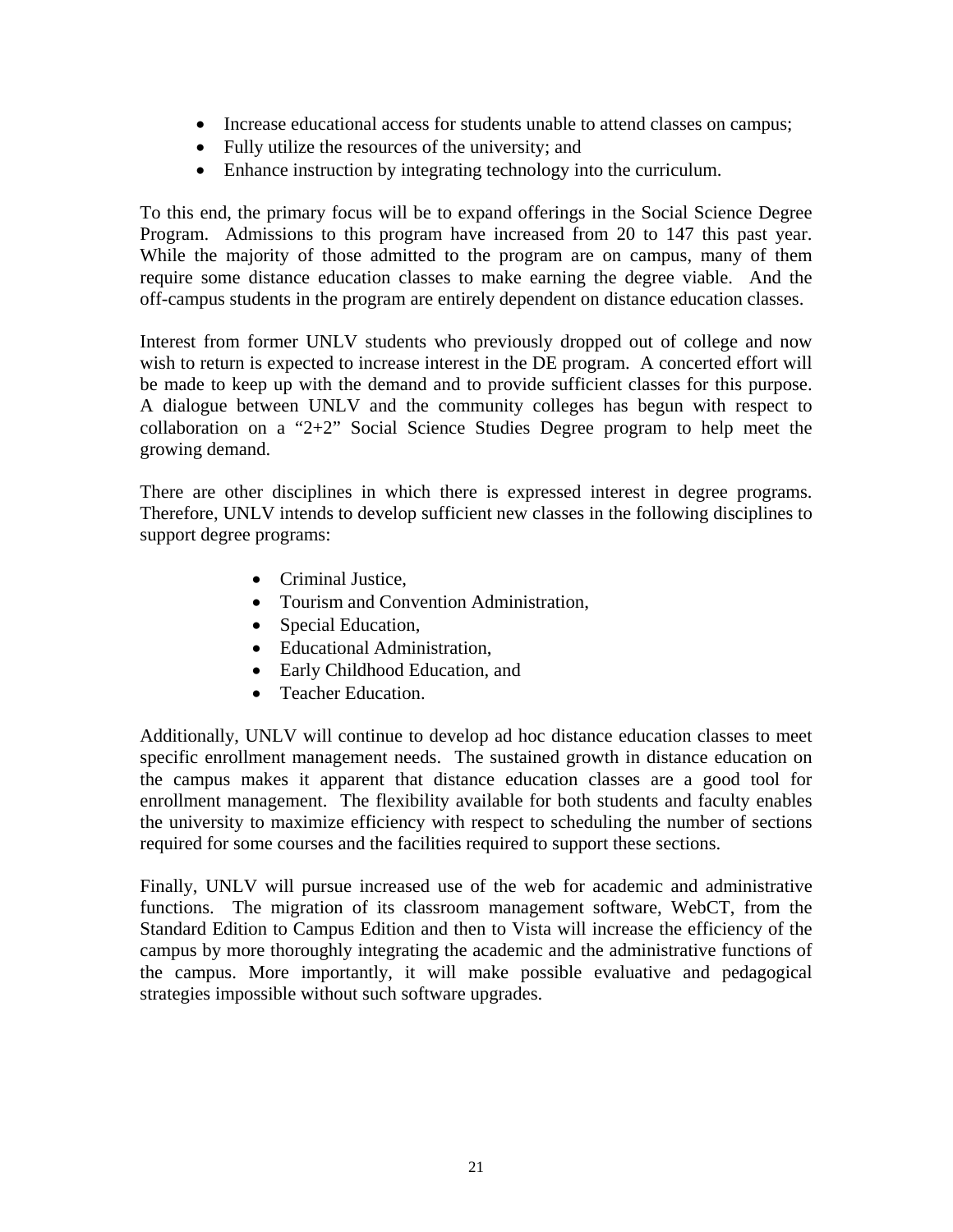- Increase educational access for students unable to attend classes on campus;
- Fully utilize the resources of the university; and
- Enhance instruction by integrating technology into the curriculum.

To this end, the primary focus will be to expand offerings in the Social Science Degree Program. Admissions to this program have increased from 20 to 147 this past year. While the majority of those admitted to the program are on campus, many of them require some distance education classes to make earning the degree viable. And the off-campus students in the program are entirely dependent on distance education classes.

Interest from former UNLV students who previously dropped out of college and now wish to return is expected to increase interest in the DE program. A concerted effort will be made to keep up with the demand and to provide sufficient classes for this purpose. A dialogue between UNLV and the community colleges has begun with respect to collaboration on a "2+2" Social Science Studies Degree program to help meet the growing demand.

There are other disciplines in which there is expressed interest in degree programs. Therefore, UNLV intends to develop sufficient new classes in the following disciplines to support degree programs:

- Criminal Justice,
- Tourism and Convention Administration,
- Special Education,
- Educational Administration,
- Early Childhood Education, and
- Teacher Education.

Additionally, UNLV will continue to develop ad hoc distance education classes to meet specific enrollment management needs. The sustained growth in distance education on the campus makes it apparent that distance education classes are a good tool for enrollment management. The flexibility available for both students and faculty enables the university to maximize efficiency with respect to scheduling the number of sections required for some courses and the facilities required to support these sections.

Finally, UNLV will pursue increased use of the web for academic and administrative functions. The migration of its classroom management software, WebCT, from the Standard Edition to Campus Edition and then to Vista will increase the efficiency of the campus by more thoroughly integrating the academic and the administrative functions of the campus. More importantly, it will make possible evaluative and pedagogical strategies impossible without such software upgrades.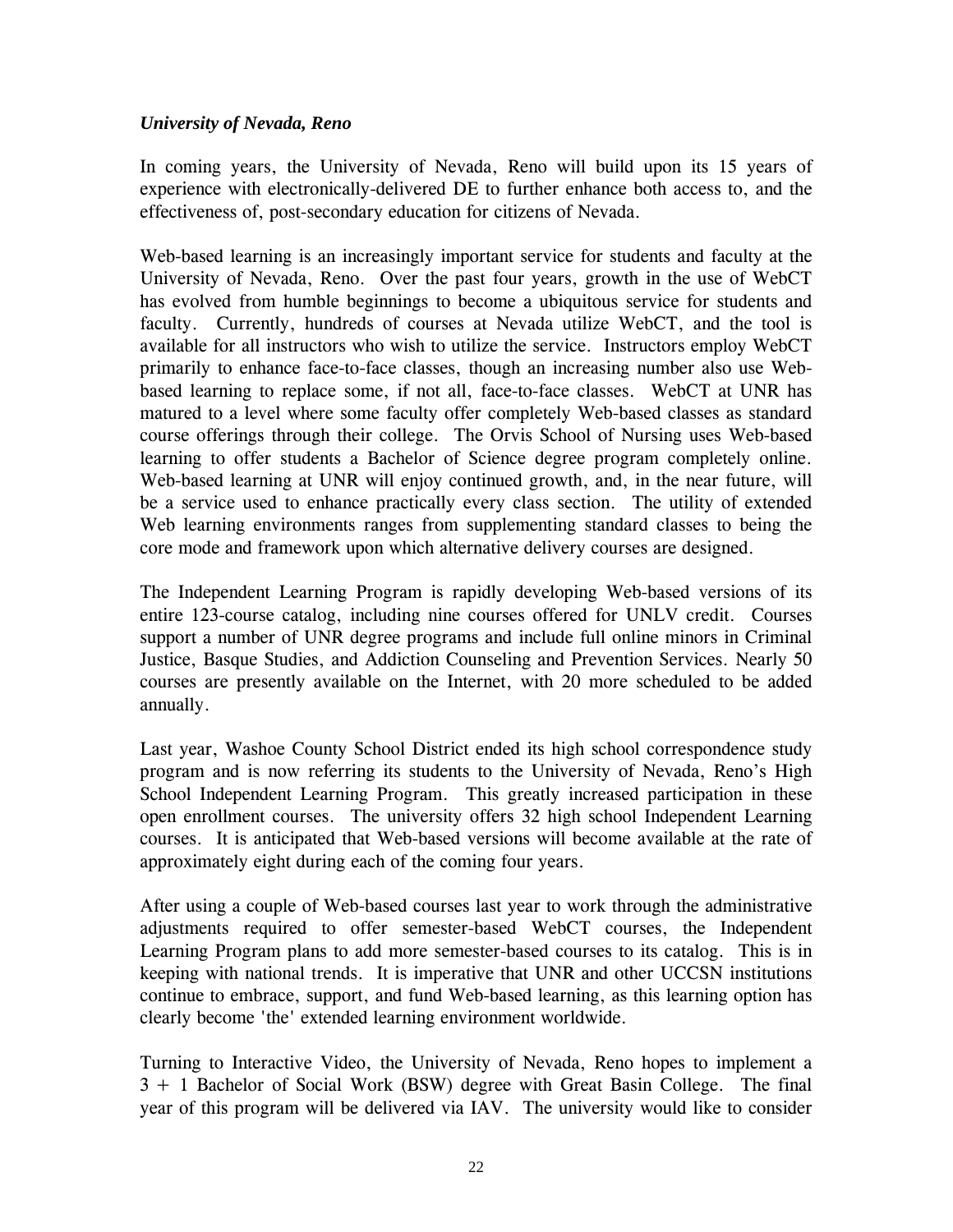***University of Nevada, Reno***

In coming years, the University of Nevada, Reno will build upon its 15 years of experience with electronically-delivered DE to further enhance both access to, and the effectiveness of, post-secondary education for citizens of Nevada.

Web-based learning is an increasingly important service for students and faculty at the University of Nevada, Reno. Over the past four years, growth in the use of WebCT has evolved from humble beginnings to become a ubiquitous service for students and faculty. Currently, hundreds of courses at Nevada utilize WebCT, and the tool is available for all instructors who wish to utilize the service. Instructors employ WebCT primarily to enhance face-to-face classes, though an increasing number also use Web-based learning to replace some, if not all, face-to-face classes. WebCT at UNR has matured to a level where some faculty offer completely Web-based classes as standard course offerings through their college. The Orvis School of Nursing uses Web-based learning to offer students a Bachelor of Science degree program completely online. Web-based learning at UNR will enjoy continued growth, and, in the near future, will be a service used to enhance practically every class section. The utility of extended Web learning environments ranges from supplementing standard classes to being the core mode and framework upon which alternative delivery courses are designed.

The Independent Learning Program is rapidly developing Web-based versions of its entire 123-course catalog, including nine courses offered for UNLV credit. Courses support a number of UNR degree programs and include full online minors in Criminal Justice, Basque Studies, and Addiction Counseling and Prevention Services. Nearly 50 courses are presently available on the Internet, with 20 more scheduled to be added annually.

Last year, Washoe County School District ended its high school correspondence study program and is now referring its students to the University of Nevada, Reno's High School Independent Learning Program. This greatly increased participation in these open enrollment courses. The university offers 32 high school Independent Learning courses. It is anticipated that Web-based versions will become available at the rate of approximately eight during each of the coming four years.

After using a couple of Web-based courses last year to work through the administrative adjustments required to offer semester-based WebCT courses, the Independent Learning Program plans to add more semester-based courses to its catalog. This is in keeping with national trends. It is imperative that UNR and other UCCSN institutions continue to embrace, support, and fund Web-based learning, as this learning option has clearly become 'the' extended learning environment worldwide.

Turning to Interactive Video, the University of Nevada, Reno hopes to implement a 3 + 1 Bachelor of Social Work (BSW) degree with Great Basin College. The final year of this program will be delivered via IAV. The university would like to consider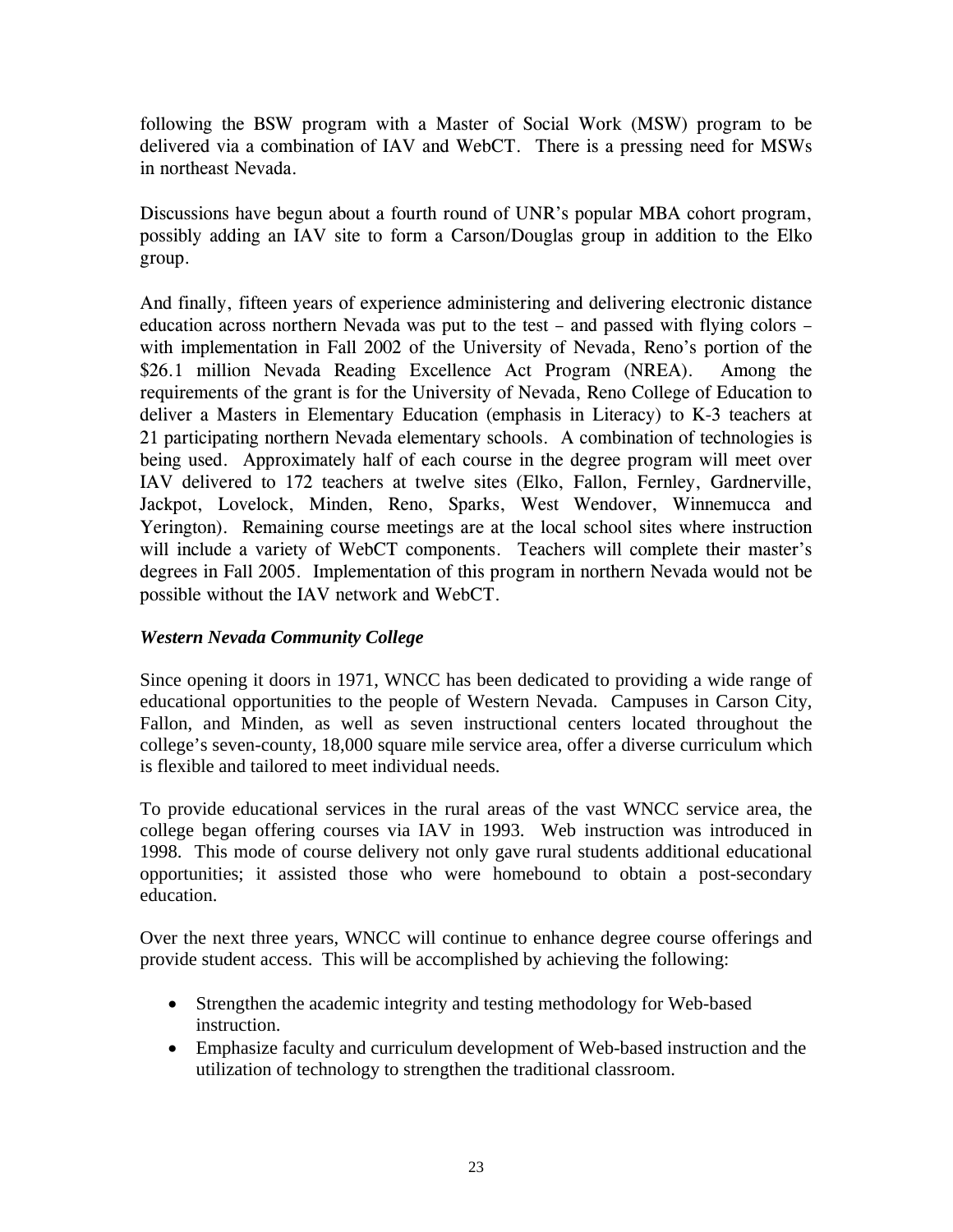following the BSW program with a Master of Social Work (MSW) program to be delivered via a combination of IAV and WebCT. There is a pressing need for MSWs in northeast Nevada.

Discussions have begun about a fourth round of UNR's popular MBA cohort program, possibly adding an IAV site to form a Carson/Douglas group in addition to the Elko group.

And finally, fifteen years of experience administering and delivering electronic distance education across northern Nevada was put to the test – and passed with flying colors – with implementation in Fall 2002 of the University of Nevada, Reno's portion of the $26.1 million Nevada Reading Excellence Act Program (NREA). Among the requirements of the grant is for the University of Nevada, Reno College of Education to deliver a Masters in Elementary Education (emphasis in Literacy) to K-3 teachers at 21 participating northern Nevada elementary schools. A combination of technologies is being used. Approximately half of each course in the degree program will meet over IAV delivered to 172 teachers at twelve sites (Elko, Fallon, Fernley, Gardnerville, Jackpot, Lovelock, Minden, Reno, Sparks, West Wendover, Winnemucca and Yerington). Remaining course meetings are at the local school sites where instruction will include a variety of WebCT components. Teachers will complete their master's degrees in Fall 2005. Implementation of this program in northern Nevada would not be possible without the IAV network and WebCT.

***Western Nevada Community College***

Since opening it doors in 1971, WNCC has been dedicated to providing a wide range of educational opportunities to the people of Western Nevada. Campuses in Carson City, Fallon, and Minden, as well as seven instructional centers located throughout the college's seven-county, 18,000 square mile service area, offer a diverse curriculum which is flexible and tailored to meet individual needs.

To provide educational services in the rural areas of the vast WNCC service area, the college began offering courses via IAV in 1993. Web instruction was introduced in 1998. This mode of course delivery not only gave rural students additional educational opportunities; it assisted those who were homebound to obtain a post-secondary education.

Over the next three years, WNCC will continue to enhance degree course offerings and provide student access. This will be accomplished by achieving the following:

- Strengthen the academic integrity and testing methodology for Web-based instruction.
- Emphasize faculty and curriculum development of Web-based instruction and the utilization of technology to strengthen the traditional classroom.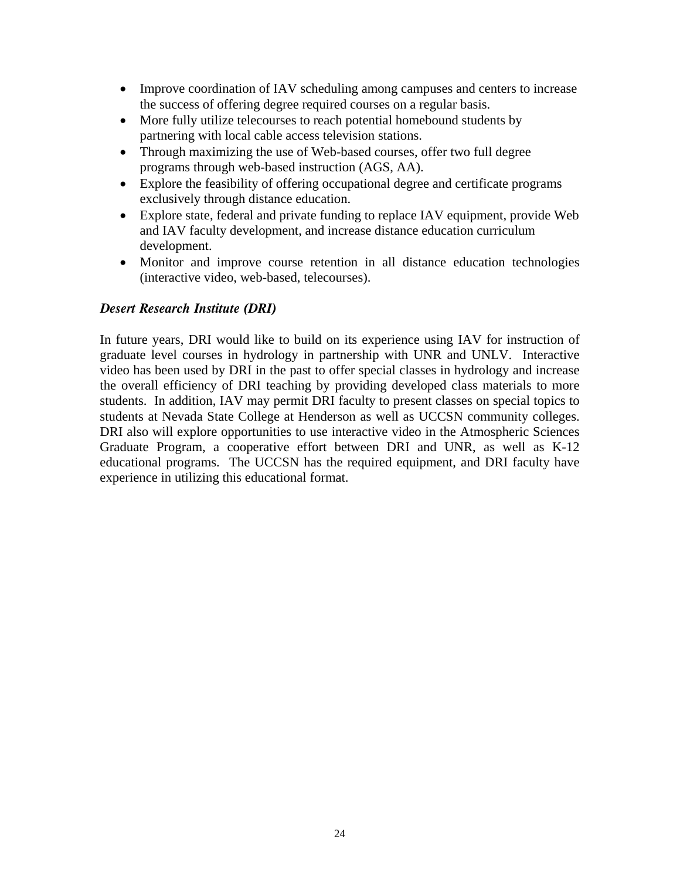- Improve coordination of IAV scheduling among campuses and centers to increase the success of offering degree required courses on a regular basis.
- More fully utilize telecourses to reach potential homebound students by partnering with local cable access television stations.
- Through maximizing the use of Web-based courses, offer two full degree programs through web-based instruction (AGS, AA).
- Explore the feasibility of offering occupational degree and certificate programs exclusively through distance education.
- Explore state, federal and private funding to replace IAV equipment, provide Web and IAV faculty development, and increase distance education curriculum development.
- Monitor and improve course retention in all distance education technologies (interactive video, web-based, telecourses).

### *Desert Research Institute (DRI)*

In future years, DRI would like to build on its experience using IAV for instruction of graduate level courses in hydrology in partnership with UNR and UNLV. Interactive video has been used by DRI in the past to offer special classes in hydrology and increase the overall efficiency of DRI teaching by providing developed class materials to more students. In addition, IAV may permit DRI faculty to present classes on special topics to students at Nevada State College at Henderson as well as UCCSN community colleges. DRI also will explore opportunities to use interactive video in the Atmospheric Sciences Graduate Program, a cooperative effort between DRI and UNR, as well as K-12 educational programs. The UCCSN has the required equipment, and DRI faculty have experience in utilizing this educational format.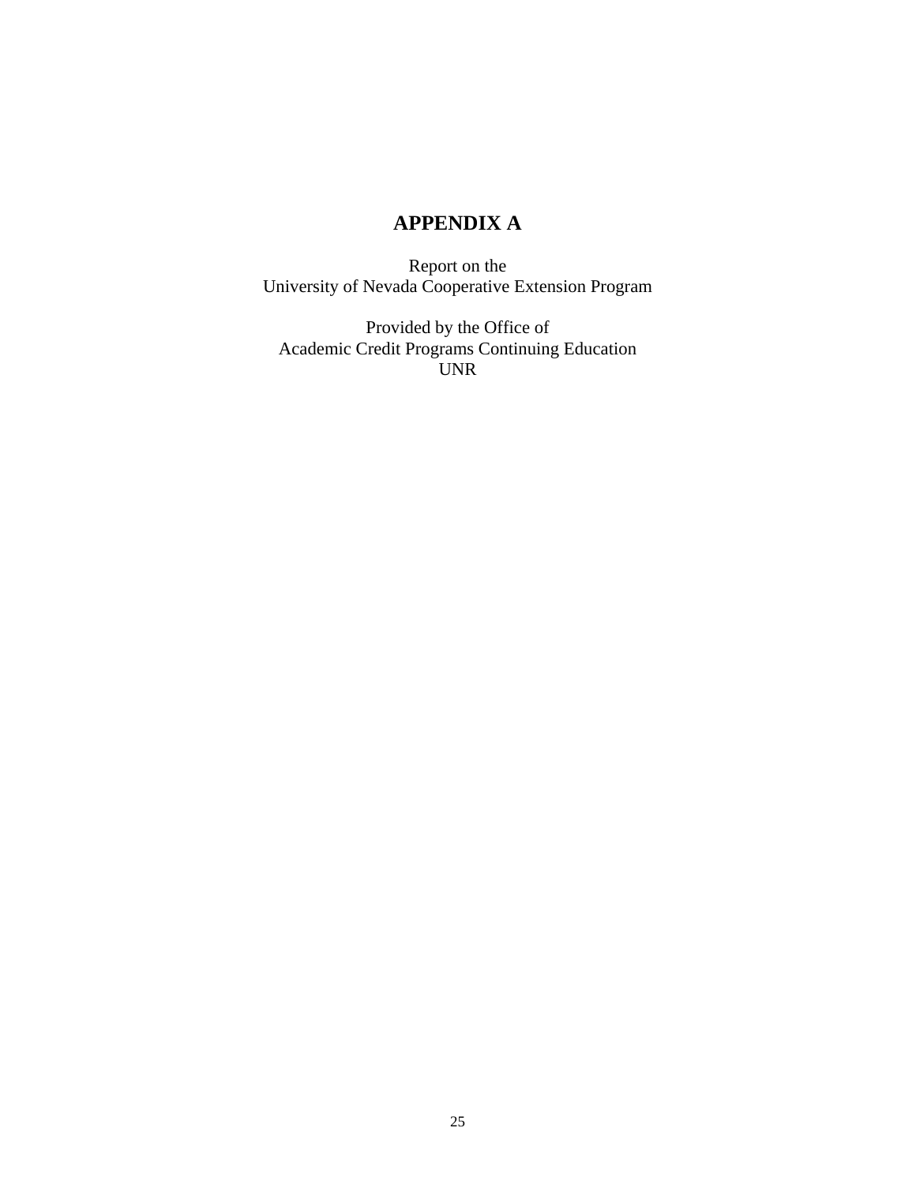# APPENDIX A

Report on the
University of Nevada Cooperative Extension Program

Provided by the Office of
Academic Credit Programs Continuing Education
UNR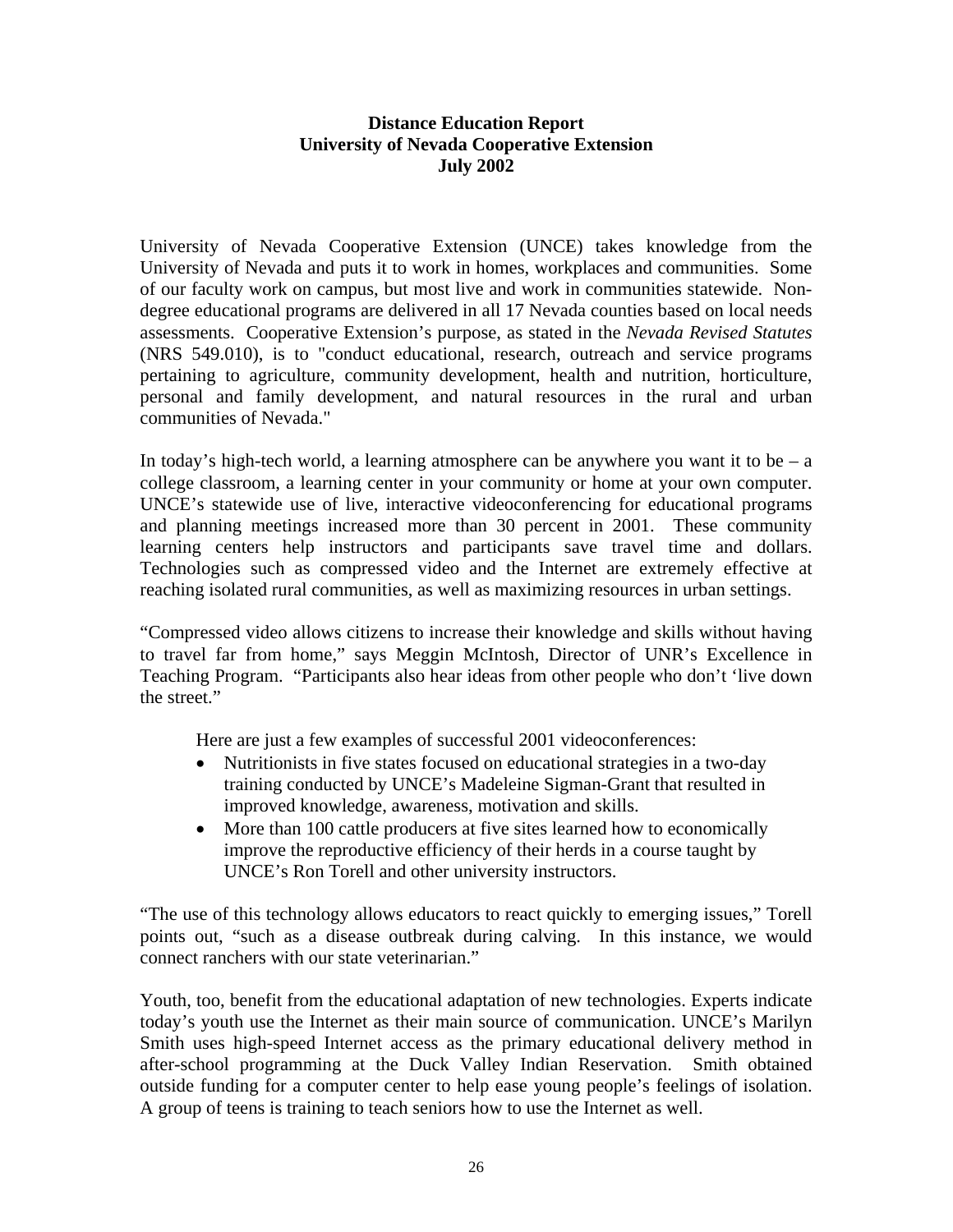**Distance Education Report**
**University of Nevada Cooperative Extension**
**July 2002**

University of Nevada Cooperative Extension (UNCE) takes knowledge from the University of Nevada and puts it to work in homes, workplaces and communities. Some of our faculty work on campus, but most live and work in communities statewide. Non-degree educational programs are delivered in all 17 Nevada counties based on local needs assessments. Cooperative Extension's purpose, as stated in the *Nevada Revised Statutes* (NRS 549.010), is to "conduct educational, research, outreach and service programs pertaining to agriculture, community development, health and nutrition, horticulture, personal and family development, and natural resources in the rural and urban communities of Nevada."

In today's high-tech world, a learning atmosphere can be anywhere you want it to be – a college classroom, a learning center in your community or home at your own computer. UNCE's statewide use of live, interactive videoconferencing for educational programs and planning meetings increased more than 30 percent in 2001. These community learning centers help instructors and participants save travel time and dollars. Technologies such as compressed video and the Internet are extremely effective at reaching isolated rural communities, as well as maximizing resources in urban settings.

"Compressed video allows citizens to increase their knowledge and skills without having to travel far from home," says Meggin McIntosh, Director of UNR's Excellence in Teaching Program. "Participants also hear ideas from other people who don't 'live down the street."

Here are just a few examples of successful 2001 videoconferences:

- Nutritionists in five states focused on educational strategies in a two-day training conducted by UNCE's Madeleine Sigman-Grant that resulted in improved knowledge, awareness, motivation and skills.
- More than 100 cattle producers at five sites learned how to economically improve the reproductive efficiency of their herds in a course taught by UNCE's Ron Torell and other university instructors.

"The use of this technology allows educators to react quickly to emerging issues," Torell points out, "such as a disease outbreak during calving. In this instance, we would connect ranchers with our state veterinarian."

Youth, too, benefit from the educational adaptation of new technologies. Experts indicate today's youth use the Internet as their main source of communication. UNCE's Marilyn Smith uses high-speed Internet access as the primary educational delivery method in after-school programming at the Duck Valley Indian Reservation. Smith obtained outside funding for a computer center to help ease young people's feelings of isolation. A group of teens is training to teach seniors how to use the Internet as well.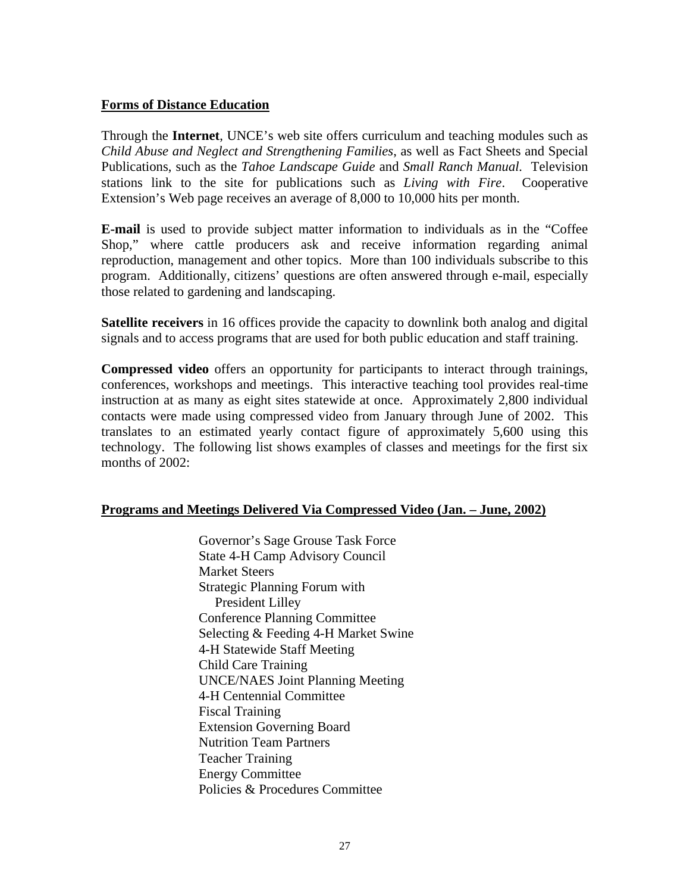## **Forms of Distance Education**

Through the **Internet**, UNCE's web site offers curriculum and teaching modules such as *Child Abuse and Neglect and Strengthening Families*, as well as Fact Sheets and Special Publications, such as the *Tahoe Landscape Guide* and *Small Ranch Manual.* Television stations link to the site for publications such as *Living with Fire*. Cooperative Extension's Web page receives an average of 8,000 to 10,000 hits per month.

**E-mail** is used to provide subject matter information to individuals as in the "Coffee Shop," where cattle producers ask and receive information regarding animal reproduction, management and other topics. More than 100 individuals subscribe to this program. Additionally, citizens' questions are often answered through e-mail, especially those related to gardening and landscaping.

**Satellite receivers** in 16 offices provide the capacity to downlink both analog and digital signals and to access programs that are used for both public education and staff training.

**Compressed video** offers an opportunity for participants to interact through trainings, conferences, workshops and meetings. This interactive teaching tool provides real-time instruction at as many as eight sites statewide at once. Approximately 2,800 individual contacts were made using compressed video from January through June of 2002. This translates to an estimated yearly contact figure of approximately 5,600 using this technology. The following list shows examples of classes and meetings for the first six months of 2002:

## **Programs and Meetings Delivered Via Compressed Video (Jan. – June, 2002)**

- Governor's Sage Grouse Task Force
- State 4-H Camp Advisory Council
- Market Steers
- Strategic Planning Forum with President Lilley
- Conference Planning Committee
- Selecting & Feeding 4-H Market Swine
- 4-H Statewide Staff Meeting
- Child Care Training
- UNCE/NAES Joint Planning Meeting
- 4-H Centennial Committee
- Fiscal Training
- Extension Governing Board
- Nutrition Team Partners
- Teacher Training
- Energy Committee
- Policies & Procedures Committee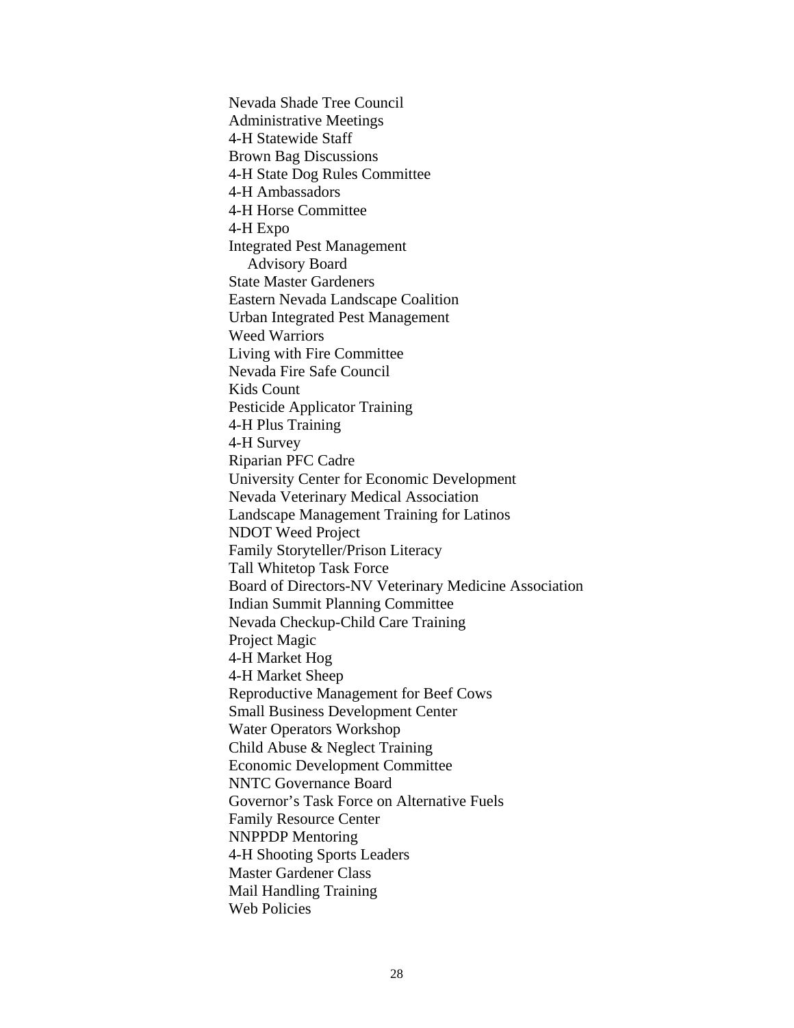Nevada Shade Tree Council
Administrative Meetings
4-H Statewide Staff
Brown Bag Discussions
4-H State Dog Rules Committee
4-H Ambassadors
4-H Horse Committee
4-H Expo
Integrated Pest Management
    Advisory Board
State Master Gardeners
Eastern Nevada Landscape Coalition
Urban Integrated Pest Management
Weed Warriors
Living with Fire Committee
Nevada Fire Safe Council
Kids Count
Pesticide Applicator Training
4-H Plus Training
4-H Survey
Riparian PFC Cadre
University Center for Economic Development
Nevada Veterinary Medical Association
Landscape Management Training for Latinos
NDOT Weed Project
Family Storyteller/Prison Literacy
Tall Whitetop Task Force
Board of Directors-NV Veterinary Medicine Association
Indian Summit Planning Committee
Nevada Checkup-Child Care Training
Project Magic
4-H Market Hog
4-H Market Sheep
Reproductive Management for Beef Cows
Small Business Development Center
Water Operators Workshop
Child Abuse & Neglect Training
Economic Development Committee
NNTC Governance Board
Governor's Task Force on Alternative Fuels
Family Resource Center
NNPPDP Mentoring
4-H Shooting Sports Leaders
Master Gardener Class
Mail Handling Training
Web Policies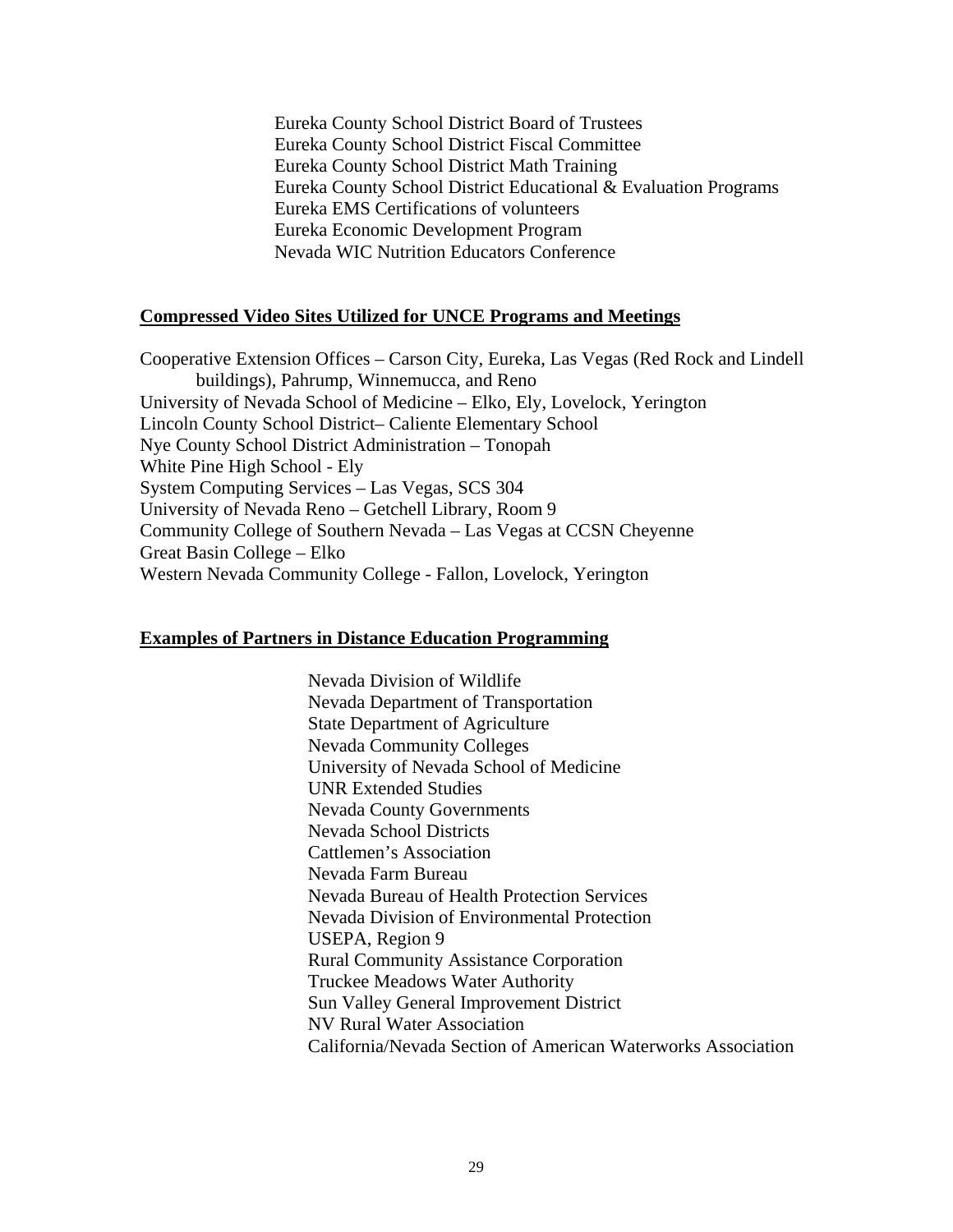Eureka County School District Board of Trustees
Eureka County School District Fiscal Committee
Eureka County School District Math Training
Eureka County School District Educational & Evaluation Programs
Eureka EMS Certifications of volunteers
Eureka Economic Development Program
Nevada WIC Nutrition Educators Conference

**Compressed Video Sites Utilized for UNCE Programs and Meetings**

Cooperative Extension Offices – Carson City, Eureka, Las Vegas (Red Rock and Lindell buildings), Pahrump, Winnemucca, and Reno
University of Nevada School of Medicine – Elko, Ely, Lovelock, Yerington
Lincoln County School District– Caliente Elementary School
Nye County School District Administration – Tonopah
White Pine High School - Ely
System Computing Services – Las Vegas, SCS 304
University of Nevada Reno – Getchell Library, Room 9
Community College of Southern Nevada – Las Vegas at CCSN Cheyenne
Great Basin College – Elko
Western Nevada Community College - Fallon, Lovelock, Yerington

**Examples of Partners in Distance Education Programming**

Nevada Division of Wildlife
Nevada Department of Transportation
State Department of Agriculture
Nevada Community Colleges
University of Nevada School of Medicine
UNR Extended Studies
Nevada County Governments
Nevada School Districts
Cattlemen's Association
Nevada Farm Bureau
Nevada Bureau of Health Protection Services
Nevada Division of Environmental Protection
USEPA, Region 9
Rural Community Assistance Corporation
Truckee Meadows Water Authority
Sun Valley General Improvement District
NV Rural Water Association
California/Nevada Section of American Waterworks Association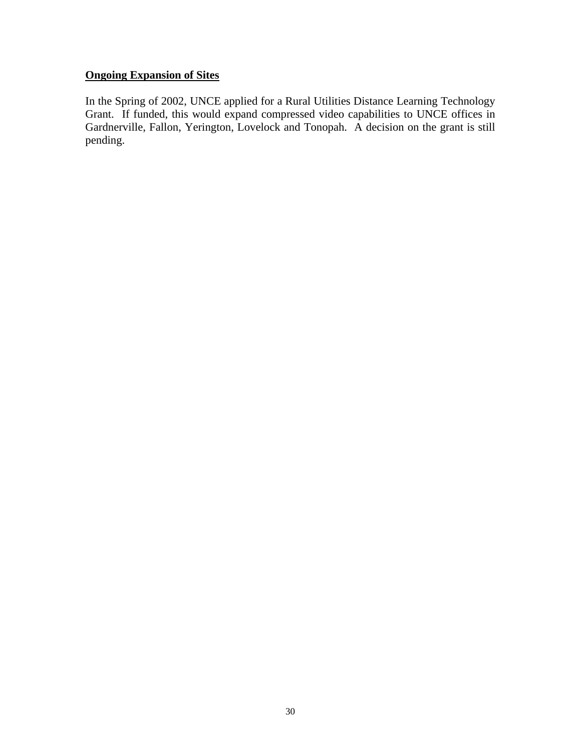**Ongoing Expansion of Sites**

In the Spring of 2002, UNCE applied for a Rural Utilities Distance Learning Technology Grant. If funded, this would expand compressed video capabilities to UNCE offices in Gardnerville, Fallon, Yerington, Lovelock and Tonopah. A decision on the grant is still pending.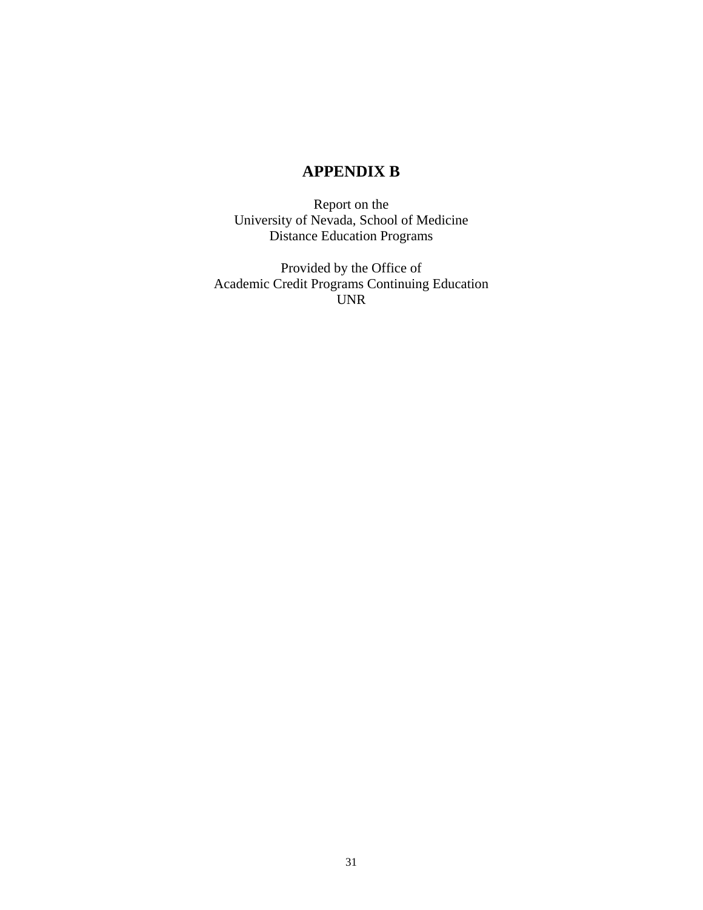# APPENDIX B

Report on the
University of Nevada, School of Medicine
Distance Education Programs

Provided by the Office of
Academic Credit Programs Continuing Education
UNR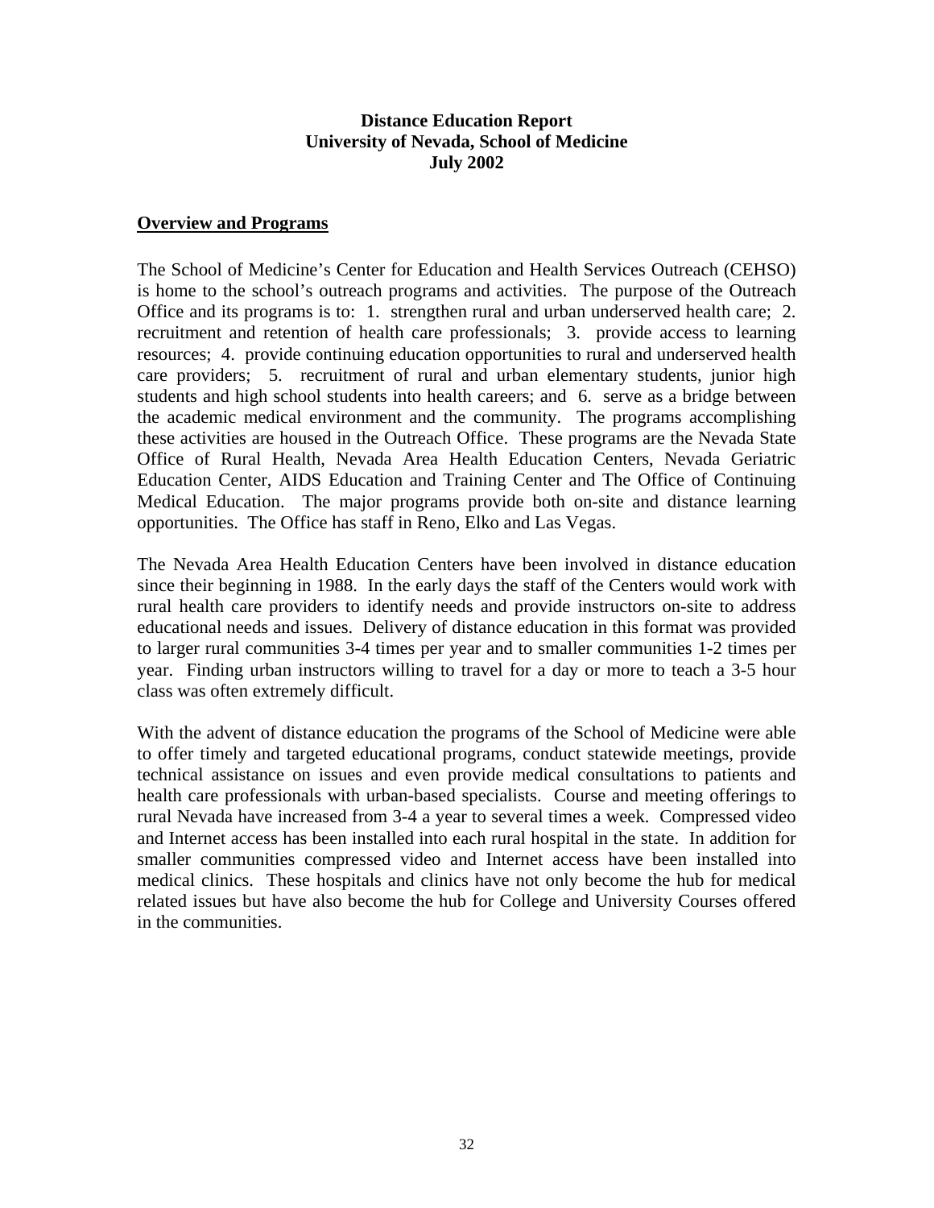**Distance Education Report**
**University of Nevada, School of Medicine**
**July 2002**

## Overview and Programs

The School of Medicine's Center for Education and Health Services Outreach (CEHSO) is home to the school's outreach programs and activities. The purpose of the Outreach Office and its programs is to: 1. strengthen rural and urban underserved health care; 2. recruitment and retention of health care professionals; 3. provide access to learning resources; 4. provide continuing education opportunities to rural and underserved health care providers; 5. recruitment of rural and urban elementary students, junior high students and high school students into health careers; and 6. serve as a bridge between the academic medical environment and the community. The programs accomplishing these activities are housed in the Outreach Office. These programs are the Nevada State Office of Rural Health, Nevada Area Health Education Centers, Nevada Geriatric Education Center, AIDS Education and Training Center and The Office of Continuing Medical Education. The major programs provide both on-site and distance learning opportunities. The Office has staff in Reno, Elko and Las Vegas.

The Nevada Area Health Education Centers have been involved in distance education since their beginning in 1988. In the early days the staff of the Centers would work with rural health care providers to identify needs and provide instructors on-site to address educational needs and issues. Delivery of distance education in this format was provided to larger rural communities 3-4 times per year and to smaller communities 1-2 times per year. Finding urban instructors willing to travel for a day or more to teach a 3-5 hour class was often extremely difficult.

With the advent of distance education the programs of the School of Medicine were able to offer timely and targeted educational programs, conduct statewide meetings, provide technical assistance on issues and even provide medical consultations to patients and health care professionals with urban-based specialists. Course and meeting offerings to rural Nevada have increased from 3-4 a year to several times a week. Compressed video and Internet access has been installed into each rural hospital in the state. In addition for smaller communities compressed video and Internet access have been installed into medical clinics. These hospitals and clinics have not only become the hub for medical related issues but have also become the hub for College and University Courses offered in the communities.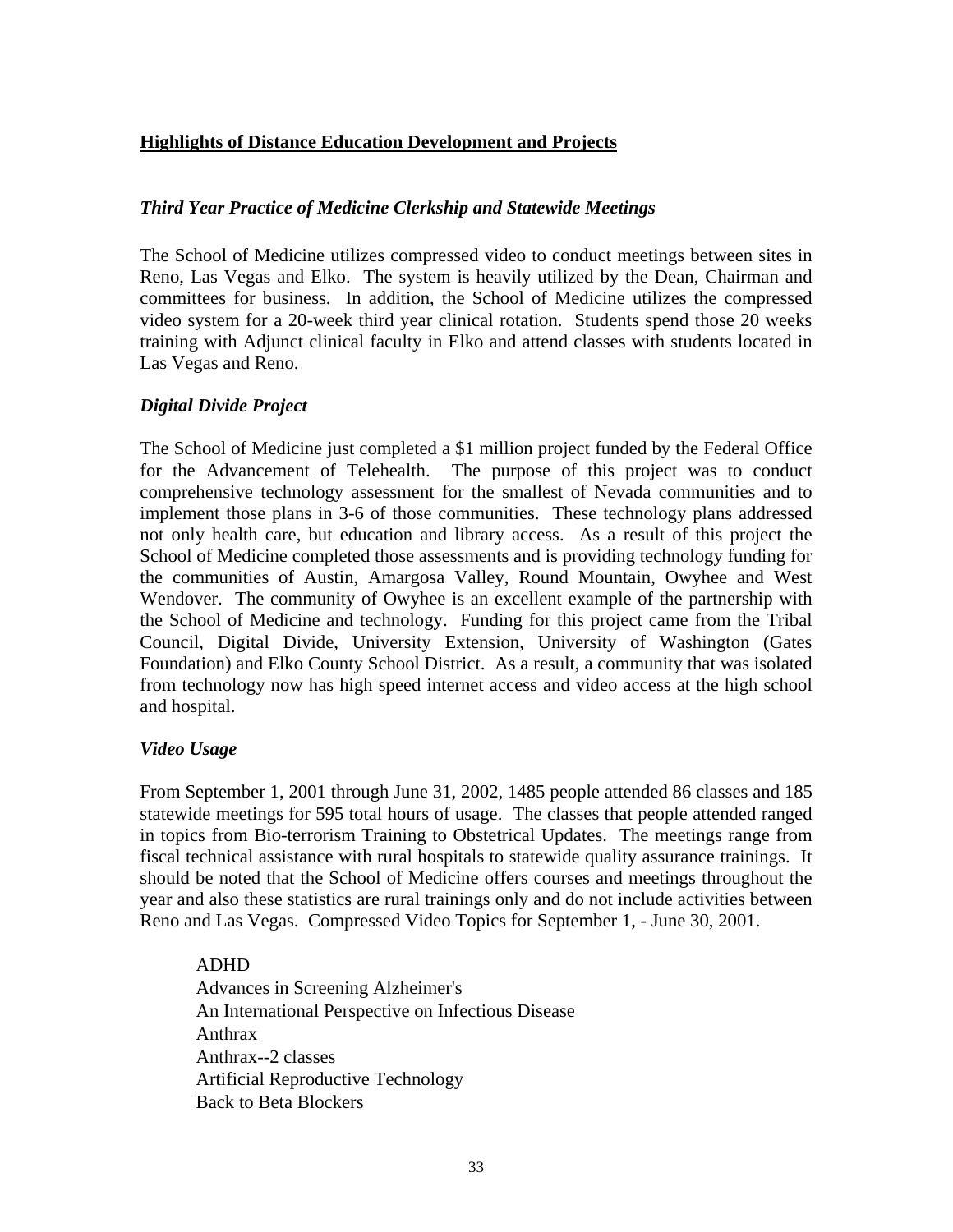## Highlights of Distance Education Development and Projects

### *Third Year Practice of Medicine Clerkship and Statewide Meetings*

The School of Medicine utilizes compressed video to conduct meetings between sites in Reno, Las Vegas and Elko. The system is heavily utilized by the Dean, Chairman and committees for business. In addition, the School of Medicine utilizes the compressed video system for a 20-week third year clinical rotation. Students spend those 20 weeks training with Adjunct clinical faculty in Elko and attend classes with students located in Las Vegas and Reno.

### *Digital Divide Project*

The School of Medicine just completed a $1 million project funded by the Federal Office for the Advancement of Telehealth. The purpose of this project was to conduct comprehensive technology assessment for the smallest of Nevada communities and to implement those plans in 3-6 of those communities. These technology plans addressed not only health care, but education and library access. As a result of this project the School of Medicine completed those assessments and is providing technology funding for the communities of Austin, Amargosa Valley, Round Mountain, Owyhee and West Wendover. The community of Owyhee is an excellent example of the partnership with the School of Medicine and technology. Funding for this project came from the Tribal Council, Digital Divide, University Extension, University of Washington (Gates Foundation) and Elko County School District. As a result, a community that was isolated from technology now has high speed internet access and video access at the high school and hospital.

### *Video Usage*

From September 1, 2001 through June 31, 2002, 1485 people attended 86 classes and 185 statewide meetings for 595 total hours of usage. The classes that people attended ranged in topics from Bio-terrorism Training to Obstetrical Updates. The meetings range from fiscal technical assistance with rural hospitals to statewide quality assurance trainings. It should be noted that the School of Medicine offers courses and meetings throughout the year and also these statistics are rural trainings only and do not include activities between Reno and Las Vegas. Compressed Video Topics for September 1, - June 30, 2001.

ADHD
Advances in Screening Alzheimer's
An International Perspective on Infectious Disease
Anthrax
Anthrax--2 classes
Artificial Reproductive Technology
Back to Beta Blockers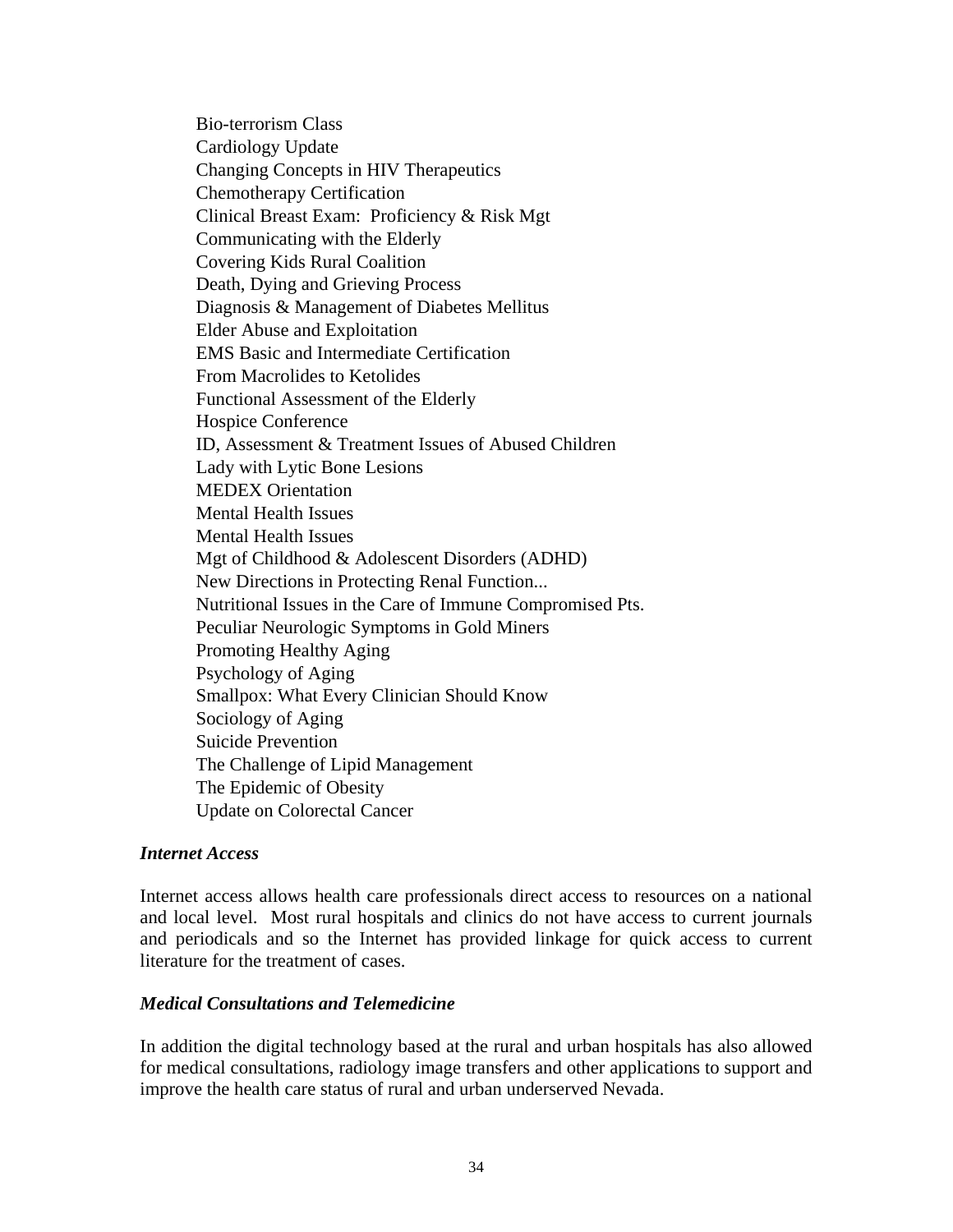Bio-terrorism Class
Cardiology Update
Changing Concepts in HIV Therapeutics
Chemotherapy Certification
Clinical Breast Exam: Proficiency & Risk Mgt
Communicating with the Elderly
Covering Kids Rural Coalition
Death, Dying and Grieving Process
Diagnosis & Management of Diabetes Mellitus
Elder Abuse and Exploitation
EMS Basic and Intermediate Certification
From Macrolides to Ketolides
Functional Assessment of the Elderly
Hospice Conference
ID, Assessment & Treatment Issues of Abused Children
Lady with Lytic Bone Lesions
MEDEX Orientation
Mental Health Issues
Mental Health Issues
Mgt of Childhood & Adolescent Disorders (ADHD)
New Directions in Protecting Renal Function...
Nutritional Issues in the Care of Immune Compromised Pts.
Peculiar Neurologic Symptoms in Gold Miners
Promoting Healthy Aging
Psychology of Aging
Smallpox: What Every Clinician Should Know
Sociology of Aging
Suicide Prevention
The Challenge of Lipid Management
The Epidemic of Obesity
Update on Colorectal Cancer

***Internet Access***

Internet access allows health care professionals direct access to resources on a national and local level. Most rural hospitals and clinics do not have access to current journals and periodicals and so the Internet has provided linkage for quick access to current literature for the treatment of cases.

***Medical Consultations and Telemedicine***

In addition the digital technology based at the rural and urban hospitals has also allowed for medical consultations, radiology image transfers and other applications to support and improve the health care status of rural and urban underserved Nevada.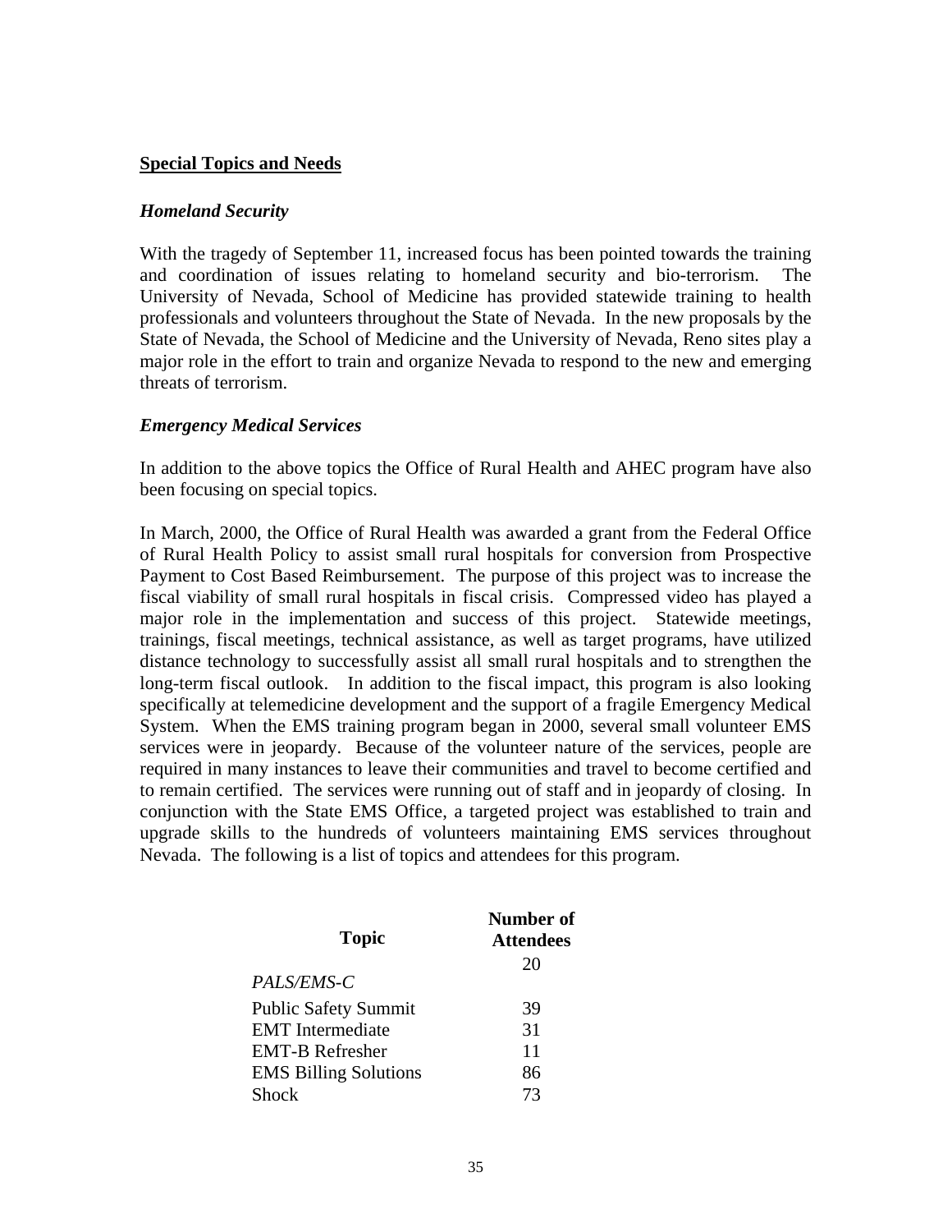**Special Topics and Needs**

***Homeland Security***

With the tragedy of September 11, increased focus has been pointed towards the training and coordination of issues relating to homeland security and bio-terrorism. The University of Nevada, School of Medicine has provided statewide training to health professionals and volunteers throughout the State of Nevada. In the new proposals by the State of Nevada, the School of Medicine and the University of Nevada, Reno sites play a major role in the effort to train and organize Nevada to respond to the new and emerging threats of terrorism.

***Emergency Medical Services***

In addition to the above topics the Office of Rural Health and AHEC program have also been focusing on special topics.

In March, 2000, the Office of Rural Health was awarded a grant from the Federal Office of Rural Health Policy to assist small rural hospitals for conversion from Prospective Payment to Cost Based Reimbursement. The purpose of this project was to increase the fiscal viability of small rural hospitals in fiscal crisis. Compressed video has played a major role in the implementation and success of this project. Statewide meetings, trainings, fiscal meetings, technical assistance, as well as target programs, have utilized distance technology to successfully assist all small rural hospitals and to strengthen the long-term fiscal outlook. In addition to the fiscal impact, this program is also looking specifically at telemedicine development and the support of a fragile Emergency Medical System. When the EMS training program began in 2000, several small volunteer EMS services were in jeopardy. Because of the volunteer nature of the services, people are required in many instances to leave their communities and travel to become certified and to remain certified. The services were running out of staff and in jeopardy of closing. In conjunction with the State EMS Office, a targeted project was established to train and upgrade skills to the hundreds of volunteers maintaining EMS services throughout Nevada. The following is a list of topics and attendees for this program.

| Topic | Number of Attendees |
|---|---|
| *PALS/EMS-C* | 20 |
| Public Safety Summit | 39 |
| EMT Intermediate | 31 |
| EMT-B Refresher | 11 |
| EMS Billing Solutions | 86 |
| Shock | 73 |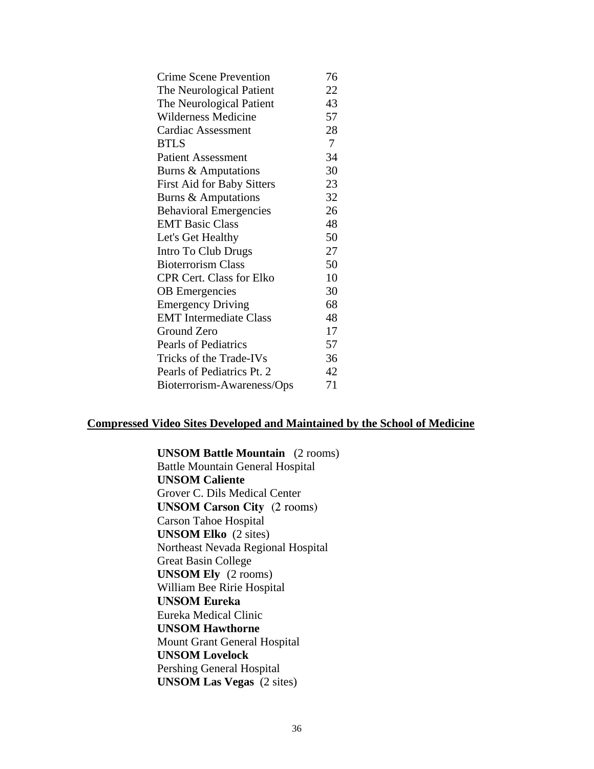| | |
|---|---|
| Crime Scene Prevention | 76 |
| The Neurological Patient | 22 |
| The Neurological Patient | 43 |
| Wilderness Medicine | 57 |
| Cardiac Assessment | 28 |
| BTLS | 7 |
| Patient Assessment | 34 |
| Burns & Amputations | 30 |
| First Aid for Baby Sitters | 23 |
| Burns & Amputations | 32 |
| Behavioral Emergencies | 26 |
| EMT Basic Class | 48 |
| Let's Get Healthy | 50 |
| Intro To Club Drugs | 27 |
| Bioterrorism Class | 50 |
| CPR Cert. Class for Elko | 10 |
| OB Emergencies | 30 |
| Emergency Driving | 68 |
| EMT Intermediate Class | 48 |
| Ground Zero | 17 |
| Pearls of Pediatrics | 57 |
| Tricks of the Trade-IVs | 36 |
| Pearls of Pediatrics Pt. 2 | 42 |
| Bioterrorism-Awareness/Ops | 71 |

## Compressed Video Sites Developed and Maintained by the School of Medicine

**UNSOM Battle Mountain** (2 rooms)
Battle Mountain General Hospital
**UNSOM Caliente**
Grover C. Dils Medical Center
**UNSOM Carson City** (2 rooms)
Carson Tahoe Hospital
**UNSOM Elko** (2 sites)
Northeast Nevada Regional Hospital
Great Basin College
**UNSOM Ely** (2 rooms)
William Bee Ririe Hospital
**UNSOM Eureka**
Eureka Medical Clinic
**UNSOM Hawthorne**
Mount Grant General Hospital
**UNSOM Lovelock**
Pershing General Hospital
**UNSOM Las Vegas** (2 sites)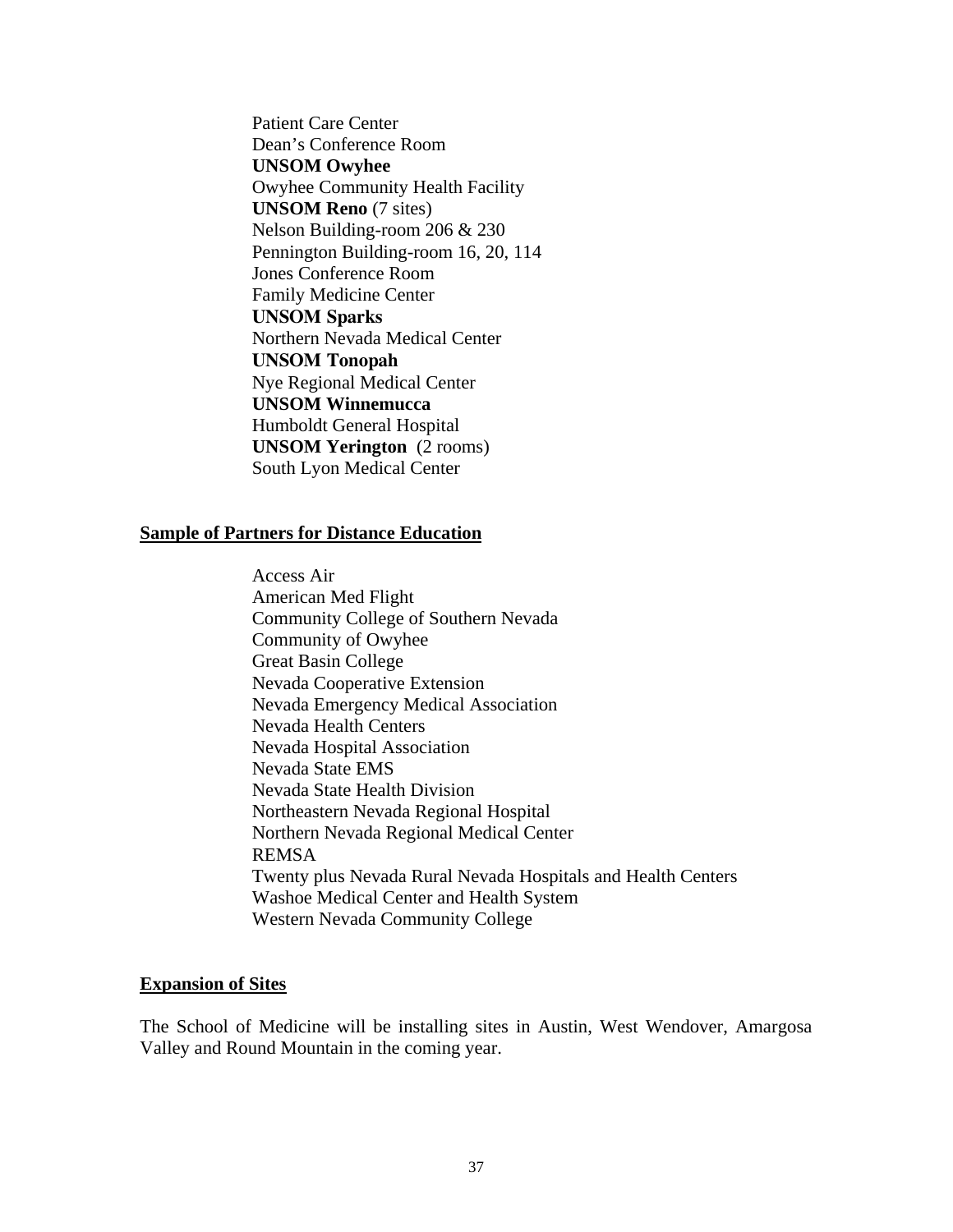Patient Care Center
Dean's Conference Room
**UNSOM Owyhee**
Owyhee Community Health Facility
**UNSOM Reno** (7 sites)
Nelson Building-room 206 & 230
Pennington Building-room 16, 20, 114
Jones Conference Room
Family Medicine Center
**UNSOM Sparks**
Northern Nevada Medical Center
**UNSOM Tonopah**
Nye Regional Medical Center
**UNSOM Winnemucca**
Humboldt General Hospital
**UNSOM Yerington** (2 rooms)
South Lyon Medical Center

## Sample of Partners for Distance Education

Access Air
American Med Flight
Community College of Southern Nevada
Community of Owyhee
Great Basin College
Nevada Cooperative Extension
Nevada Emergency Medical Association
Nevada Health Centers
Nevada Hospital Association
Nevada State EMS
Nevada State Health Division
Northeastern Nevada Regional Hospital
Northern Nevada Regional Medical Center
REMSA
Twenty plus Nevada Rural Nevada Hospitals and Health Centers
Washoe Medical Center and Health System
Western Nevada Community College

## Expansion of Sites

The School of Medicine will be installing sites in Austin, West Wendover, Amargosa Valley and Round Mountain in the coming year.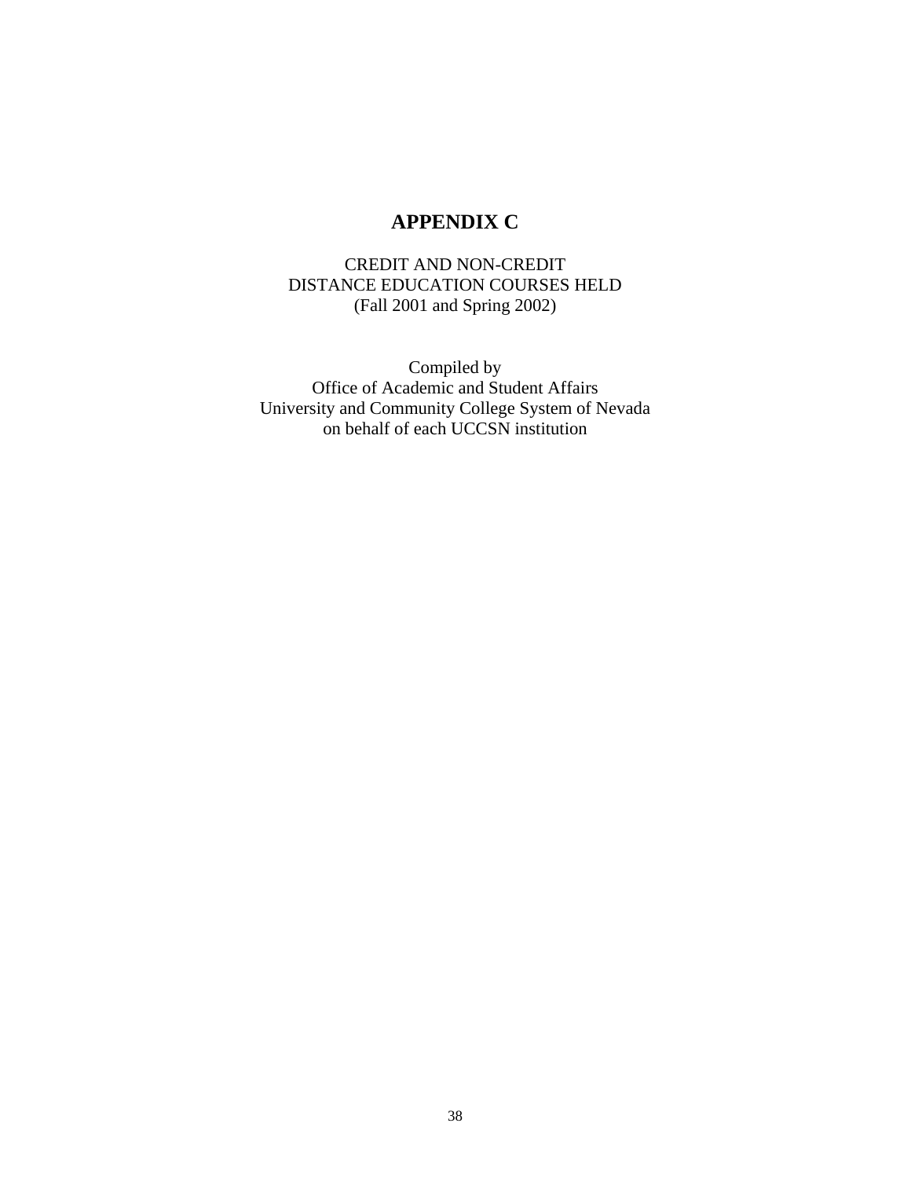# APPENDIX C

CREDIT AND NON-CREDIT
DISTANCE EDUCATION COURSES HELD
(Fall 2001 and Spring 2002)

Compiled by
Office of Academic and Student Affairs
University and Community College System of Nevada
on behalf of each UCCSN institution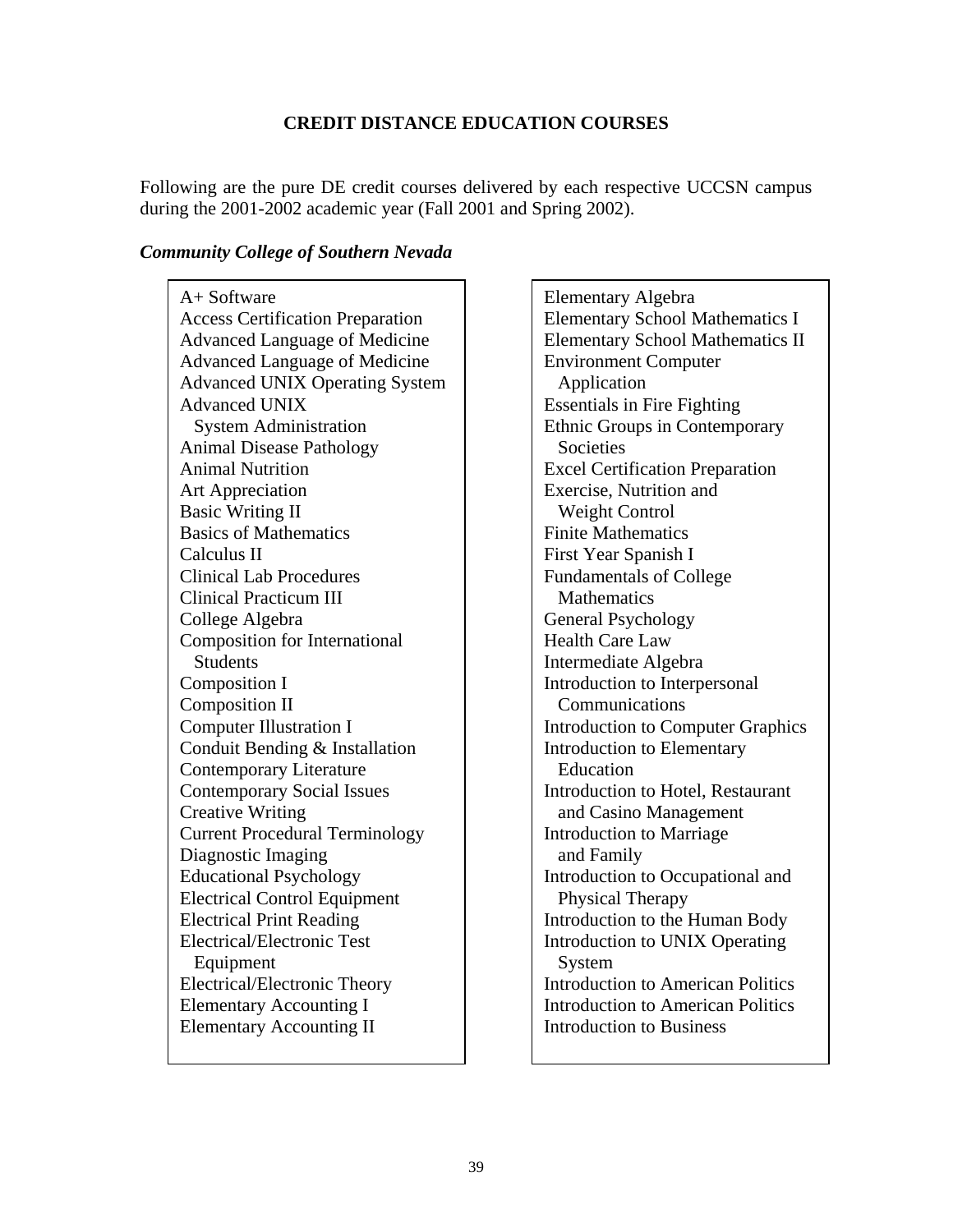## CREDIT DISTANCE EDUCATION COURSES

Following are the pure DE credit courses delivered by each respective UCCSN campus during the 2001-2002 academic year (Fall 2001 and Spring 2002).

### *Community College of Southern Nevada*

- A+ Software
- Access Certification Preparation
- Advanced Language of Medicine
- Advanced Language of Medicine
- Advanced UNIX Operating System
- Advanced UNIX System Administration
- Animal Disease Pathology
- Animal Nutrition
- Art Appreciation
- Basic Writing II
- Basics of Mathematics
- Calculus II
- Clinical Lab Procedures
- Clinical Practicum III
- College Algebra
- Composition for International Students
- Composition I
- Composition II
- Computer Illustration I
- Conduit Bending & Installation
- Contemporary Literature
- Contemporary Social Issues
- Creative Writing
- Current Procedural Terminology
- Diagnostic Imaging
- Educational Psychology
- Electrical Control Equipment
- Electrical Print Reading
- Electrical/Electronic Test Equipment
- Electrical/Electronic Theory
- Elementary Accounting I
- Elementary Accounting II
- Elementary Algebra
- Elementary School Mathematics I
- Elementary School Mathematics II
- Environment Computer Application
- Essentials in Fire Fighting
- Ethnic Groups in Contemporary Societies
- Excel Certification Preparation
- Exercise, Nutrition and Weight Control
- Finite Mathematics
- First Year Spanish I
- Fundamentals of College Mathematics
- General Psychology
- Health Care Law
- Intermediate Algebra
- Introduction to Interpersonal Communications
- Introduction to Computer Graphics
- Introduction to Elementary Education
- Introduction to Hotel, Restaurant and Casino Management
- Introduction to Marriage and Family
- Introduction to Occupational and Physical Therapy
- Introduction to the Human Body
- Introduction to UNIX Operating System
- Introduction to American Politics
- Introduction to American Politics
- Introduction to Business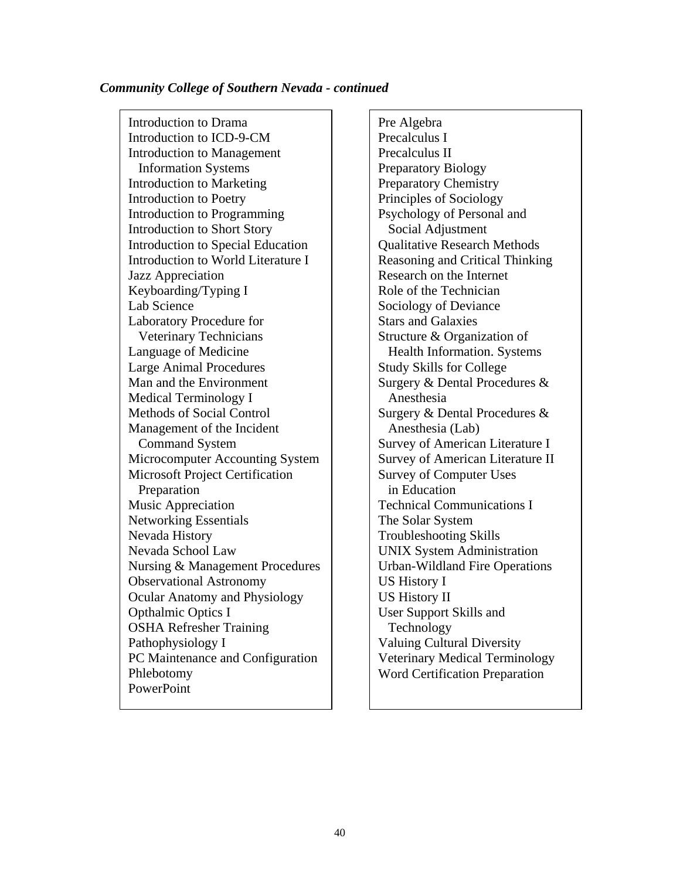***Community College of Southern Nevada - continued***

- Introduction to Drama
- Introduction to ICD-9-CM
- Introduction to Management Information Systems
- Introduction to Marketing
- Introduction to Poetry
- Introduction to Programming
- Introduction to Short Story
- Introduction to Special Education
- Introduction to World Literature I
- Jazz Appreciation
- Keyboarding/Typing I
- Lab Science
- Laboratory Procedure for Veterinary Technicians
- Language of Medicine
- Large Animal Procedures
- Man and the Environment
- Medical Terminology I
- Methods of Social Control
- Management of the Incident Command System
- Microcomputer Accounting System
- Microsoft Project Certification Preparation
- Music Appreciation
- Networking Essentials
- Nevada History
- Nevada School Law
- Nursing & Management Procedures
- Observational Astronomy
- Ocular Anatomy and Physiology
- Opthalmic Optics I
- OSHA Refresher Training
- Pathophysiology I
- PC Maintenance and Configuration
- Phlebotomy
- PowerPoint
- Pre Algebra
- Precalculus I
- Precalculus II
- Preparatory Biology
- Preparatory Chemistry
- Principles of Sociology
- Psychology of Personal and Social Adjustment
- Qualitative Research Methods
- Reasoning and Critical Thinking
- Research on the Internet
- Role of the Technician
- Sociology of Deviance
- Stars and Galaxies
- Structure & Organization of Health Information. Systems
- Study Skills for College
- Surgery & Dental Procedures & Anesthesia
- Surgery & Dental Procedures & Anesthesia (Lab)
- Survey of American Literature I
- Survey of American Literature II
- Survey of Computer Uses in Education
- Technical Communications I
- The Solar System
- Troubleshooting Skills
- UNIX System Administration
- Urban-Wildland Fire Operations
- US History I
- US History II
- User Support Skills and Technology
- Valuing Cultural Diversity
- Veterinary Medical Terminology
- Word Certification Preparation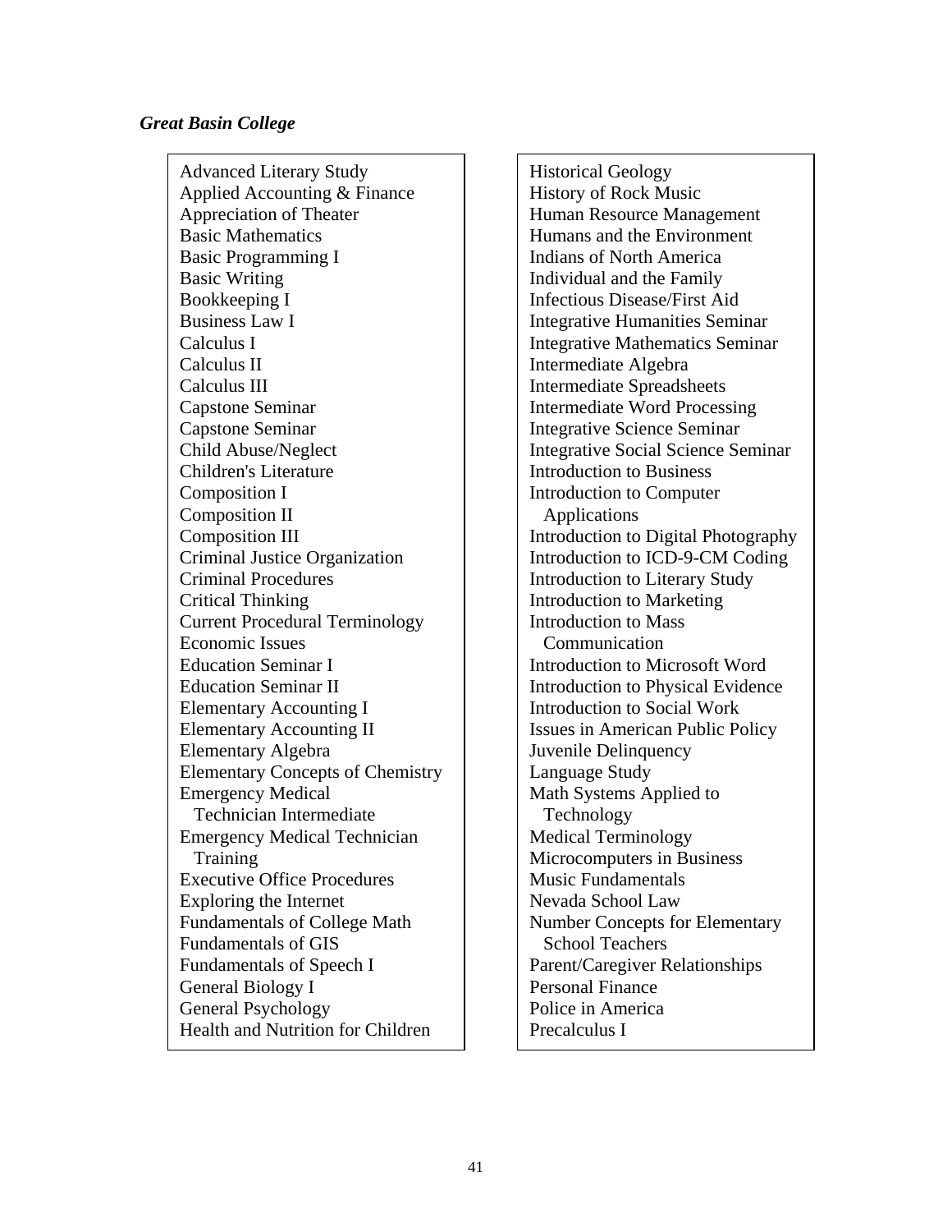*Great Basin College*

Advanced Literary Study
Applied Accounting & Finance
Appreciation of Theater
Basic Mathematics
Basic Programming I
Basic Writing
Bookkeeping I
Business Law I
Calculus I
Calculus II
Calculus III
Capstone Seminar
Capstone Seminar
Child Abuse/Neglect
Children's Literature
Composition I
Composition II
Composition III
Criminal Justice Organization
Criminal Procedures
Critical Thinking
Current Procedural Terminology
Economic Issues
Education Seminar I
Education Seminar II
Elementary Accounting I
Elementary Accounting II
Elementary Algebra
Elementary Concepts of Chemistry
Emergency Medical Technician Intermediate
Emergency Medical Technician Training
Executive Office Procedures
Exploring the Internet
Fundamentals of College Math
Fundamentals of GIS
Fundamentals of Speech I
General Biology I
General Psychology
Health and Nutrition for Children

Historical Geology
History of Rock Music
Human Resource Management
Humans and the Environment
Indians of North America
Individual and the Family
Infectious Disease/First Aid
Integrative Humanities Seminar
Integrative Mathematics Seminar
Intermediate Algebra
Intermediate Spreadsheets
Intermediate Word Processing
Integrative Science Seminar
Integrative Social Science Seminar
Introduction to Business
Introduction to Computer Applications
Introduction to Digital Photography
Introduction to ICD-9-CM Coding
Introduction to Literary Study
Introduction to Marketing
Introduction to Mass Communication
Introduction to Microsoft Word
Introduction to Physical Evidence
Introduction to Social Work
Issues in American Public Policy
Juvenile Delinquency
Language Study
Math Systems Applied to Technology
Medical Terminology
Microcomputers in Business
Music Fundamentals
Nevada School Law
Number Concepts for Elementary School Teachers
Parent/Caregiver Relationships
Personal Finance
Police in America
Precalculus I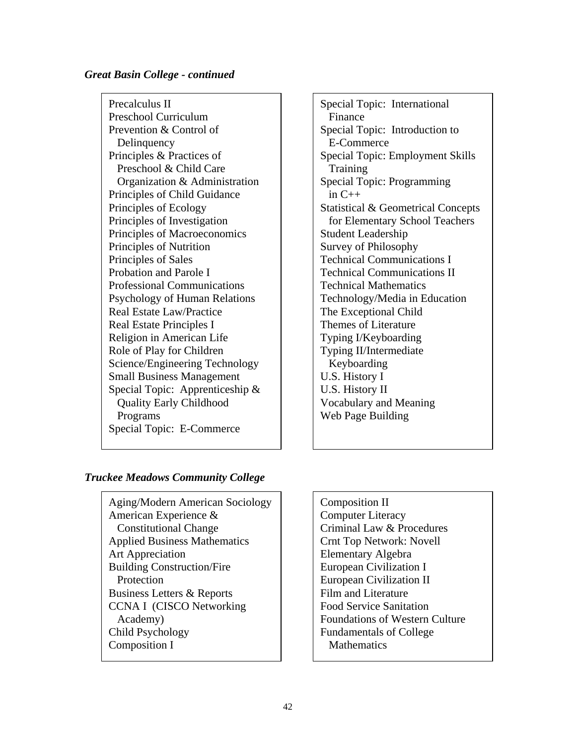### *Great Basin College - continued*

- Precalculus II
- Preschool Curriculum
- Prevention & Control of Delinquency
- Principles & Practices of Preschool & Child Care Organization & Administration
- Principles of Child Guidance
- Principles of Ecology
- Principles of Investigation
- Principles of Macroeconomics
- Principles of Nutrition
- Principles of Sales
- Probation and Parole I
- Professional Communications
- Psychology of Human Relations
- Real Estate Law/Practice
- Real Estate Principles I
- Religion in American Life
- Role of Play for Children
- Science/Engineering Technology
- Small Business Management
- Special Topic: Apprenticeship & Quality Early Childhood Programs
- Special Topic: E-Commerce
- Special Topic: International Finance
- Special Topic: Introduction to E-Commerce
- Special Topic: Employment Skills Training
- Special Topic: Programming in C++
- Statistical & Geometrical Concepts for Elementary School Teachers
- Student Leadership
- Survey of Philosophy
- Technical Communications I
- Technical Communications II
- Technical Mathematics
- Technology/Media in Education
- The Exceptional Child
- Themes of Literature
- Typing I/Keyboarding
- Typing II/Intermediate Keyboarding
- U.S. History I
- U.S. History II
- Vocabulary and Meaning
- Web Page Building

### *Truckee Meadows Community College*

- Aging/Modern American Sociology
- American Experience & Constitutional Change
- Applied Business Mathematics
- Art Appreciation
- Building Construction/Fire Protection
- Business Letters & Reports
- CCNA I (CISCO Networking Academy)
- Child Psychology
- Composition I
- Composition II
- Computer Literacy
- Criminal Law & Procedures
- Crnt Top Network: Novell
- Elementary Algebra
- European Civilization I
- European Civilization II
- Film and Literature
- Food Service Sanitation
- Foundations of Western Culture
- Fundamentals of College Mathematics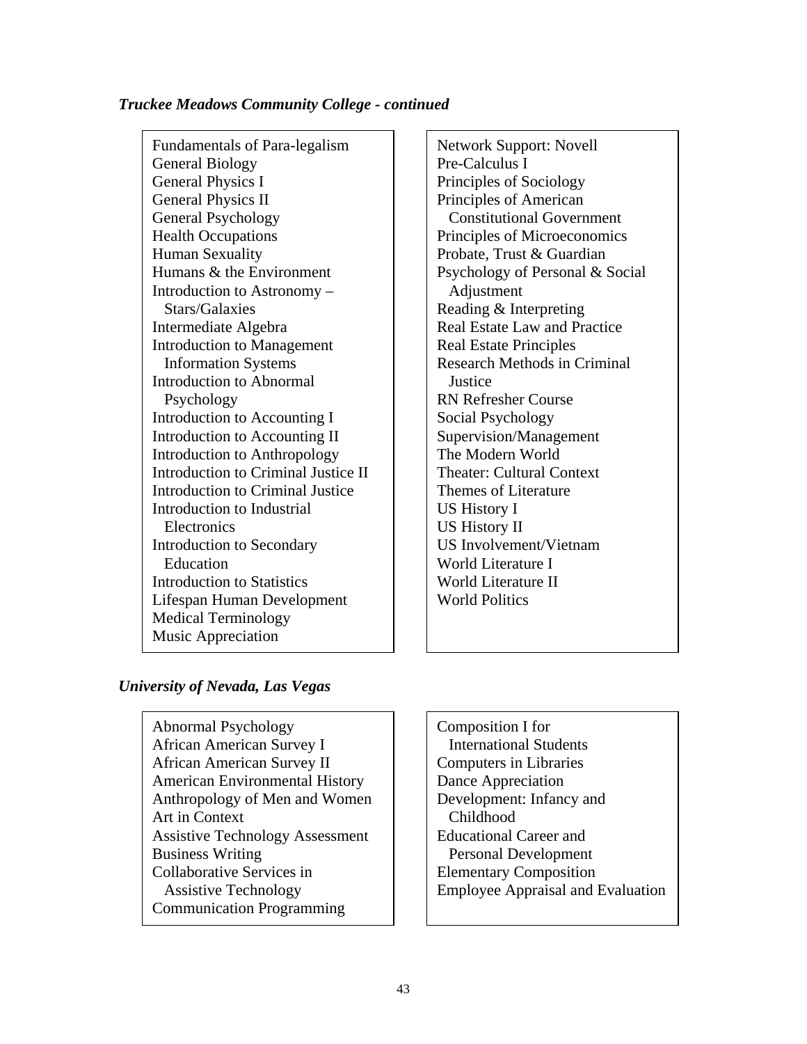*Truckee Meadows Community College - continued*

Fundamentals of Para-legalism
General Biology
General Physics I
General Physics II
General Psychology
Health Occupations
Human Sexuality
Humans & the Environment
Introduction to Astronomy – Stars/Galaxies
Intermediate Algebra
Introduction to Management Information Systems
Introduction to Abnormal Psychology
Introduction to Accounting I
Introduction to Accounting II
Introduction to Anthropology
Introduction to Criminal Justice II
Introduction to Criminal Justice
Introduction to Industrial Electronics
Introduction to Secondary Education
Introduction to Statistics
Lifespan Human Development
Medical Terminology
Music Appreciation

Network Support: Novell
Pre-Calculus I
Principles of Sociology
Principles of American Constitutional Government
Principles of Microeconomics
Probate, Trust & Guardian
Psychology of Personal & Social Adjustment
Reading & Interpreting
Real Estate Law and Practice
Real Estate Principles
Research Methods in Criminal Justice
RN Refresher Course
Social Psychology
Supervision/Management
The Modern World
Theater: Cultural Context
Themes of Literature
US History I
US History II
US Involvement/Vietnam
World Literature I
World Literature II
World Politics

*University of Nevada, Las Vegas*

Abnormal Psychology
African American Survey I
African American Survey II
American Environmental History
Anthropology of Men and Women
Art in Context
Assistive Technology Assessment
Business Writing
Collaborative Services in Assistive Technology
Communication Programming

Composition I for International Students
Computers in Libraries
Dance Appreciation
Development: Infancy and Childhood
Educational Career and Personal Development
Elementary Composition
Employee Appraisal and Evaluation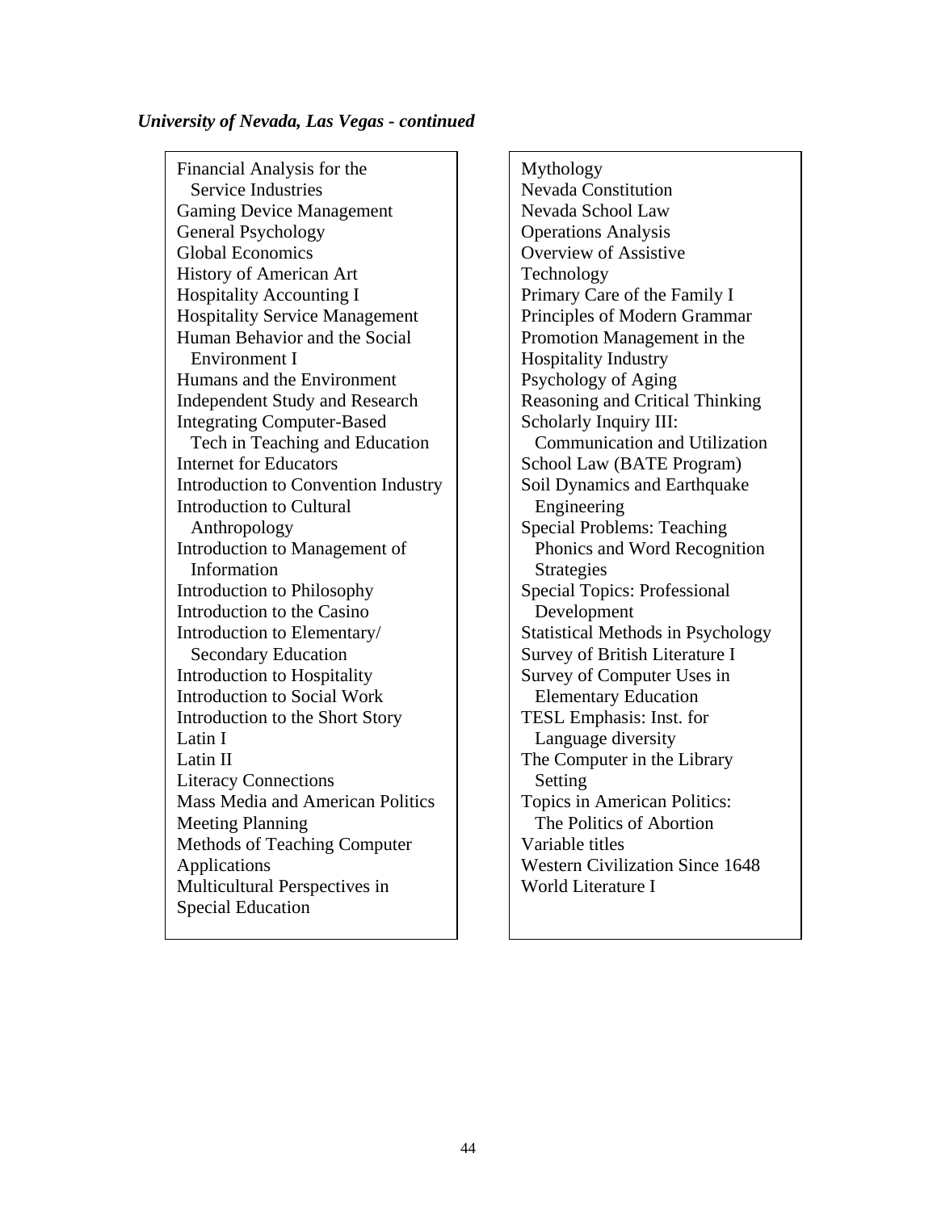*University of Nevada, Las Vegas - continued*

- Financial Analysis for the Service Industries
- Gaming Device Management
- General Psychology
- Global Economics
- History of American Art
- Hospitality Accounting I
- Hospitality Service Management
- Human Behavior and the Social Environment I
- Humans and the Environment
- Independent Study and Research
- Integrating Computer-Based Tech in Teaching and Education
- Internet for Educators
- Introduction to Convention Industry
- Introduction to Cultural Anthropology
- Introduction to Management of Information
- Introduction to Philosophy
- Introduction to the Casino
- Introduction to Elementary/ Secondary Education
- Introduction to Hospitality
- Introduction to Social Work
- Introduction to the Short Story
- Latin I
- Latin II
- Literacy Connections
- Mass Media and American Politics
- Meeting Planning
- Methods of Teaching Computer Applications
- Multicultural Perspectives in Special Education
- Mythology
- Nevada Constitution
- Nevada School Law
- Operations Analysis
- Overview of Assistive Technology
- Primary Care of the Family I
- Principles of Modern Grammar
- Promotion Management in the Hospitality Industry
- Psychology of Aging
- Reasoning and Critical Thinking
- Scholarly Inquiry III: Communication and Utilization
- School Law (BATE Program)
- Soil Dynamics and Earthquake Engineering
- Special Problems: Teaching Phonics and Word Recognition Strategies
- Special Topics: Professional Development
- Statistical Methods in Psychology
- Survey of British Literature I
- Survey of Computer Uses in Elementary Education
- TESL Emphasis: Inst. for Language diversity
- The Computer in the Library Setting
- Topics in American Politics: The Politics of Abortion
- Variable titles
- Western Civilization Since 1648
- World Literature I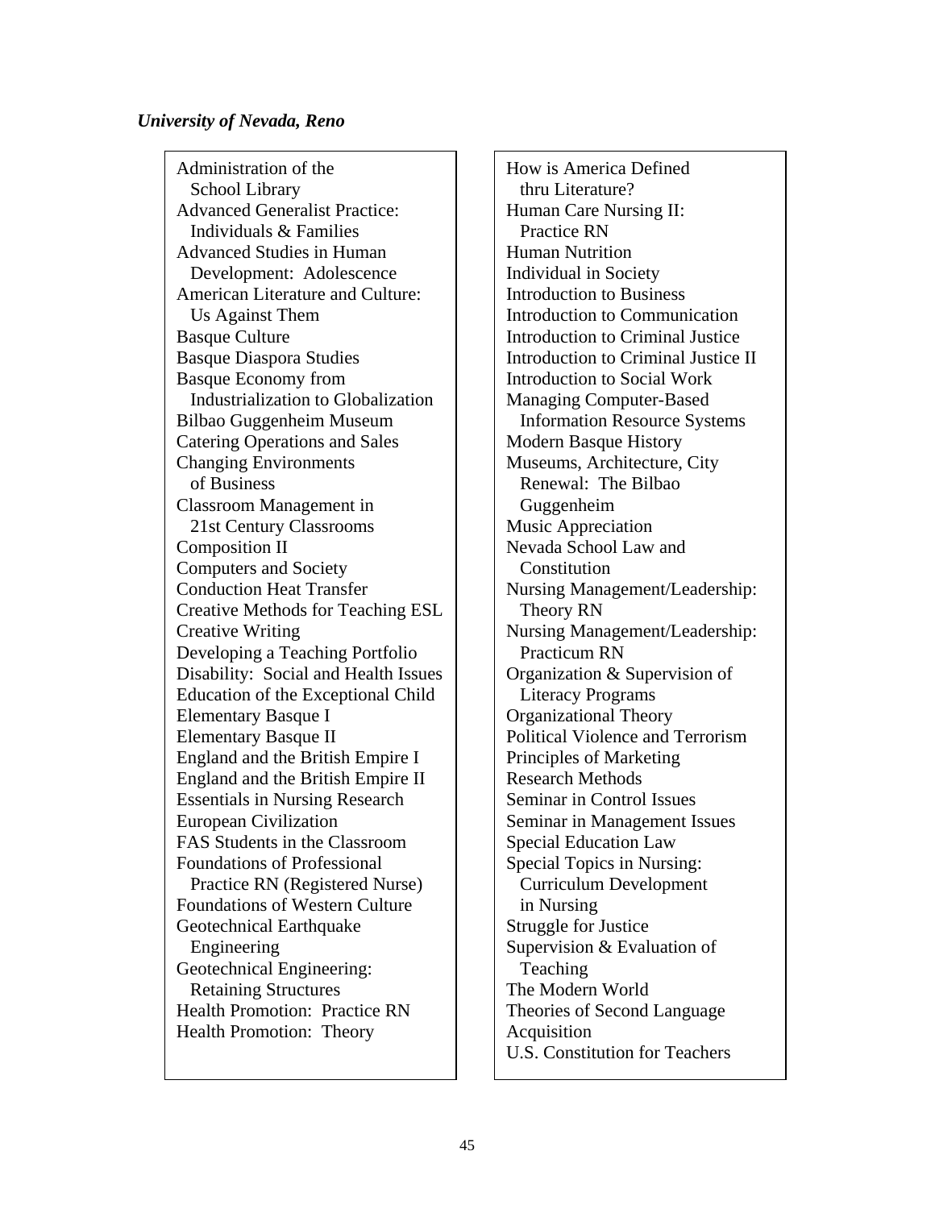*University of Nevada, Reno*

- Administration of the School Library
- Advanced Generalist Practice: Individuals & Families
- Advanced Studies in Human Development: Adolescence
- American Literature and Culture: Us Against Them
- Basque Culture
- Basque Diaspora Studies
- Basque Economy from Industrialization to Globalization
- Bilbao Guggenheim Museum
- Catering Operations and Sales
- Changing Environments of Business
- Classroom Management in 21st Century Classrooms
- Composition II
- Computers and Society
- Conduction Heat Transfer
- Creative Methods for Teaching ESL
- Creative Writing
- Developing a Teaching Portfolio
- Disability: Social and Health Issues
- Education of the Exceptional Child
- Elementary Basque I
- Elementary Basque II
- England and the British Empire I
- England and the British Empire II
- Essentials in Nursing Research
- European Civilization
- FAS Students in the Classroom
- Foundations of Professional Practice RN (Registered Nurse)
- Foundations of Western Culture
- Geotechnical Earthquake Engineering
- Geotechnical Engineering: Retaining Structures
- Health Promotion: Practice RN
- Health Promotion: Theory
- How is America Defined thru Literature?
- Human Care Nursing II: Practice RN
- Human Nutrition
- Individual in Society
- Introduction to Business
- Introduction to Communication
- Introduction to Criminal Justice
- Introduction to Criminal Justice II
- Introduction to Social Work
- Managing Computer-Based Information Resource Systems
- Modern Basque History
- Museums, Architecture, City Renewal: The Bilbao Guggenheim
- Music Appreciation
- Nevada School Law and Constitution
- Nursing Management/Leadership: Theory RN
- Nursing Management/Leadership: Practicum RN
- Organization & Supervision of Literacy Programs
- Organizational Theory
- Political Violence and Terrorism
- Principles of Marketing
- Research Methods
- Seminar in Control Issues
- Seminar in Management Issues
- Special Education Law
- Special Topics in Nursing: Curriculum Development in Nursing
- Struggle for Justice
- Supervision & Evaluation of Teaching
- The Modern World
- Theories of Second Language Acquisition
- U.S. Constitution for Teachers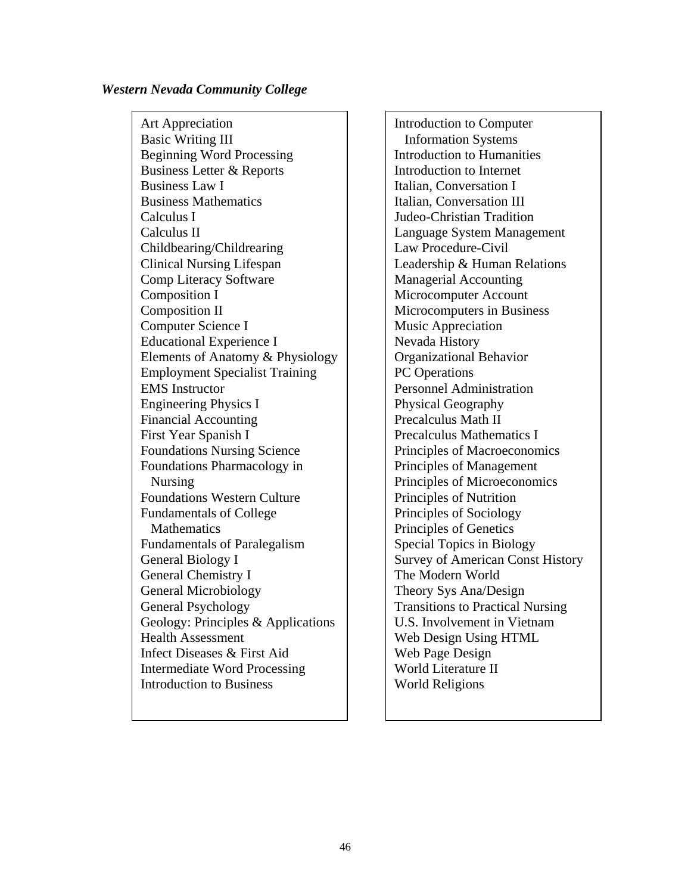***Western Nevada Community College***

- Art Appreciation
- Basic Writing III
- Beginning Word Processing
- Business Letter & Reports
- Business Law I
- Business Mathematics
- Calculus I
- Calculus II
- Childbearing/Childrearing
- Clinical Nursing Lifespan
- Comp Literacy Software
- Composition I
- Composition II
- Computer Science I
- Educational Experience I
- Elements of Anatomy & Physiology
- Employment Specialist Training
- EMS Instructor
- Engineering Physics I
- Financial Accounting
- First Year Spanish I
- Foundations Nursing Science
- Foundations Pharmacology in Nursing
- Foundations Western Culture
- Fundamentals of College Mathematics
- Fundamentals of Paralegalism
- General Biology I
- General Chemistry I
- General Microbiology
- General Psychology
- Geology: Principles & Applications
- Health Assessment
- Infect Diseases & First Aid
- Intermediate Word Processing
- Introduction to Business
- Introduction to Computer Information Systems
- Introduction to Humanities
- Introduction to Internet
- Italian, Conversation I
- Italian, Conversation III
- Judeo-Christian Tradition
- Language System Management
- Law Procedure-Civil
- Leadership & Human Relations
- Managerial Accounting
- Microcomputer Account
- Microcomputers in Business
- Music Appreciation
- Nevada History
- Organizational Behavior
- PC Operations
- Personnel Administration
- Physical Geography
- Precalculus Math II
- Precalculus Mathematics I
- Principles of Macroeconomics
- Principles of Management
- Principles of Microeconomics
- Principles of Nutrition
- Principles of Sociology
- Principles of Genetics
- Special Topics in Biology
- Survey of American Const History
- The Modern World
- Theory Sys Ana/Design
- Transitions to Practical Nursing
- U.S. Involvement in Vietnam
- Web Design Using HTML
- Web Page Design
- World Literature II
- World Religions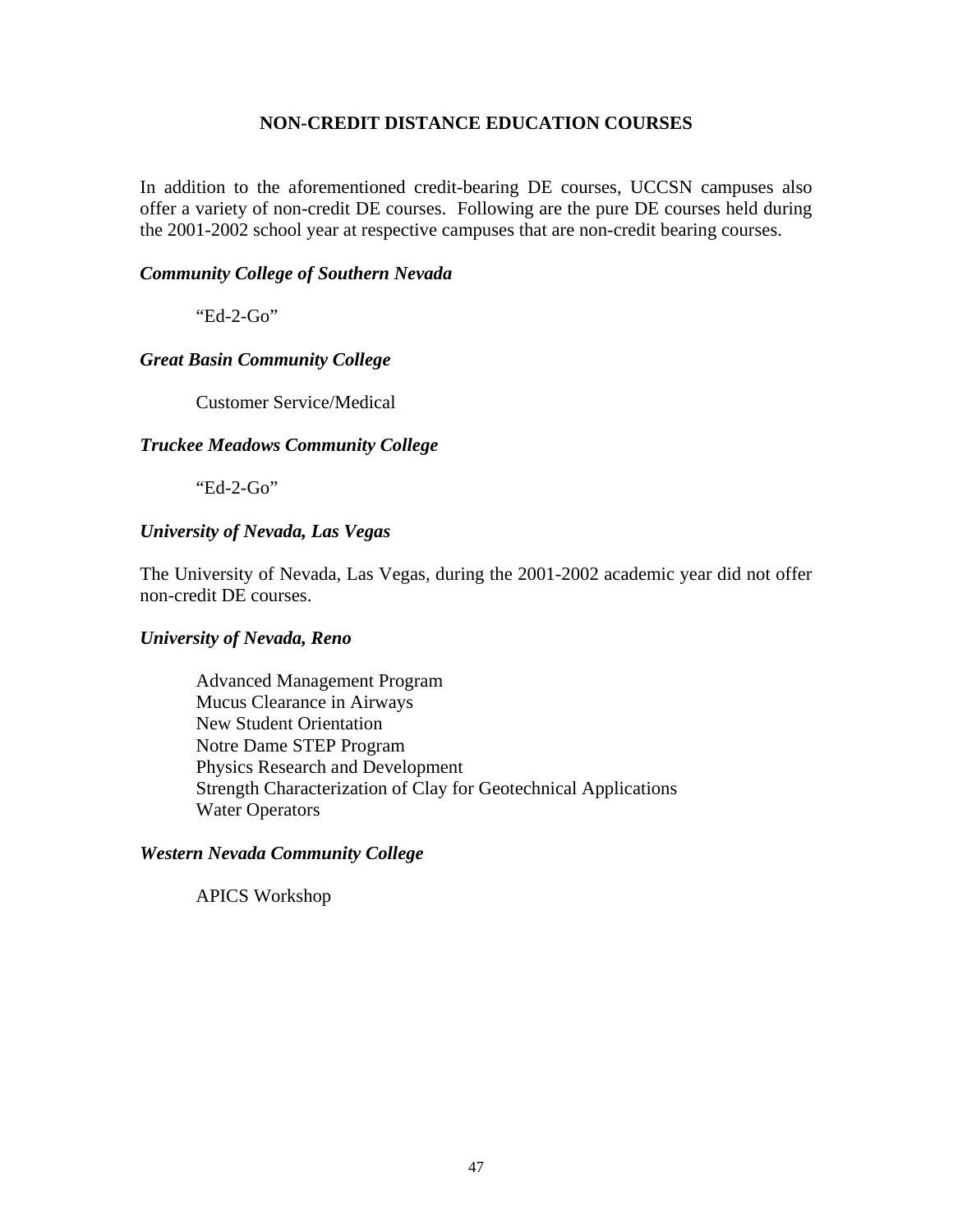## NON-CREDIT DISTANCE EDUCATION COURSES

In addition to the aforementioned credit-bearing DE courses, UCCSN campuses also offer a variety of non-credit DE courses. Following are the pure DE courses held during the 2001-2002 school year at respective campuses that are non-credit bearing courses.

***Community College of Southern Nevada***

"Ed-2-Go"

***Great Basin Community College***

Customer Service/Medical

***Truckee Meadows Community College***

"Ed-2-Go"

***University of Nevada, Las Vegas***

The University of Nevada, Las Vegas, during the 2001-2002 academic year did not offer non-credit DE courses.

***University of Nevada, Reno***

Advanced Management Program
Mucus Clearance in Airways
New Student Orientation
Notre Dame STEP Program
Physics Research and Development
Strength Characterization of Clay for Geotechnical Applications
Water Operators

***Western Nevada Community College***

APICS Workshop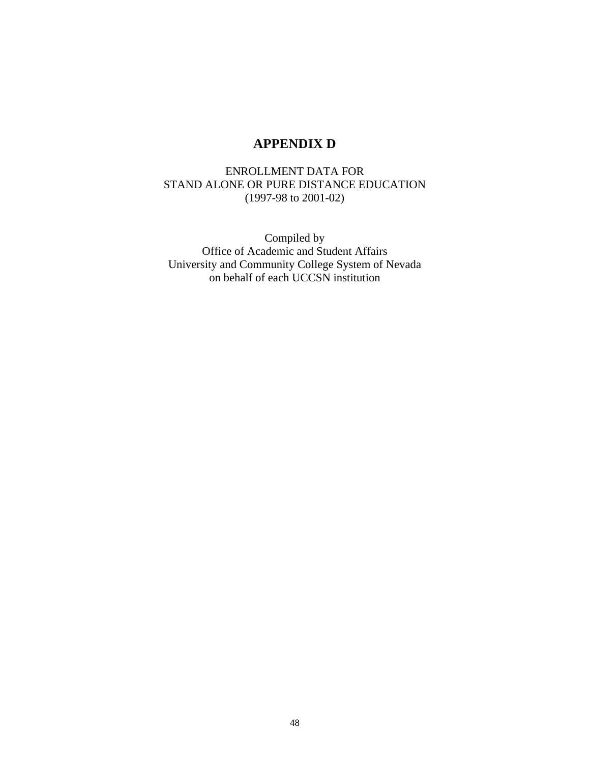# APPENDIX D

ENROLLMENT DATA FOR
STAND ALONE OR PURE DISTANCE EDUCATION
(1997-98 to 2001-02)

Compiled by
Office of Academic and Student Affairs
University and Community College System of Nevada
on behalf of each UCCSN institution